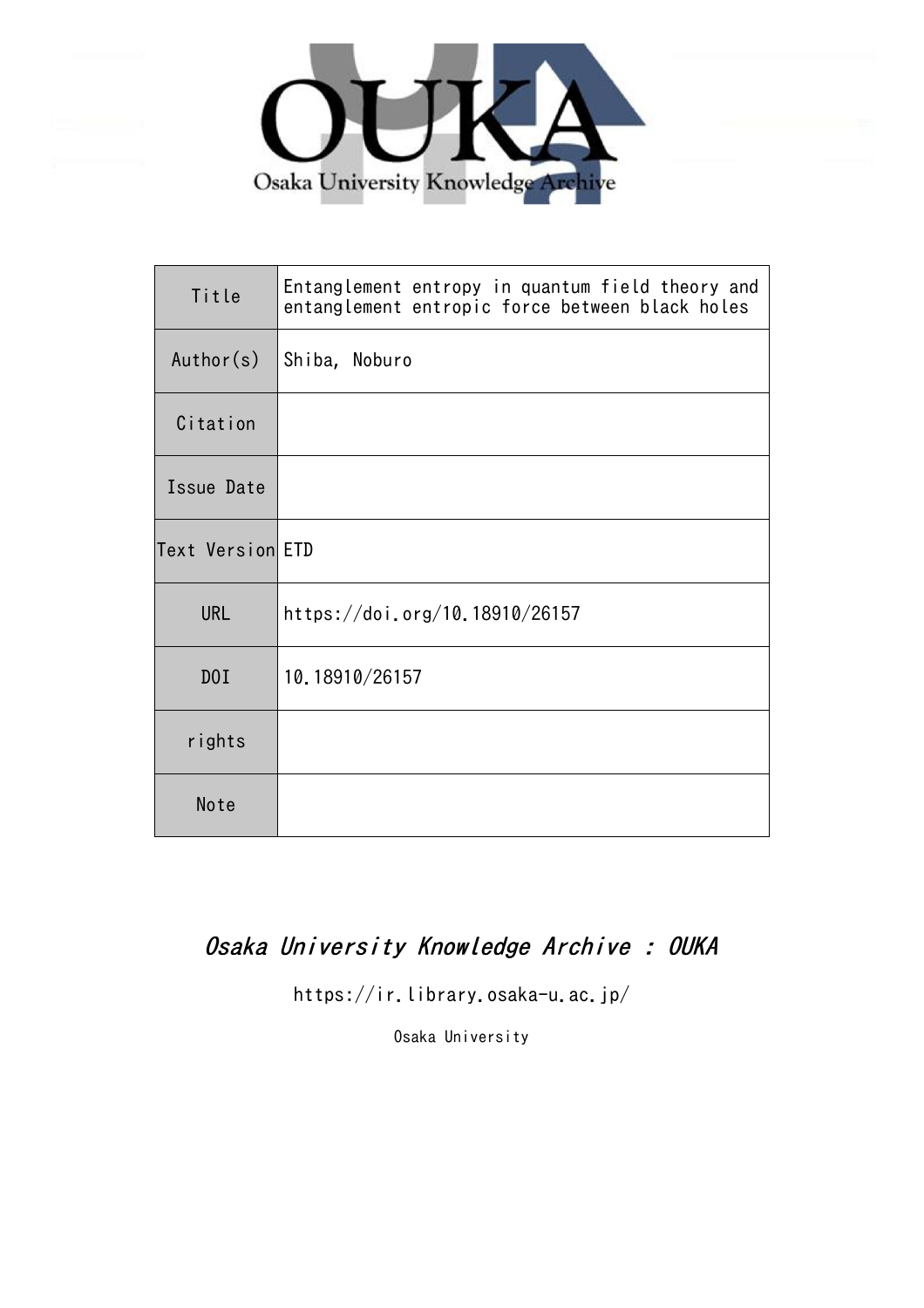OUKA

Osaka University Knowledge Archive

| Title | Entanglement entropy in quantum field theory and entanglement entropic force between black holes |
|---|---|
| Author(s) | Shiba, Noburo |
| Citation | |
| Issue Date | |
| Text Version | ETD |
| URL | https://doi.org/10.18910/26157 |
| DOI | 10.18910/26157 |
| rights | |
| Note | |

*Osaka University Knowledge Archive : OUKA*

https://ir.library.osaka-u.ac.jp/

Osaka University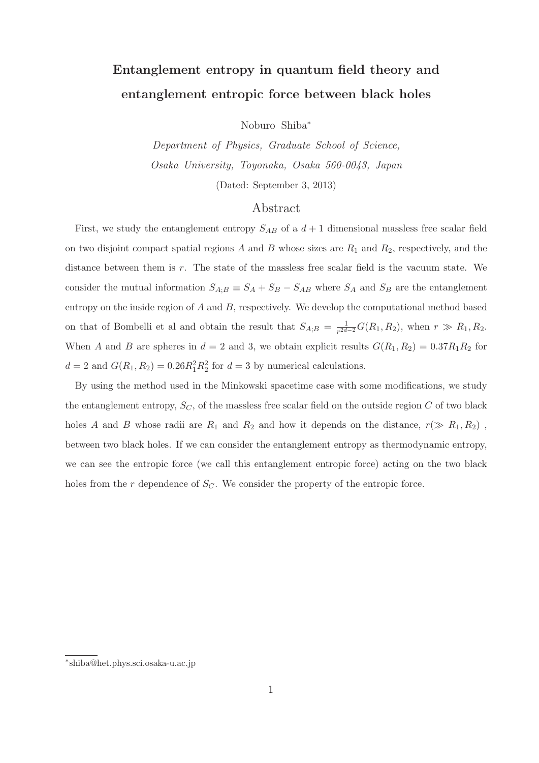# Entanglement entropy in quantum field theory and entanglement entropic force between black holes

Noburo Shiba*

*Department of Physics, Graduate School of Science,*
*Osaka University, Toyonaka, Osaka 560-0043, Japan*

(Dated: September 3, 2013)

## Abstract

First, we study the entanglement entropy $S_{AB}$ of a $d+1$ dimensional massless free scalar field on two disjoint compact spatial regions $A$ and $B$ whose sizes are $R_1$ and $R_2$, respectively, and the distance between them is $r$. The state of the massless free scalar field is the vacuum state. We consider the mutual information $S_{A;B} \equiv S_A + S_B - S_{AB}$ where $S_A$ and $S_B$ are the entanglement entropy on the inside region of $A$ and $B$, respectively. We develop the computational method based on that of Bombelli et al and obtain the result that $S_{A;B} = \frac{1}{r^{2d-2}} G(R_1, R_2)$, when $r \gg R_1, R_2$. When $A$ and $B$ are spheres in $d = 2$ and 3, we obtain explicit results $G(R_1, R_2) = 0.37 R_1 R_2$ for $d = 2$ and $G(R_1, R_2) = 0.26 R_1^2 R_2^2$ for $d = 3$ by numerical calculations.

By using the method used in the Minkowski spacetime case with some modifications, we study the entanglement entropy, $S_C$, of the massless free scalar field on the outside region $C$ of two black holes $A$ and $B$ whose radii are $R_1$ and $R_2$ and how it depends on the distance, $r (\gg R_1, R_2)$, between two black holes. If we can consider the entanglement entropy as thermodynamic entropy, we can see the entropic force (we call this entanglement entropic force) acting on the two black holes from the $r$ dependence of $S_C$. We consider the property of the entropic force.

---

*shiba@het.phys.sci.osaka-u.ac.jp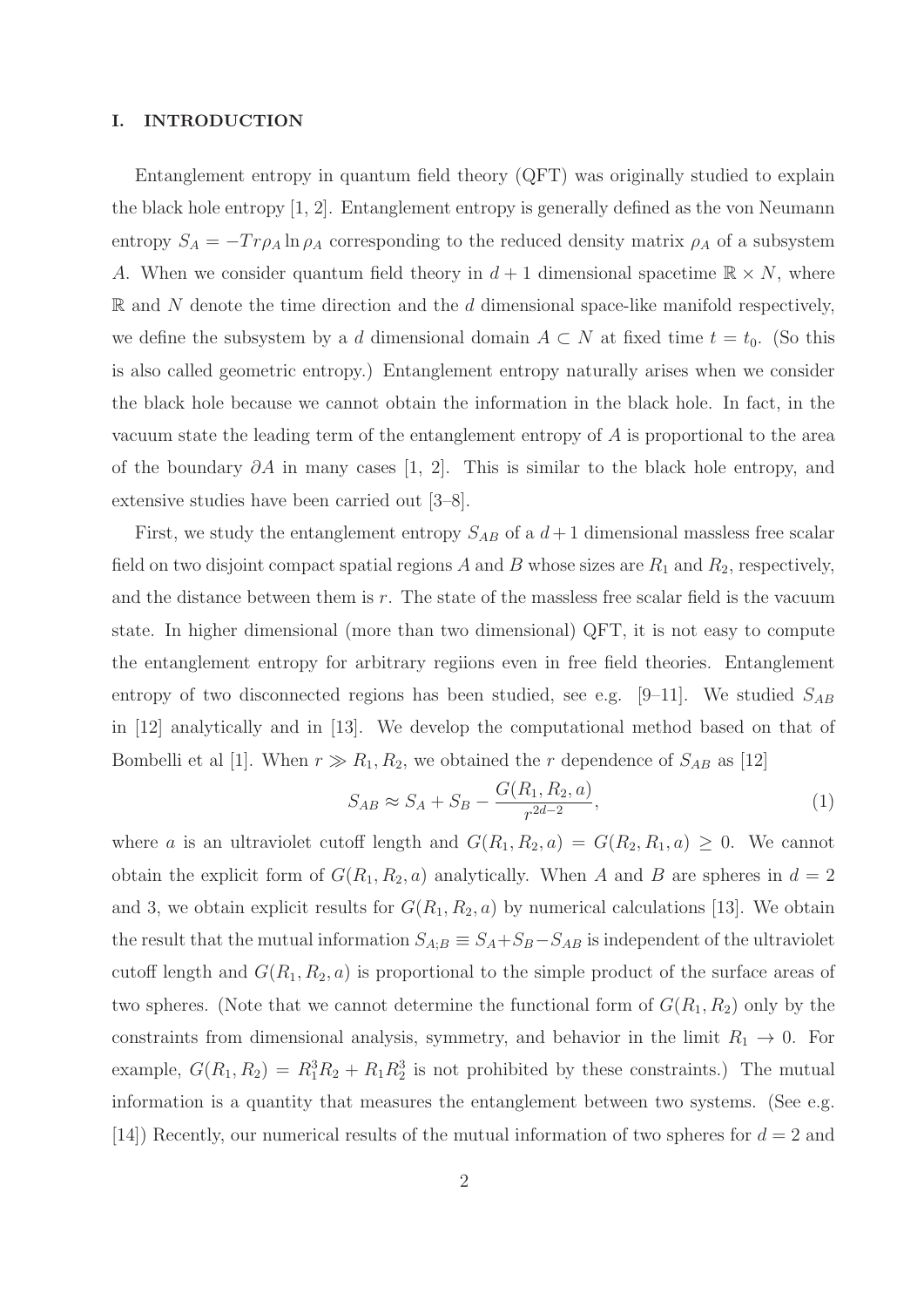## I. INTRODUCTION

Entanglement entropy in quantum field theory (QFT) was originally studied to explain the black hole entropy [1, 2]. Entanglement entropy is generally defined as the von Neumann entropy $S_A = -Tr\rho_A \ln \rho_A$ corresponding to the reduced density matrix $\rho_A$ of a subsystem $A$. When we consider quantum field theory in $d+1$ dimensional spacetime $\mathbb{R} \times N$, where $\mathbb{R}$ and $N$ denote the time direction and the $d$ dimensional space-like manifold respectively, we define the subsystem by a $d$ dimensional domain $A \subset N$ at fixed time $t = t_0$. (So this is also called geometric entropy.) Entanglement entropy naturally arises when we consider the black hole because we cannot obtain the information in the black hole. In fact, in the vacuum state the leading term of the entanglement entropy of $A$ is proportional to the area of the boundary $\partial A$ in many cases [1, 2]. This is similar to the black hole entropy, and extensive studies have been carried out [3–8].

First, we study the entanglement entropy $S_{AB}$ of a $d+1$ dimensional massless free scalar field on two disjoint compact spatial regions $A$ and $B$ whose sizes are $R_1$ and $R_2$, respectively, and the distance between them is $r$. The state of the massless free scalar field is the vacuum state. In higher dimensional (more than two dimensional) QFT, it is not easy to compute the entanglement entropy for arbitrary regiions even in free field theories. Entanglement entropy of two disconnected regions has been studied, see e.g. [9–11]. We studied $S_{AB}$ in [12] analytically and in [13]. We develop the computational method based on that of Bombelli et al [1]. When $r \gg R_1, R_2$, we obtained the $r$ dependence of $S_{AB}$ as [12]

$$S_{AB} \approx S_A + S_B - \frac{G(R_1, R_2, a)}{r^{2d-2}}, \tag{1}$$

where $a$ is an ultraviolet cutoff length and $G(R_1, R_2, a) = G(R_2, R_1, a) \geq 0$. We cannot obtain the explicit form of $G(R_1, R_2, a)$ analytically. When $A$ and $B$ are spheres in $d = 2$ and 3, we obtain explicit results for $G(R_1, R_2, a)$ by numerical calculations [13]. We obtain the result that the mutual information $S_{A;B} \equiv S_A + S_B - S_{AB}$ is independent of the ultraviolet cutoff length and $G(R_1, R_2, a)$ is proportional to the simple product of the surface areas of two spheres. (Note that we cannot determine the functional form of $G(R_1, R_2)$ only by the constraints from dimensional analysis, symmetry, and behavior in the limit $R_1 \to 0$. For example, $G(R_1, R_2) = R_1^3 R_2 + R_1 R_2^3$ is not prohibited by these constraints.) The mutual information is a quantity that measures the entanglement between two systems. (See e.g. [14]) Recently, our numerical results of the mutual information of two spheres for $d = 2$ and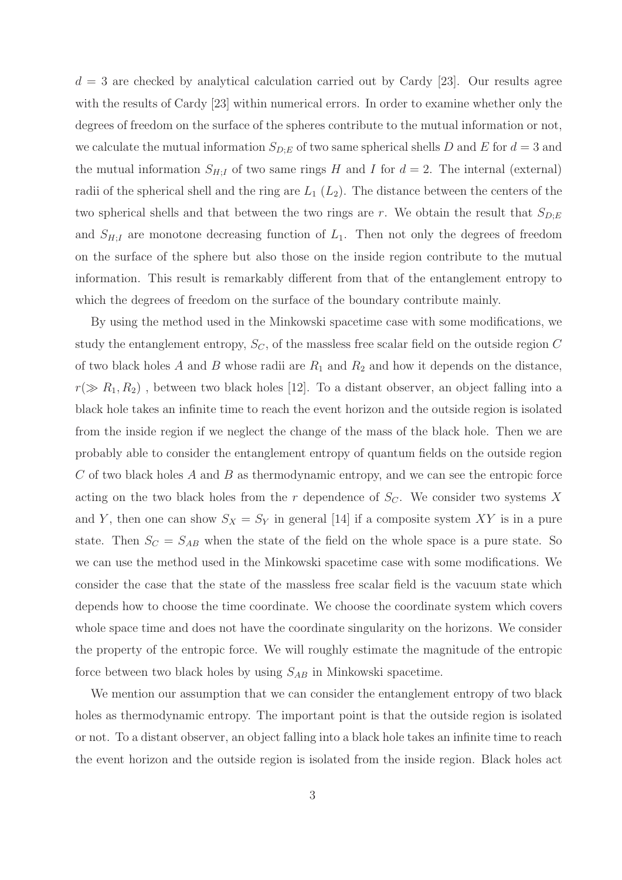$d = 3$ are checked by analytical calculation carried out by Cardy [23]. Our results agree with the results of Cardy [23] within numerical errors. In order to examine whether only the degrees of freedom on the surface of the spheres contribute to the mutual information or not, we calculate the mutual information $S_{D;E}$ of two same spherical shells $D$ and $E$ for $d = 3$ and the mutual information $S_{H;I}$ of two same rings $H$ and $I$ for $d = 2$. The internal (external) radii of the spherical shell and the ring are $L_1$ ($L_2$). The distance between the centers of the two spherical shells and that between the two rings are $r$. We obtain the result that $S_{D;E}$ and $S_{H;I}$ are monotone decreasing function of $L_1$. Then not only the degrees of freedom on the surface of the sphere but also those on the inside region contribute to the mutual information. This result is remarkably different from that of the entanglement entropy to which the degrees of freedom on the surface of the boundary contribute mainly.

By using the method used in the Minkowski spacetime case with some modifications, we study the entanglement entropy, $S_C$, of the massless free scalar field on the outside region $C$ of two black holes $A$ and $B$ whose radii are $R_1$ and $R_2$ and how it depends on the distance, $r(\gg R_1, R_2)$ , between two black holes [12]. To a distant observer, an object falling into a black hole takes an infinite time to reach the event horizon and the outside region is isolated from the inside region if we neglect the change of the mass of the black hole. Then we are probably able to consider the entanglement entropy of quantum fields on the outside region $C$ of two black holes $A$ and $B$ as thermodynamic entropy, and we can see the entropic force acting on the two black holes from the $r$ dependence of $S_C$. We consider two systems $X$ and $Y$, then one can show $S_X = S_Y$ in general [14] if a composite system $XY$ is in a pure state. Then $S_C = S_{AB}$ when the state of the field on the whole space is a pure state. So we can use the method used in the Minkowski spacetime case with some modifications. We consider the case that the state of the massless free scalar field is the vacuum state which depends how to choose the time coordinate. We choose the coordinate system which covers whole space time and does not have the coordinate singularity on the horizons. We consider the property of the entropic force. We will roughly estimate the magnitude of the entropic force between two black holes by using $S_{AB}$ in Minkowski spacetime.

We mention our assumption that we can consider the entanglement entropy of two black holes as thermodynamic entropy. The important point is that the outside region is isolated or not. To a distant observer, an object falling into a black hole takes an infinite time to reach the event horizon and the outside region is isolated from the inside region. Black holes act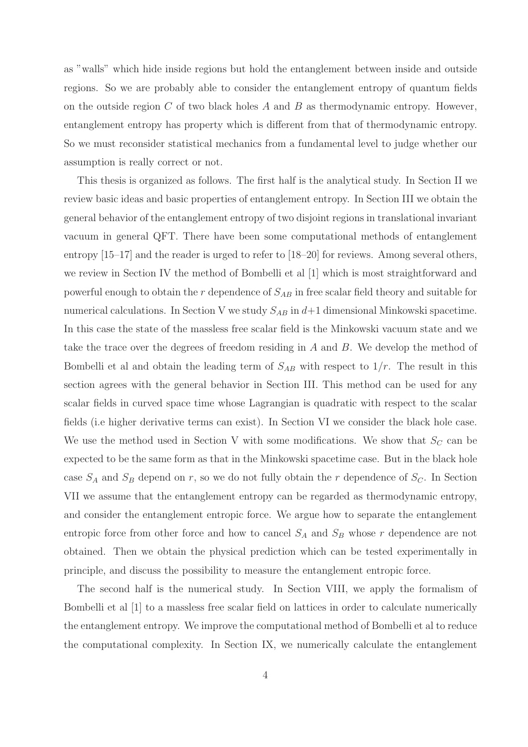as "walls" which hide inside regions but hold the entanglement between inside and outside regions. So we are probably able to consider the entanglement entropy of quantum fields on the outside region $C$ of two black holes $A$ and $B$ as thermodynamic entropy. However, entanglement entropy has property which is different from that of thermodynamic entropy. So we must reconsider statistical mechanics from a fundamental level to judge whether our assumption is really correct or not.

This thesis is organized as follows. The first half is the analytical study. In Section II we review basic ideas and basic properties of entanglement entropy. In Section III we obtain the general behavior of the entanglement entropy of two disjoint regions in translational invariant vacuum in general QFT. There have been some computational methods of entanglement entropy [15–17] and the reader is urged to refer to [18–20] for reviews. Among several others, we review in Section IV the method of Bombelli et al [1] which is most straightforward and powerful enough to obtain the $r$ dependence of $S_{AB}$ in free scalar field theory and suitable for numerical calculations. In Section V we study $S_{AB}$ in $d$+1 dimensional Minkowski spacetime. In this case the state of the massless free scalar field is the Minkowski vacuum state and we take the trace over the degrees of freedom residing in $A$ and $B$. We develop the method of Bombelli et al and obtain the leading term of $S_{AB}$ with respect to $1/r$. The result in this section agrees with the general behavior in Section III. This method can be used for any scalar fields in curved space time whose Lagrangian is quadratic with respect to the scalar fields (i.e higher derivative terms can exist). In Section VI we consider the black hole case. We use the method used in Section V with some modifications. We show that $S_C$ can be expected to be the same form as that in the Minkowski spacetime case. But in the black hole case $S_A$ and $S_B$ depend on $r$, so we do not fully obtain the $r$ dependence of $S_C$. In Section VII we assume that the entanglement entropy can be regarded as thermodynamic entropy, and consider the entanglement entropic force. We argue how to separate the entanglement entropic force from other force and how to cancel $S_A$ and $S_B$ whose $r$ dependence are not obtained. Then we obtain the physical prediction which can be tested experimentally in principle, and discuss the possibility to measure the entanglement entropic force.

The second half is the numerical study. In Section VIII, we apply the formalism of Bombelli et al [1] to a massless free scalar field on lattices in order to calculate numerically the entanglement entropy. We improve the computational method of Bombelli et al to reduce the computational complexity. In Section IX, we numerically calculate the entanglement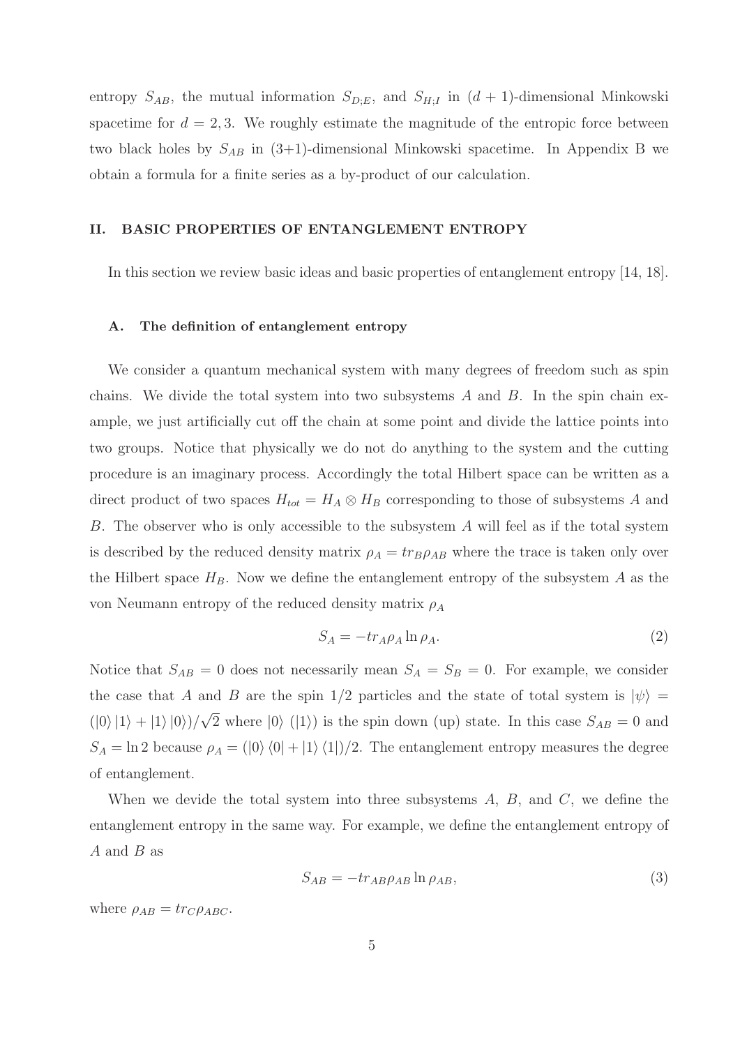entropy $S_{AB}$, the mutual information $S_{D;E}$, and $S_{H;I}$ in $(d+1)$-dimensional Minkowski spacetime for $d = 2, 3$. We roughly estimate the magnitude of the entropic force between two black holes by $S_{AB}$ in (3+1)-dimensional Minkowski spacetime. In Appendix B we obtain a formula for a finite series as a by-product of our calculation.

## II. BASIC PROPERTIES OF ENTANGLEMENT ENTROPY

In this section we review basic ideas and basic properties of entanglement entropy [14, 18].

### A. The definition of entanglement entropy

We consider a quantum mechanical system with many degrees of freedom such as spin chains. We divide the total system into two subsystems $A$ and $B$. In the spin chain example, we just artificially cut off the chain at some point and divide the lattice points into two groups. Notice that physically we do not do anything to the system and the cutting procedure is an imaginary process. Accordingly the total Hilbert space can be written as a direct product of two spaces $H_{tot} = H_A \otimes H_B$ corresponding to those of subsystems $A$ and $B$. The observer who is only accessible to the subsystem $A$ will feel as if the total system is described by the reduced density matrix $\rho_A = tr_B \rho_{AB}$ where the trace is taken only over the Hilbert space $H_B$. Now we define the entanglement entropy of the subsystem $A$ as the von Neumann entropy of the reduced density matrix $\rho_A$

$$S_A = -tr_A \rho_A \ln \rho_A. \tag{2}$$

Notice that $S_{AB} = 0$ does not necessarily mean $S_A = S_B = 0$. For example, we consider the case that $A$ and $B$ are the spin 1/2 particles and the state of total system is $|\psi\rangle = (|0\rangle |1\rangle + |1\rangle |0\rangle)/\sqrt{2}$ where $|0\rangle$ ($|1\rangle$) is the spin down (up) state. In this case $S_{AB} = 0$ and $S_A = \ln 2$ because $\rho_A = (|0\rangle \langle 0| + |1\rangle \langle 1|)/2$. The entanglement entropy measures the degree of entanglement.

When we devide the total system into three subsystems $A$, $B$, and $C$, we define the entanglement entropy in the same way. For example, we define the entanglement entropy of $A$ and $B$ as

$$S_{AB} = -tr_{AB} \rho_{AB} \ln \rho_{AB}, \tag{3}$$

where $\rho_{AB} = tr_C \rho_{ABC}$.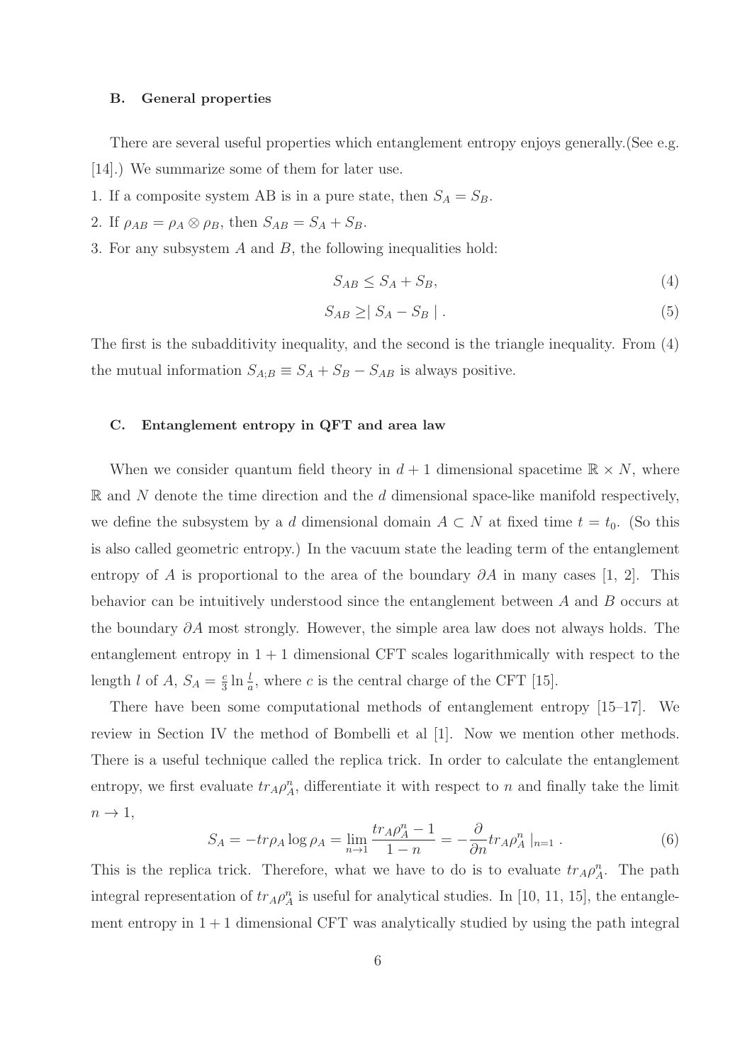### B. General properties

There are several useful properties which entanglement entropy enjoys generally.(See e.g. [14].) We summarize some of them for later use.

1. If a composite system AB is in a pure state, then $S_A = S_B$.
2. If $\rho_{AB} = \rho_A \otimes \rho_B$, then $S_{AB} = S_A + S_B$.
3. For any subsystem $A$ and $B$, the following inequalities hold:

$$S_{AB} \leq S_A + S_B, \tag{4}$$

$$S_{AB} \geq \mid S_A - S_B \mid . \tag{5}$$

The first is the subadditivity inequality, and the second is the triangle inequality. From (4) the mutual information $S_{A;B} \equiv S_A + S_B - S_{AB}$ is always positive.

### C. Entanglement entropy in QFT and area law

When we consider quantum field theory in $d+1$ dimensional spacetime $\mathbb{R} \times N$, where $\mathbb{R}$ and $N$ denote the time direction and the $d$ dimensional space-like manifold respectively, we define the subsystem by a $d$ dimensional domain $A \subset N$ at fixed time $t = t_0$. (So this is also called geometric entropy.) In the vacuum state the leading term of the entanglement entropy of $A$ is proportional to the area of the boundary $\partial A$ in many cases [1, 2]. This behavior can be intuitively understood since the entanglement between $A$ and $B$ occurs at the boundary $\partial A$ most strongly. However, the simple area law does not always holds. The entanglement entropy in $1+1$ dimensional CFT scales logarithmically with respect to the length $l$ of $A$, $S_A = \frac{c}{3} \ln \frac{l}{a}$, where $c$ is the central charge of the CFT [15].

There have been some computational methods of entanglement entropy [15–17]. We review in Section IV the method of Bombelli et al [1]. Now we mention other methods. There is a useful technique called the replica trick. In order to calculate the entanglement entropy, we first evaluate $tr_A \rho_A^n$, differentiate it with respect to $n$ and finally take the limit $n \to 1$,

$$S_A = -tr \rho_A \log \rho_A = \lim_{n \to 1} \frac{tr_A \rho_A^n - 1}{1-n} = -\frac{\partial}{\partial n} tr_A \rho_A^n \mid_{n=1} . \tag{6}$$

This is the replica trick. Therefore, what we have to do is to evaluate $tr_A \rho_A^n$. The path integral representation of $tr_A \rho_A^n$ is useful for analytical studies. In [10, 11, 15], the entanglement entropy in $1+1$ dimensional CFT was analytically studied by using the path integral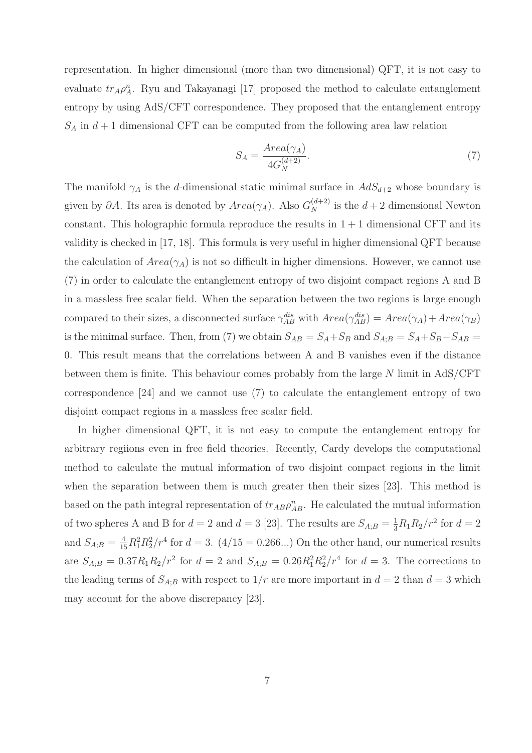representation. In higher dimensional (more than two dimensional) QFT, it is not easy to evaluate $tr_A \rho_A^n$. Ryu and Takayanagi [17] proposed the method to calculate entanglement entropy by using AdS/CFT correspondence. They proposed that the entanglement entropy $S_A$ in $d+1$ dimensional CFT can be computed from the following area law relation

$$S_A = \frac{Area(\gamma_A)}{4G_N^{(d+2)}}. \tag{7}$$

The manifold $\gamma_A$ is the $d$-dimensional static minimal surface in $AdS_{d+2}$ whose boundary is given by $\partial A$. Its area is denoted by $Area(\gamma_A)$. Also $G_N^{(d+2)}$ is the $d+2$ dimensional Newton constant. This holographic formula reproduce the results in $1+1$ dimensional CFT and its validity is checked in [17, 18]. This formula is very useful in higher dimensional QFT because the calculation of $Area(\gamma_A)$ is not so difficult in higher dimensions. However, we cannot use (7) in order to calculate the entanglement entropy of two disjoint compact regions A and B in a massless free scalar field. When the separation between the two regions is large enough compared to their sizes, a disconnected surface $\gamma_{AB}^{dis}$ with $Area(\gamma_{AB}^{dis}) = Area(\gamma_A) + Area(\gamma_B)$ is the minimal surface. Then, from (7) we obtain $S_{AB} = S_A + S_B$ and $S_{A;B} = S_A + S_B - S_{AB} = 0$. This result means that the correlations between A and B vanishes even if the distance between them is finite. This behaviour comes probably from the large $N$ limit in AdS/CFT correspondence [24] and we cannot use (7) to calculate the entanglement entropy of two disjoint compact regions in a massless free scalar field.

In higher dimensional QFT, it is not easy to compute the entanglement entropy for arbitrary regiions even in free field theories. Recently, Cardy develops the computational method to calculate the mutual information of two disjoint compact regions in the limit when the separation between them is much greater then their sizes [23]. This method is based on the path integral representation of $tr_{AB}\rho_{AB}^n$. He calculated the mutual information of two spheres A and B for $d=2$ and $d=3$ [23]. The results are $S_{A;B} = \frac{1}{3}R_1R_2/r^2$ for $d=2$ and $S_{A;B} = \frac{4}{15}R_1^2R_2^2/r^4$ for $d=3$. ($4/15 = 0.266...$) On the other hand, our numerical results are $S_{A;B} = 0.37R_1R_2/r^2$ for $d=2$ and $S_{A;B} = 0.26R_1^2R_2^2/r^4$ for $d=3$. The corrections to the leading terms of $S_{A;B}$ with respect to $1/r$ are more important in $d=2$ than $d=3$ which may account for the above discrepancy [23].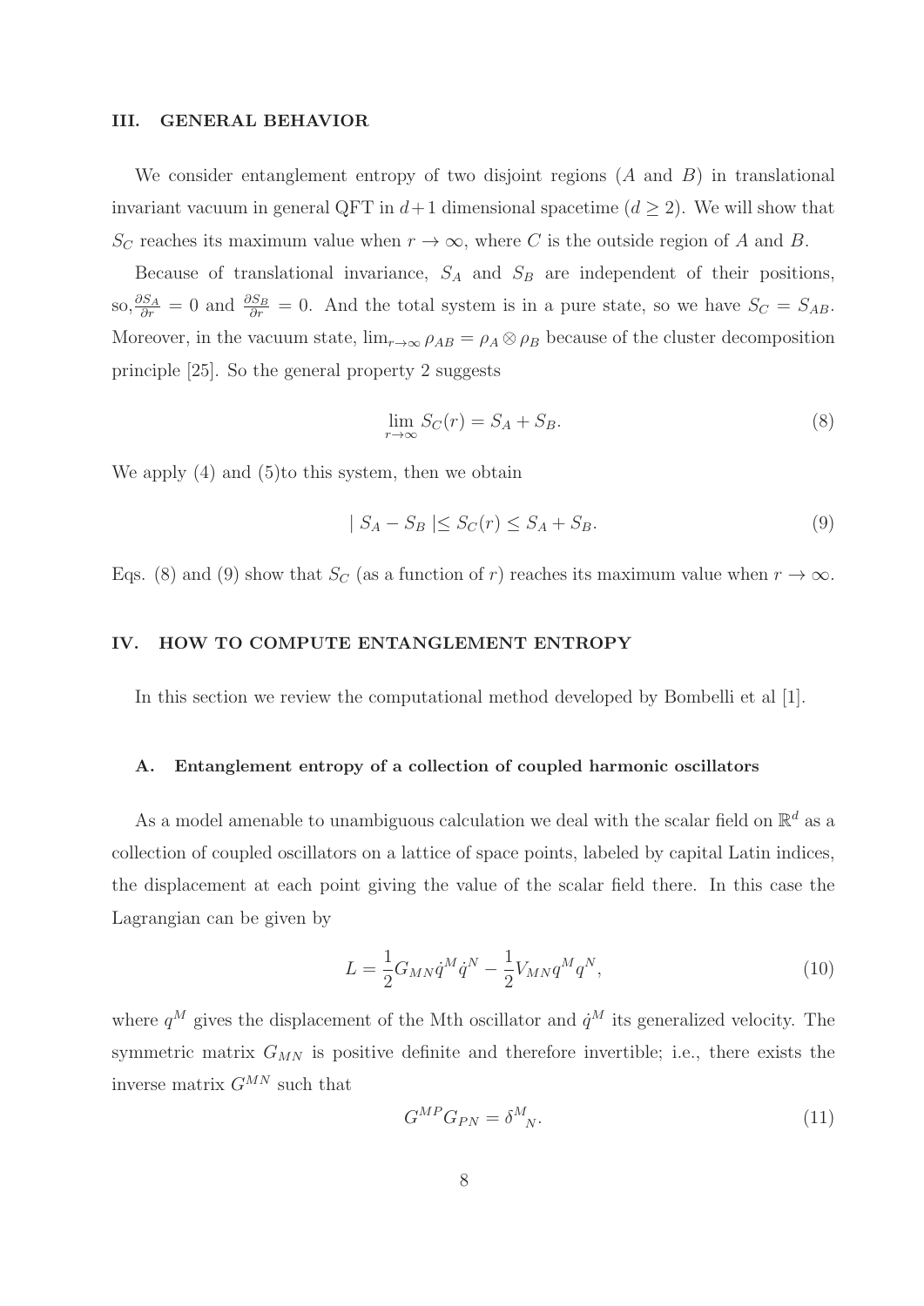## III. GENERAL BEHAVIOR

We consider entanglement entropy of two disjoint regions ($A$ and $B$) in translational invariant vacuum in general QFT in $d+1$ dimensional spacetime ($d \geq 2$). We will show that $S_C$ reaches its maximum value when $r \to \infty$, where $C$ is the outside region of $A$ and $B$.

Because of translational invariance, $S_A$ and $S_B$ are independent of their positions, so,$\frac{\partial S_A}{\partial r} = 0$ and $\frac{\partial S_B}{\partial r} = 0$. And the total system is in a pure state, so we have $S_C = S_{AB}$. Moreover, in the vacuum state, $\lim_{r\to\infty} \rho_{AB} = \rho_A \otimes \rho_B$ because of the cluster decomposition principle [25]. So the general property 2 suggests

$$\lim_{r\to\infty} S_C(r) = S_A + S_B. \tag{8}$$

We apply (4) and (5)to this system, then we obtain

$$| S_A - S_B | \leq S_C(r) \leq S_A + S_B. \tag{9}$$

Eqs. (8) and (9) show that $S_C$ (as a function of $r$) reaches its maximum value when $r \to \infty$.

## IV. HOW TO COMPUTE ENTANGLEMENT ENTROPY

In this section we review the computational method developed by Bombelli et al [1].

### A. Entanglement entropy of a collection of coupled harmonic oscillators

As a model amenable to unambiguous calculation we deal with the scalar field on $\mathbb{R}^d$ as a collection of coupled oscillators on a lattice of space points, labeled by capital Latin indices, the displacement at each point giving the value of the scalar field there. In this case the Lagrangian can be given by

$$L = \frac{1}{2} G_{MN} \dot{q}^M \dot{q}^N - \frac{1}{2} V_{MN} q^M q^N, \tag{10}$$

where $q^M$ gives the displacement of the Mth oscillator and $\dot{q}^M$ its generalized velocity. The symmetric matrix $G_{MN}$ is positive definite and therefore invertible; i.e., there exists the inverse matrix $G^{MN}$ such that

$$G^{MP} G_{PN} = \delta^M{}_N. \tag{11}$$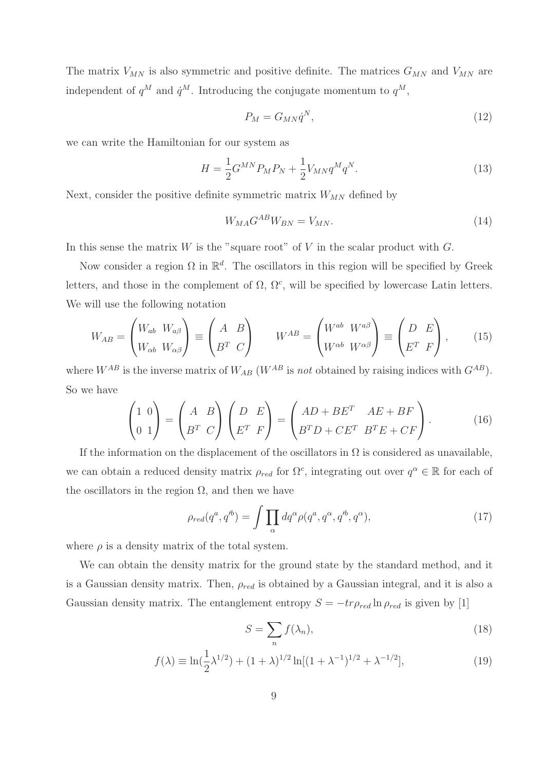The matrix $V_{MN}$ is also symmetric and positive definite. The matrices $G_{MN}$ and $V_{MN}$ are independent of $q^M$ and $\dot{q}^M$. Introducing the conjugate momentum to $q^M$,

$$P_M = G_{MN}\dot{q}^N, \tag{12}$$

we can write the Hamiltonian for our system as

$$H = \frac{1}{2}G^{MN}P_M P_N + \frac{1}{2}V_{MN}q^M q^N. \tag{13}$$

Next, consider the positive definite symmetric matrix $W_{MN}$ defined by

$$W_{MA}G^{AB}W_{BN} = V_{MN}. \tag{14}$$

In this sense the matrix $W$ is the "square root" of $V$ in the scalar product with $G$.

Now consider a region $\Omega$ in $\mathbb{R}^d$. The oscillators in this region will be specified by Greek letters, and those in the complement of $\Omega$, $\Omega^c$, will be specified by lowercase Latin letters. We will use the following notation

$$W_{AB} = \begin{pmatrix} W_{ab} & W_{a\beta} \\ W_{\alpha b} & W_{\alpha\beta} \end{pmatrix} \equiv \begin{pmatrix} A & B \\ B^T & C \end{pmatrix} \qquad W^{AB} = \begin{pmatrix} W^{ab} & W^{a\beta} \\ W^{\alpha b} & W^{\alpha\beta} \end{pmatrix} \equiv \begin{pmatrix} D & E \\ E^T & F \end{pmatrix}, \tag{15}$$

where $W^{AB}$ is the inverse matrix of $W_{AB}$ ($W^{AB}$ is *not* obtained by raising indices with $G^{AB}$). So we have

$$\begin{pmatrix} 1 & 0 \\ 0 & 1 \end{pmatrix} = \begin{pmatrix} A & B \\ B^T & C \end{pmatrix} \begin{pmatrix} D & E \\ E^T & F \end{pmatrix} = \begin{pmatrix} AD + BE^T & AE + BF \\ B^T D + CE^T & B^T E + CF \end{pmatrix}. \tag{16}$$

If the information on the displacement of the oscillators in $\Omega$ is considered as unavailable, we can obtain a reduced density matrix $\rho_{red}$ for $\Omega^c$, integrating out over $q^\alpha \in \mathbb{R}$ for each of the oscillators in the region $\Omega$, and then we have

$$\rho_{red}(q^a, q'^b) = \int \prod_\alpha dq^\alpha \rho(q^a, q^\alpha, q'^b, q^\alpha), \tag{17}$$

where $\rho$ is a density matrix of the total system.

We can obtain the density matrix for the ground state by the standard method, and it is a Gaussian density matrix. Then, $\rho_{red}$ is obtained by a Gaussian integral, and it is also a Gaussian density matrix. The entanglement entropy $S = -tr\rho_{red}\ln\rho_{red}$ is given by [1]

$$S = \sum_n f(\lambda_n), \tag{18}$$

$$f(\lambda) \equiv \ln(\frac{1}{2}\lambda^{1/2}) + (1+\lambda)^{1/2}\ln[(1+\lambda^{-1})^{1/2} + \lambda^{-1/2}], \tag{19}$$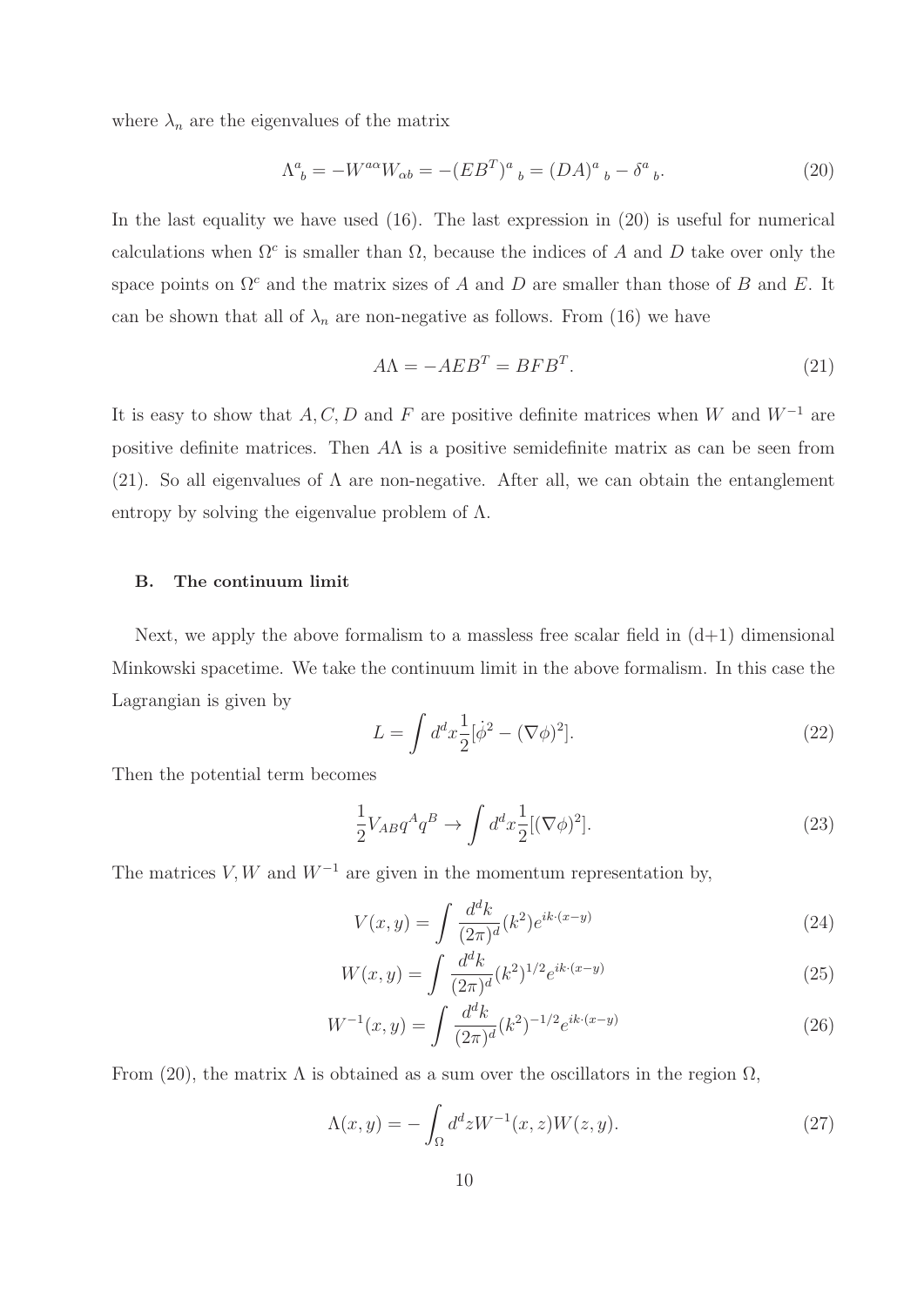where $\lambda_n$ are the eigenvalues of the matrix

$$\Lambda^a{}_b = -W^{a\alpha}W_{\alpha b} = -(EB^T)^a{}_b = (DA)^a{}_b - \delta^a{}_b. \tag{20}$$

In the last equality we have used (16). The last expression in (20) is useful for numerical calculations when $\Omega^c$ is smaller than $\Omega$, because the indices of $A$ and $D$ take over only the space points on $\Omega^c$ and the matrix sizes of $A$ and $D$ are smaller than those of $B$ and $E$. It can be shown that all of $\lambda_n$ are non-negative as follows. From (16) we have

$$A\Lambda = -AEB^T = BFB^T. \tag{21}$$

It is easy to show that $A, C, D$ and $F$ are positive definite matrices when $W$ and $W^{-1}$ are positive definite matrices. Then $A\Lambda$ is a positive semidefinite matrix as can be seen from (21). So all eigenvalues of $\Lambda$ are non-negative. After all, we can obtain the entanglement entropy by solving the eigenvalue problem of $\Lambda$.

### B. The continuum limit

Next, we apply the above formalism to a massless free scalar field in (d+1) dimensional Minkowski spacetime. We take the continuum limit in the above formalism. In this case the Lagrangian is given by

$$L = \int d^dx \frac{1}{2}[\dot{\phi}^2 - (\nabla\phi)^2]. \tag{22}$$

Then the potential term becomes

$$\frac{1}{2}V_{AB}q^Aq^B \to \int d^dx \frac{1}{2}[(\nabla\phi)^2]. \tag{23}$$

The matrices $V, W$ and $W^{-1}$ are given in the momentum representation by,

$$V(x,y) = \int \frac{d^dk}{(2\pi)^d}(k^2)e^{ik\cdot(x-y)} \tag{24}$$

$$W(x,y) = \int \frac{d^dk}{(2\pi)^d}(k^2)^{1/2}e^{ik\cdot(x-y)} \tag{25}$$

$$W^{-1}(x,y) = \int \frac{d^dk}{(2\pi)^d}(k^2)^{-1/2}e^{ik\cdot(x-y)} \tag{26}$$

From (20), the matrix $\Lambda$ is obtained as a sum over the oscillators in the region $\Omega$,

$$\Lambda(x,y) = -\int_\Omega d^dz W^{-1}(x,z)W(z,y). \tag{27}$$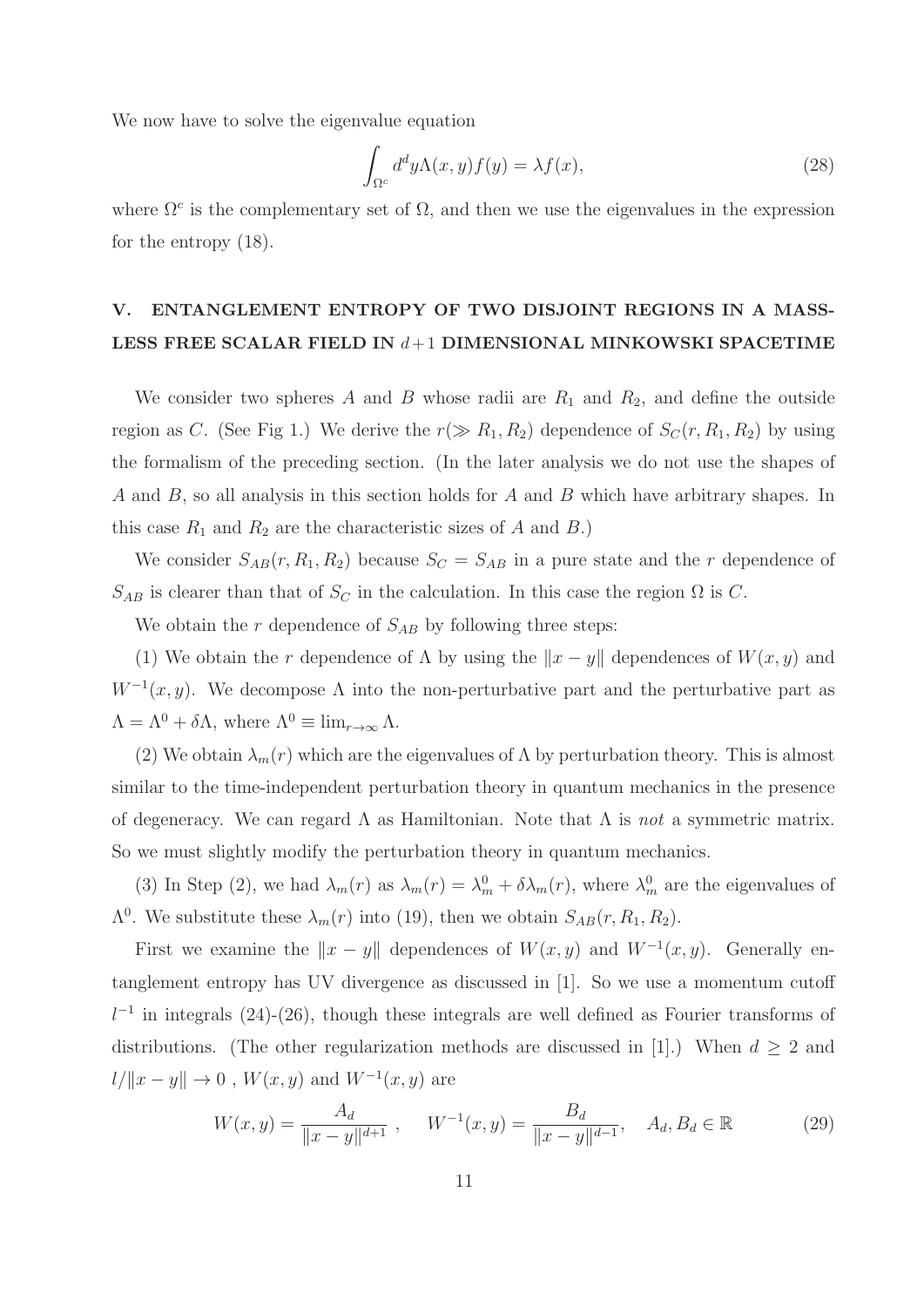We now have to solve the eigenvalue equation

$$\int_{\Omega^c} d^d y \Lambda(x,y) f(y) = \lambda f(x), \tag{28}$$

where $\Omega^c$ is the complementary set of $\Omega$, and then we use the eigenvalues in the expression for the entropy (18).

## V. ENTANGLEMENT ENTROPY OF TWO DISJOINT REGIONS IN A MASSLESS FREE SCALAR FIELD IN $d+1$ DIMENSIONAL MINKOWSKI SPACETIME

We consider two spheres $A$ and $B$ whose radii are $R_1$ and $R_2$, and define the outside region as $C$. (See Fig 1.) We derive the $r(\gg R_1, R_2)$ dependence of $S_C(r, R_1, R_2)$ by using the formalism of the preceding section. (In the later analysis we do not use the shapes of $A$ and $B$, so all analysis in this section holds for $A$ and $B$ which have arbitrary shapes. In this case $R_1$ and $R_2$ are the characteristic sizes of $A$ and $B$.)

We consider $S_{AB}(r, R_1, R_2)$ because $S_C = S_{AB}$ in a pure state and the $r$ dependence of $S_{AB}$ is clearer than that of $S_C$ in the calculation. In this case the region $\Omega$ is $C$.

We obtain the $r$ dependence of $S_{AB}$ by following three steps:

(1) We obtain the $r$ dependence of $\Lambda$ by using the $\|x-y\|$ dependences of $W(x,y)$ and $W^{-1}(x,y)$. We decompose $\Lambda$ into the non-perturbative part and the perturbative part as $\Lambda = \Lambda^0 + \delta\Lambda$, where $\Lambda^0 \equiv \lim_{r\to\infty} \Lambda$.

(2) We obtain $\lambda_m(r)$ which are the eigenvalues of $\Lambda$ by perturbation theory. This is almost similar to the time-independent perturbation theory in quantum mechanics in the presence of degeneracy. We can regard $\Lambda$ as Hamiltonian. Note that $\Lambda$ is *not* a symmetric matrix. So we must slightly modify the perturbation theory in quantum mechanics.

(3) In Step (2), we had $\lambda_m(r)$ as $\lambda_m(r) = \lambda_m^0 + \delta\lambda_m(r)$, where $\lambda_m^0$ are the eigenvalues of $\Lambda^0$. We substitute these $\lambda_m(r)$ into (19), then we obtain $S_{AB}(r, R_1, R_2)$.

First we examine the $\|x-y\|$ dependences of $W(x,y)$ and $W^{-1}(x,y)$. Generally entanglement entropy has UV divergence as discussed in [1]. So we use a momentum cutoff $l^{-1}$ in integrals (24)-(26), though these integrals are well defined as Fourier transforms of distributions. (The other regularization methods are discussed in [1].) When $d \geq 2$ and $l/\|x-y\| \to 0$ , $W(x,y)$ and $W^{-1}(x,y)$ are

$$W(x,y) = \frac{A_d}{\|x-y\|^{d+1}}\ , \quad W^{-1}(x,y) = \frac{B_d}{\|x-y\|^{d-1}}, \quad A_d, B_d \in \mathbb{R} \tag{29}$$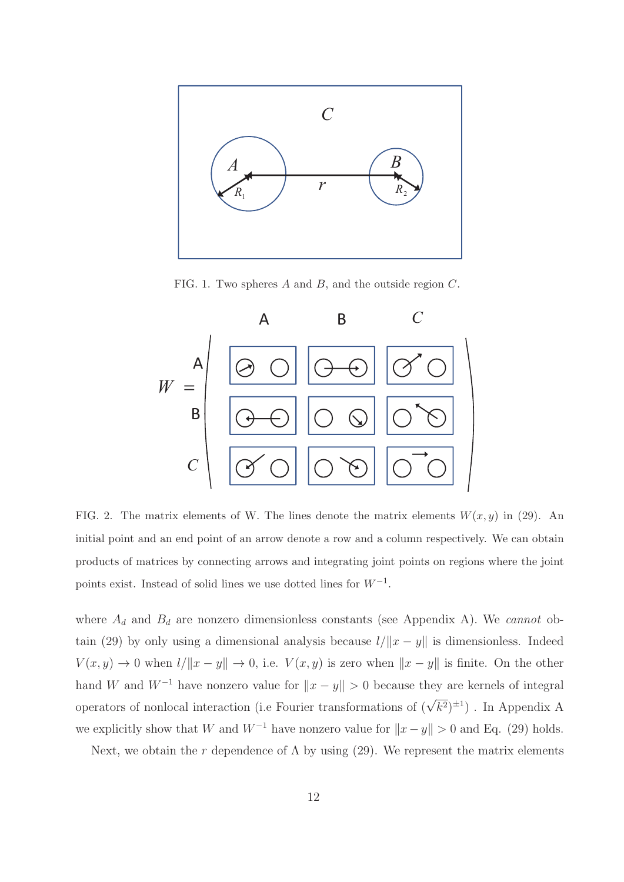FIG. 1. Two spheres $A$ and $B$, and the outside region $C$.

FIG. 2. The matrix elements of W. The lines denote the matrix elements $W(x, y)$ in (29). An initial point and an end point of an arrow denote a row and a column respectively. We can obtain products of matrices by connecting arrows and integrating joint points on regions where the joint points exist. Instead of solid lines we use dotted lines for $W^{-1}$.

where $A_d$ and $B_d$ are nonzero dimensionless constants (see Appendix A). We *cannot* obtain (29) by only using a dimensional analysis because $l/\|x-y\|$ is dimensionless. Indeed $V(x, y) \to 0$ when $l/\|x-y\| \to 0$, i.e. $V(x, y)$ is zero when $\|x-y\|$ is finite. On the other hand $W$ and $W^{-1}$ have nonzero value for $\|x-y\| > 0$ because they are kernels of integral operators of nonlocal interaction (i.e Fourier transformations of $(\sqrt{k^2})^{\pm 1}$) . In Appendix A we explicitly show that $W$ and $W^{-1}$ have nonzero value for $\|x-y\| > 0$ and Eq. (29) holds.

Next, we obtain the $r$ dependence of $\Lambda$ by using (29). We represent the matrix elements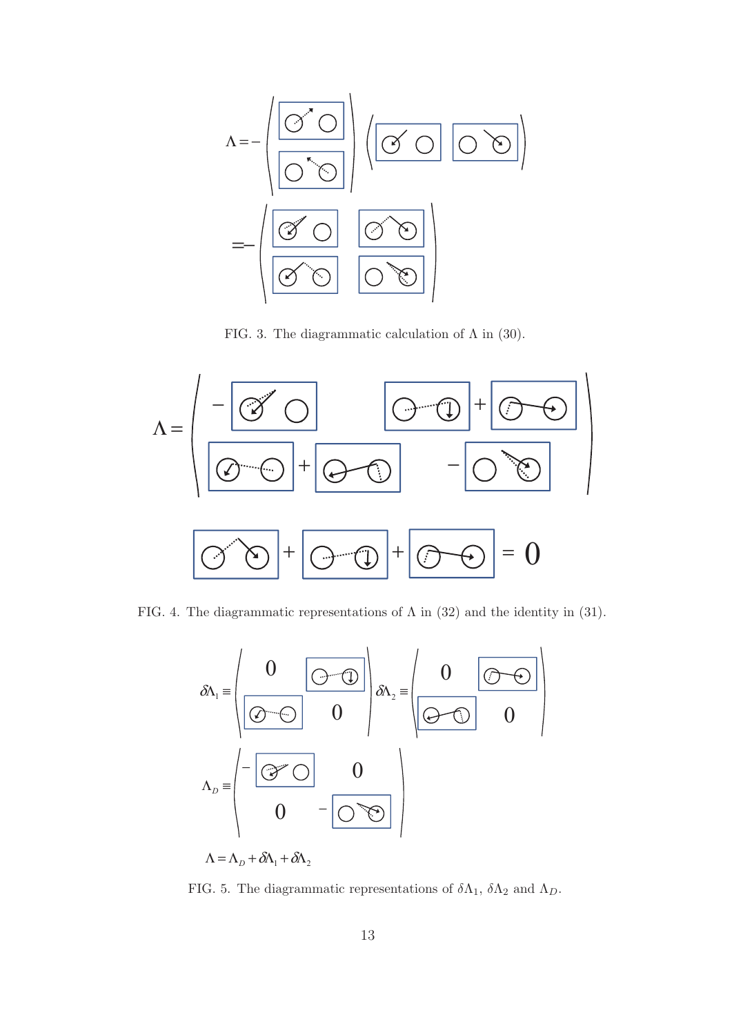FIG. 3. The diagrammatic calculation of $\Lambda$ in (30).

FIG. 4. The diagrammatic representations of $\Lambda$ in (32) and the identity in (31).

FIG. 5. The diagrammatic representations of $\delta\Lambda_1$, $\delta\Lambda_2$ and $\Lambda_D$.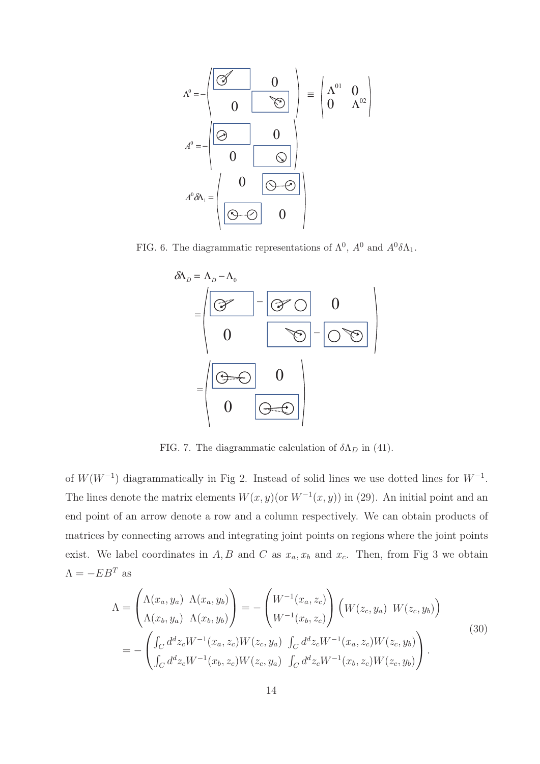FIG. 6. The diagrammatic representations of $\Lambda^0$, $A^0$ and $A^0\delta\Lambda_1$.

FIG. 7. The diagrammatic calculation of $\delta\Lambda_D$ in (41).

of $W(W^{-1})$ diagrammatically in Fig 2. Instead of solid lines we use dotted lines for $W^{-1}$. The lines denote the matrix elements $W(x,y)$(or $W^{-1}(x,y)$) in (29). An initial point and an end point of an arrow denote a row and a column respectively. We can obtain products of matrices by connecting arrows and integrating joint points on regions where the joint points exist. We label coordinates in $A, B$ and $C$ as $x_a, x_b$ and $x_c$. Then, from Fig 3 we obtain $\Lambda = -EB^T$ as

$$
\begin{aligned}
\Lambda = \begin{pmatrix} \Lambda(x_a, y_a) & \Lambda(x_a, y_b) \\ \Lambda(x_b, y_a) & \Lambda(x_b, y_b) \end{pmatrix} &= -\begin{pmatrix} W^{-1}(x_a, z_c) \\ W^{-1}(x_b, z_c) \end{pmatrix} \begin{pmatrix} W(z_c, y_a) & W(z_c, y_b) \end{pmatrix} \\
&= -\begin{pmatrix} \int_C d^d z_c W^{-1}(x_a, z_c) W(z_c, y_a) & \int_C d^d z_c W^{-1}(x_a, z_c) W(z_c, y_b) \\ \int_C d^d z_c W^{-1}(x_b, z_c) W(z_c, y_a) & \int_C d^d z_c W^{-1}(x_b, z_c) W(z_c, y_b) \end{pmatrix}.
\end{aligned}
\tag{30}
$$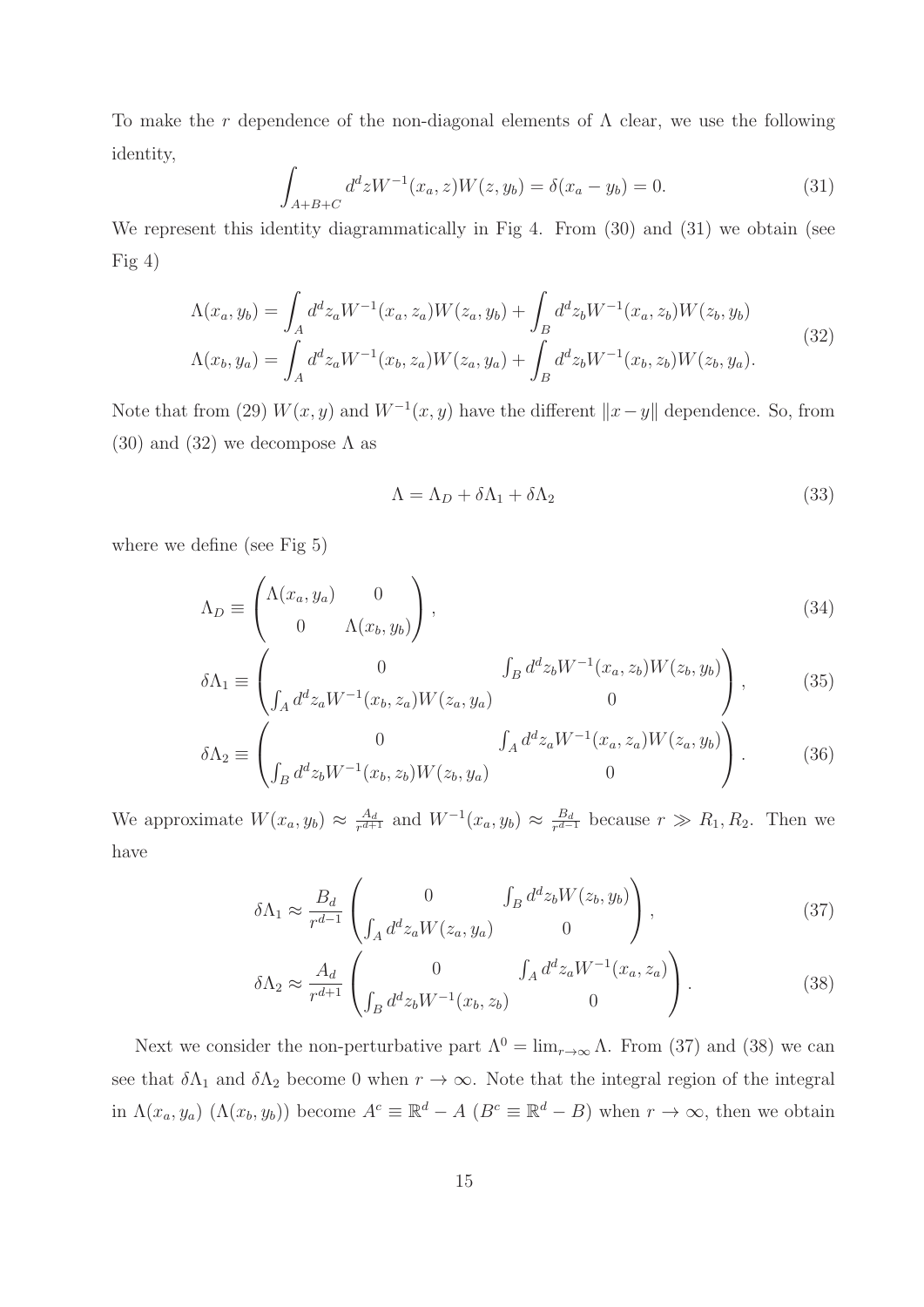To make the $r$ dependence of the non-diagonal elements of $\Lambda$ clear, we use the following identity,

$$\int_{A+B+C} d^d z W^{-1}(x_a, z) W(z, y_b) = \delta(x_a - y_b) = 0. \tag{31}$$

We represent this identity diagrammatically in Fig 4. From (30) and (31) we obtain (see Fig 4)

$$\begin{aligned}
\Lambda(x_a, y_b) &= \int_A d^d z_a W^{-1}(x_a, z_a) W(z_a, y_b) + \int_B d^d z_b W^{-1}(x_a, z_b) W(z_b, y_b) \\
\Lambda(x_b, y_a) &= \int_A d^d z_a W^{-1}(x_b, z_a) W(z_a, y_a) + \int_B d^d z_b W^{-1}(x_b, z_b) W(z_b, y_a).
\end{aligned} \tag{32}$$

Note that from (29) $W(x, y)$ and $W^{-1}(x, y)$ have the different $\|x - y\|$ dependence. So, from (30) and (32) we decompose $\Lambda$ as

$$\Lambda = \Lambda_D + \delta\Lambda_1 + \delta\Lambda_2 \tag{33}$$

where we define (see Fig 5)

$$\Lambda_D \equiv \begin{pmatrix} \Lambda(x_a, y_a) & 0 \\ 0 & \Lambda(x_b, y_b) \end{pmatrix}, \tag{34}$$

$$\delta\Lambda_1 \equiv \begin{pmatrix} 0 & \int_B d^d z_b W^{-1}(x_a, z_b) W(z_b, y_b) \\ \int_A d^d z_a W^{-1}(x_b, z_a) W(z_a, y_a) & 0 \end{pmatrix}, \tag{35}$$

$$\delta\Lambda_2 \equiv \begin{pmatrix} 0 & \int_A d^d z_a W^{-1}(x_a, z_a) W(z_a, y_b) \\ \int_B d^d z_b W^{-1}(x_b, z_b) W(z_b, y_a) & 0 \end{pmatrix}. \tag{36}$$

We approximate $W(x_a, y_b) \approx \frac{A_d}{r^{d+1}}$ and $W^{-1}(x_a, y_b) \approx \frac{B_d}{r^{d-1}}$ because $r \gg R_1, R_2$. Then we have

$$\delta\Lambda_1 \approx \frac{B_d}{r^{d-1}} \begin{pmatrix} 0 & \int_B d^d z_b W(z_b, y_b) \\ \int_A d^d z_a W(z_a, y_a) & 0 \end{pmatrix}, \tag{37}$$

$$\delta\Lambda_2 \approx \frac{A_d}{r^{d+1}} \begin{pmatrix} 0 & \int_A d^d z_a W^{-1}(x_a, z_a) \\ \int_B d^d z_b W^{-1}(x_b, z_b) & 0 \end{pmatrix}. \tag{38}$$

Next we consider the non-perturbative part $\Lambda^0 = \lim_{r \to \infty} \Lambda$. From (37) and (38) we can see that $\delta\Lambda_1$ and $\delta\Lambda_2$ become 0 when $r \to \infty$. Note that the integral region of the integral in $\Lambda(x_a, y_a)$ ($\Lambda(x_b, y_b)$) become $A^c \equiv \mathbb{R}^d - A$ ($B^c \equiv \mathbb{R}^d - B$) when $r \to \infty$, then we obtain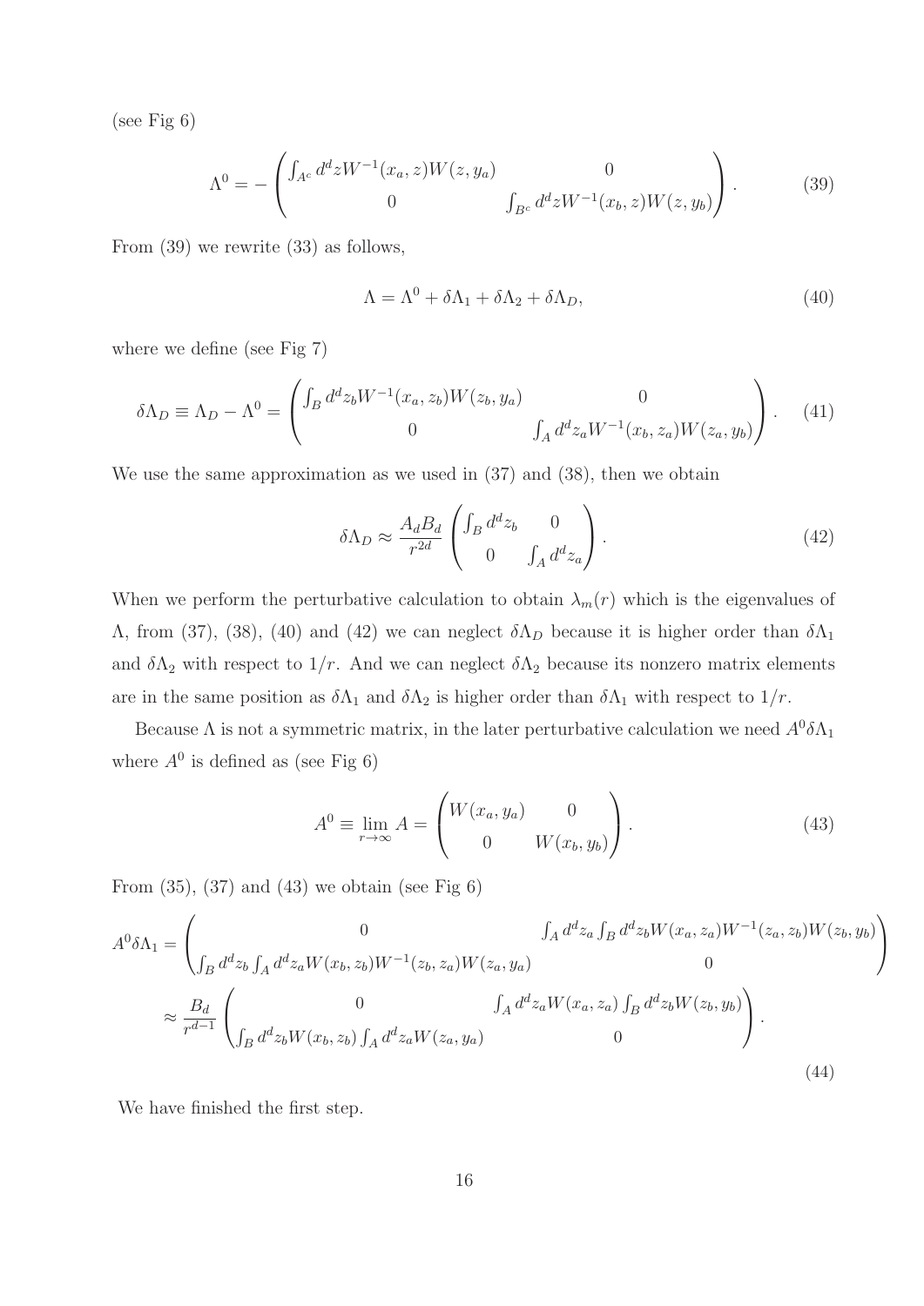(see Fig 6)

$$
\Lambda^0 = -\begin{pmatrix} \int_{A^c} d^d z W^{-1}(x_a, z) W(z, y_a) & 0 \\ 0 & \int_{B^c} d^d z W^{-1}(x_b, z) W(z, y_b) \end{pmatrix}. \tag{39}
$$

From (39) we rewrite (33) as follows,

$$
\Lambda = \Lambda^0 + \delta\Lambda_1 + \delta\Lambda_2 + \delta\Lambda_D, \tag{40}
$$

where we define (see Fig 7)

$$
\delta\Lambda_D \equiv \Lambda_D - \Lambda^0 = \begin{pmatrix} \int_B d^d z_b W^{-1}(x_a, z_b) W(z_b, y_a) & 0 \\ 0 & \int_A d^d z_a W^{-1}(x_b, z_a) W(z_a, y_b) \end{pmatrix}. \tag{41}
$$

We use the same approximation as we used in (37) and (38), then we obtain

$$
\delta\Lambda_D \approx \frac{A_d B_d}{r^{2d}} \begin{pmatrix} \int_B d^d z_b & 0 \\ 0 & \int_A d^d z_a \end{pmatrix}. \tag{42}
$$

When we perform the perturbative calculation to obtain $\lambda_m(r)$ which is the eigenvalues of $\Lambda$, from (37), (38), (40) and (42) we can neglect $\delta\Lambda_D$ because it is higher order than $\delta\Lambda_1$ and $\delta\Lambda_2$ with respect to $1/r$. And we can neglect $\delta\Lambda_2$ because its nonzero matrix elements are in the same position as $\delta\Lambda_1$ and $\delta\Lambda_2$ is higher order than $\delta\Lambda_1$ with respect to $1/r$.

Because $\Lambda$ is not a symmetric matrix, in the later perturbative calculation we need $A^0\delta\Lambda_1$ where $A^0$ is defined as (see Fig 6)

$$
A^0 \equiv \lim_{r\to\infty} A = \begin{pmatrix} W(x_a, y_a) & 0 \\ 0 & W(x_b, y_b) \end{pmatrix}. \tag{43}
$$

From (35), (37) and (43) we obtain (see Fig 6)

$$
\begin{aligned}
A^0\delta\Lambda_1 &= \begin{pmatrix} 0 & \int_A d^d z_a \int_B d^d z_b W(x_a, z_a) W^{-1}(z_a, z_b) W(z_b, y_b) \\ \int_B d^d z_b \int_A d^d z_a W(x_b, z_b) W^{-1}(z_b, z_a) W(z_a, y_a) & 0 \end{pmatrix} \\
&\approx \frac{B_d}{r^{d-1}} \begin{pmatrix} 0 & \int_A d^d z_a W(x_a, z_a) \int_B d^d z_b W(z_b, y_b) \\ \int_B d^d z_b W(x_b, z_b) \int_A d^d z_a W(z_a, y_a) & 0 \end{pmatrix}.
\end{aligned} \tag{44}
$$

We have finished the first step.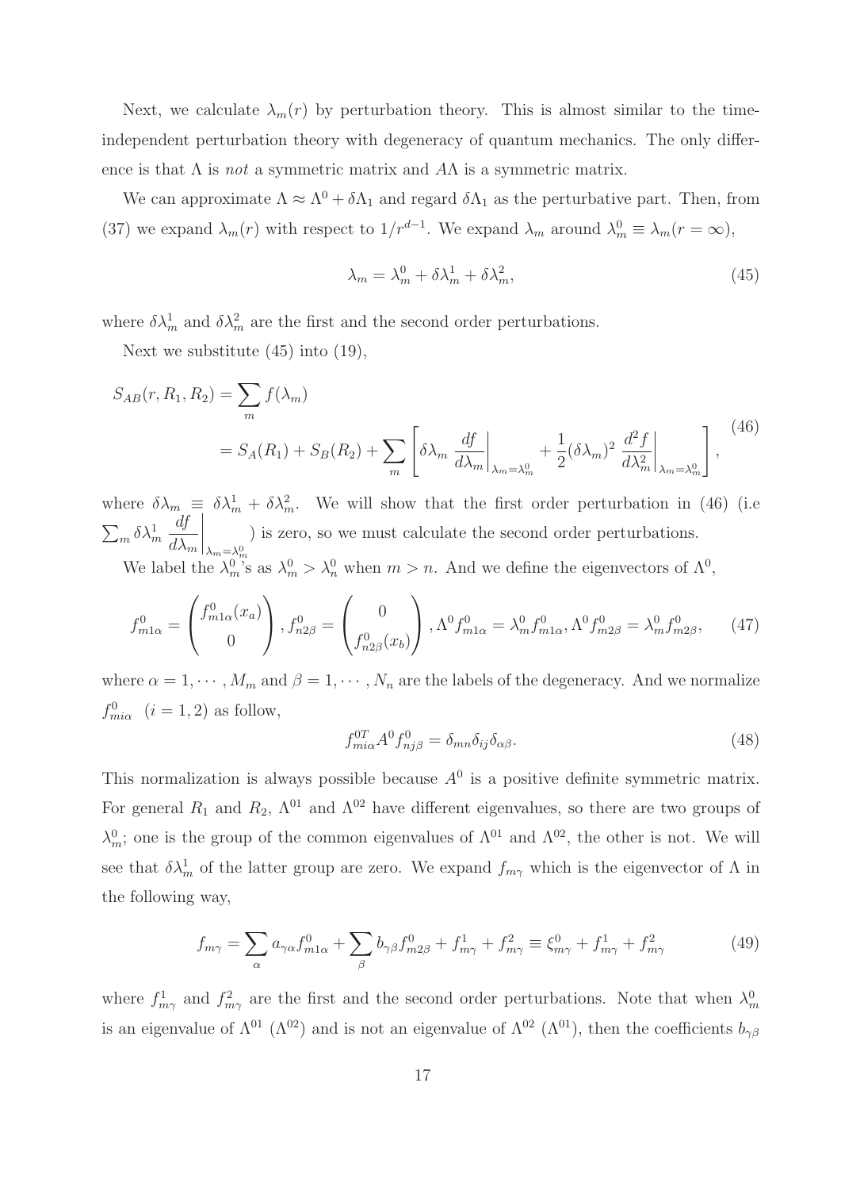Next, we calculate $\lambda_m(r)$ by perturbation theory. This is almost similar to the time-independent perturbation theory with degeneracy of quantum mechanics. The only difference is that $\Lambda$ is *not* a symmetric matrix and $A\Lambda$ is a symmetric matrix.

We can approximate $\Lambda \approx \Lambda^0 + \delta\Lambda_1$ and regard $\delta\Lambda_1$ as the perturbative part. Then, from (37) we expand $\lambda_m(r)$ with respect to $1/r^{d-1}$. We expand $\lambda_m$ around $\lambda_m^0 \equiv \lambda_m(r = \infty)$,

$$\lambda_m = \lambda_m^0 + \delta\lambda_m^1 + \delta\lambda_m^2, \tag{45}$$

where $\delta\lambda_m^1$ and $\delta\lambda_m^2$ are the first and the second order perturbations.

Next we substitute (45) into (19),

$$\begin{aligned} S_{AB}(r, R_1, R_2) &= \sum_m f(\lambda_m) \\ &= S_A(R_1) + S_B(R_2) + \sum_m \left[ \delta\lambda_m \left. \frac{df}{d\lambda_m} \right|_{\lambda_m = \lambda_m^0} + \frac{1}{2}(\delta\lambda_m)^2 \left. \frac{d^2 f}{d\lambda_m^2} \right|_{\lambda_m = \lambda_m^0} \right], \end{aligned} \tag{46}$$

where $\delta\lambda_m \equiv \delta\lambda_m^1 + \delta\lambda_m^2$. We will show that the first order perturbation in (46) (i.e $\sum_m \delta\lambda_m^1 \left. \frac{df}{d\lambda_m} \right|_{\lambda_m = \lambda_m^0}$) is zero, so we must calculate the second order perturbations.

We label the $\lambda_m^0$'s as $\lambda_m^0 > \lambda_n^0$ when $m > n$. And we define the eigenvectors of $\Lambda^0$,

$$f_{m1\alpha}^0 = \begin{pmatrix} f_{m1\alpha}^0(x_a) \\ 0 \end{pmatrix}, f_{n2\beta}^0 = \begin{pmatrix} 0 \\ f_{n2\beta}^0(x_b) \end{pmatrix}, \Lambda^0 f_{m1\alpha}^0 = \lambda_m^0 f_{m1\alpha}^0, \Lambda^0 f_{m2\beta}^0 = \lambda_m^0 f_{m2\beta}^0, \tag{47}$$

where $\alpha = 1, \cdots, M_m$ and $\beta = 1, \cdots, N_n$ are the labels of the degeneracy. And we normalize $f_{mi\alpha}^0 \quad (i = 1, 2)$ as follow,

$$f_{mi\alpha}^{0T} A^0 f_{nj\beta}^0 = \delta_{mn}\delta_{ij}\delta_{\alpha\beta}. \tag{48}$$

This normalization is always possible because $A^0$ is a positive definite symmetric matrix. For general $R_1$ and $R_2$, $\Lambda^{01}$ and $\Lambda^{02}$ have different eigenvalues, so there are two groups of $\lambda_m^0$; one is the group of the common eigenvalues of $\Lambda^{01}$ and $\Lambda^{02}$, the other is not. We will see that $\delta\lambda_m^1$ of the latter group are zero. We expand $f_{m\gamma}$ which is the eigenvector of $\Lambda$ in the following way,

$$f_{m\gamma} = \sum_\alpha a_{\gamma\alpha} f_{m1\alpha}^0 + \sum_\beta b_{\gamma\beta} f_{m2\beta}^0 + f_{m\gamma}^1 + f_{m\gamma}^2 \equiv \xi_{m\gamma}^0 + f_{m\gamma}^1 + f_{m\gamma}^2 \tag{49}$$

where $f_{m\gamma}^1$ and $f_{m\gamma}^2$ are the first and the second order perturbations. Note that when $\lambda_m^0$ is an eigenvalue of $\Lambda^{01}$ ($\Lambda^{02}$) and is not an eigenvalue of $\Lambda^{02}$ ($\Lambda^{01}$), then the coefficients $b_{\gamma\beta}$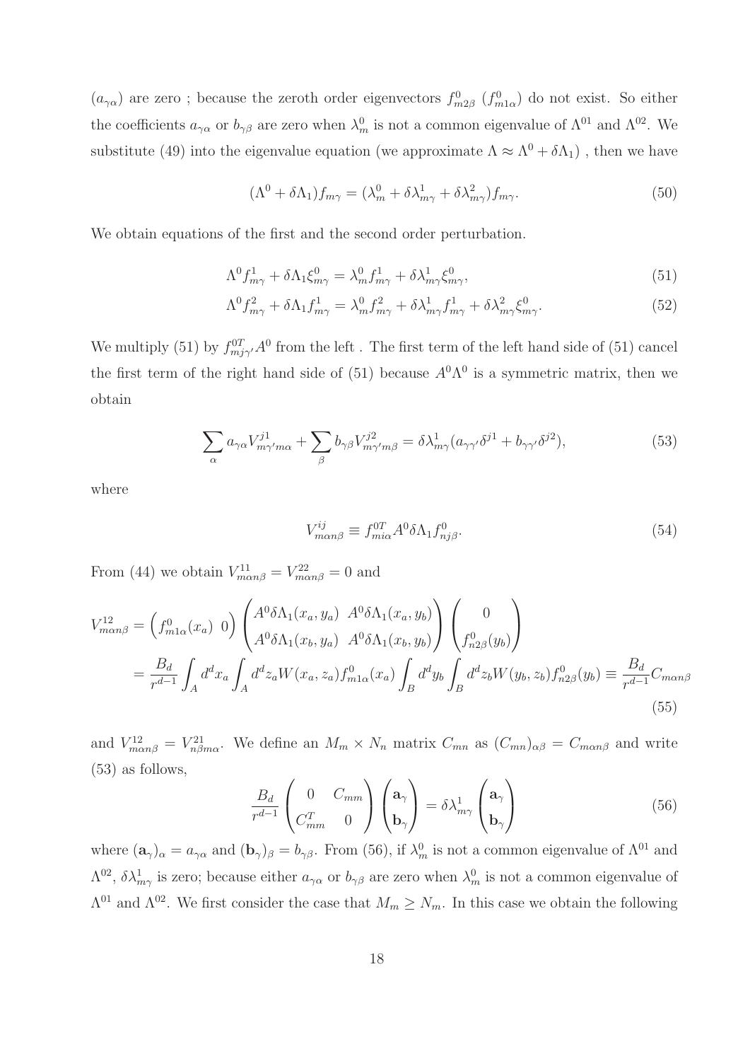$(a_{\gamma\alpha})$ are zero ; because the zeroth order eigenvectors $f^0_{m2\beta}$ $(f^0_{m1\alpha})$ do not exist. So either the coefficients $a_{\gamma\alpha}$ or $b_{\gamma\beta}$ are zero when $\lambda^0_m$ is not a common eigenvalue of $\Lambda^{01}$ and $\Lambda^{02}$. We substitute (49) into the eigenvalue equation (we approximate $\Lambda \approx \Lambda^0 + \delta\Lambda_1$) , then we have

$$(\Lambda^0 + \delta\Lambda_1) f_{m\gamma} = (\lambda^0_m + \delta\lambda^1_{m\gamma} + \delta\lambda^2_{m\gamma}) f_{m\gamma}. \tag{50}$$

We obtain equations of the first and the second order perturbation.

$$\Lambda^0 f^1_{m\gamma} + \delta\Lambda_1 \xi^0_{m\gamma} = \lambda^0_m f^1_{m\gamma} + \delta\lambda^1_{m\gamma} \xi^0_{m\gamma}, \tag{51}$$

$$\Lambda^0 f^2_{m\gamma} + \delta\Lambda_1 f^1_{m\gamma} = \lambda^0_m f^2_{m\gamma} + \delta\lambda^1_{m\gamma} f^1_{m\gamma} + \delta\lambda^2_{m\gamma} \xi^0_{m\gamma}. \tag{52}$$

We multiply (51) by $f^{0T}_{mj\gamma'} A^0$ from the left . The first term of the left hand side of (51) cancel the first term of the right hand side of (51) because $A^0\Lambda^0$ is a symmetric matrix, then we obtain

$$\sum_\alpha a_{\gamma\alpha} V^{j1}_{m\gamma' m\alpha} + \sum_\beta b_{\gamma\beta} V^{j2}_{m\gamma' m\beta} = \delta\lambda^1_{m\gamma} (a_{\gamma\gamma'} \delta^{j1} + b_{\gamma\gamma'} \delta^{j2}), \tag{53}$$

where

$$V^{ij}_{m\alpha n\beta} \equiv f^{0T}_{mi\alpha} A^0 \delta\Lambda_1 f^0_{nj\beta}. \tag{54}$$

From (44) we obtain $V^{11}_{m\alpha n\beta} = V^{22}_{m\alpha n\beta} = 0$ and

$$\begin{aligned}
V^{12}_{m\alpha n\beta} &= \begin{pmatrix} f^0_{m1\alpha}(x_a) & 0 \end{pmatrix} \begin{pmatrix} A^0\delta\Lambda_1(x_a, y_a) & A^0\delta\Lambda_1(x_a, y_b) \\ A^0\delta\Lambda_1(x_b, y_a) & A^0\delta\Lambda_1(x_b, y_b) \end{pmatrix} \begin{pmatrix} 0 \\ f^0_{n2\beta}(y_b) \end{pmatrix} \\
&= \frac{B_d}{r^{d-1}} \int_A d^d x_a \int_A d^d z_a W(x_a, z_a) f^0_{m1\alpha}(x_a) \int_B d^d y_b \int_B d^d z_b W(y_b, z_b) f^0_{n2\beta}(y_b) \equiv \frac{B_d}{r^{d-1}} C_{m\alpha n\beta}
\end{aligned} \tag{55}$$

and $V^{12}_{m\alpha n\beta} = V^{21}_{n\beta m\alpha}$. We define an $M_m \times N_n$ matrix $C_{mn}$ as $(C_{mn})_{\alpha\beta} = C_{m\alpha n\beta}$ and write (53) as follows,

$$\frac{B_d}{r^{d-1}} \begin{pmatrix} 0 & C_{mm} \\ C^T_{mm} & 0 \end{pmatrix} \begin{pmatrix} \mathbf{a}_\gamma \\ \mathbf{b}_\gamma \end{pmatrix} = \delta\lambda^1_{m\gamma} \begin{pmatrix} \mathbf{a}_\gamma \\ \mathbf{b}_\gamma \end{pmatrix} \tag{56}$$

where $(\mathbf{a}_\gamma)_\alpha = a_{\gamma\alpha}$ and $(\mathbf{b}_\gamma)_\beta = b_{\gamma\beta}$. From (56), if $\lambda^0_m$ is not a common eigenvalue of $\Lambda^{01}$ and $\Lambda^{02}$, $\delta\lambda^1_{m\gamma}$ is zero; because either $a_{\gamma\alpha}$ or $b_{\gamma\beta}$ are zero when $\lambda^0_m$ is not a common eigenvalue of $\Lambda^{01}$ and $\Lambda^{02}$. We first consider the case that $M_m \geq N_m$. In this case we obtain the following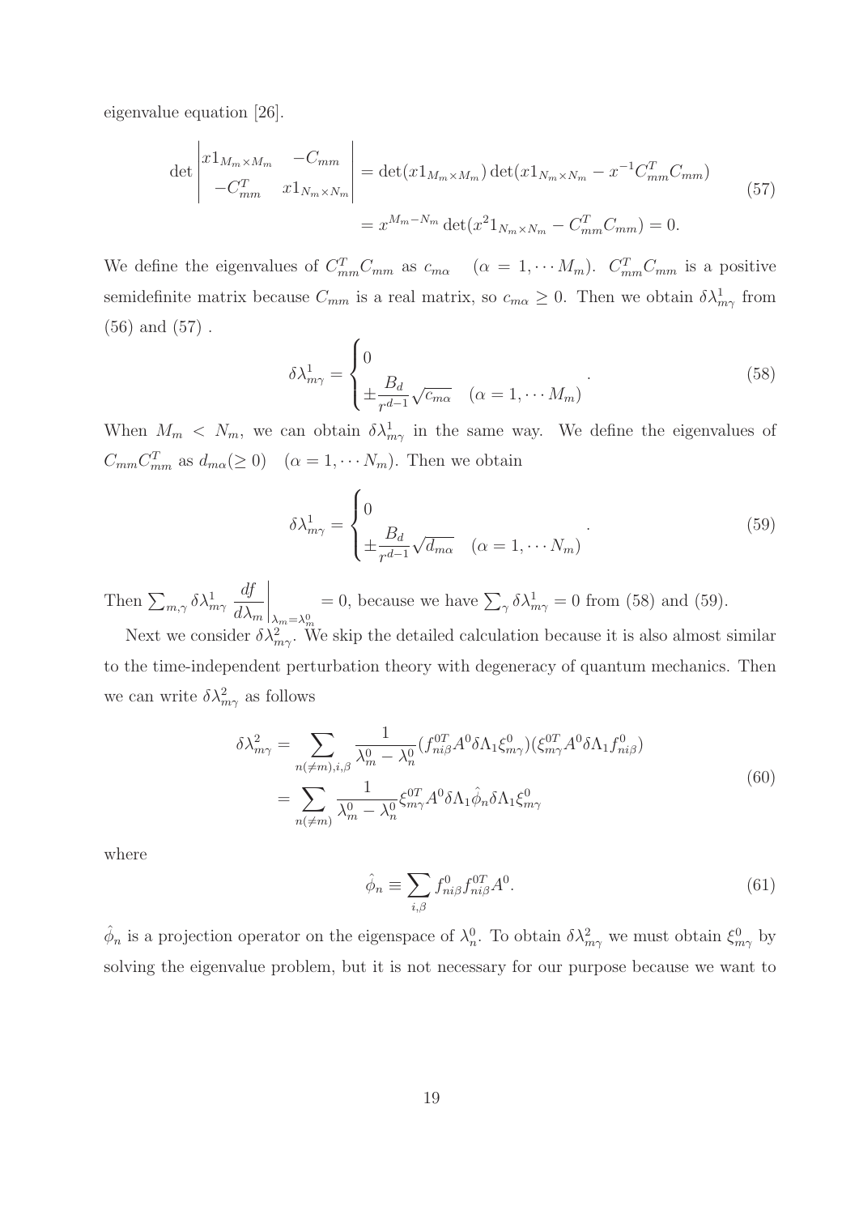eigenvalue equation [26].

$$
\begin{aligned}
\det \begin{vmatrix} x 1_{M_m \times M_m} & -C_{mm} \\ -C_{mm}^T & x 1_{N_m \times N_m} \end{vmatrix} &= \det(x 1_{M_m \times M_m}) \det(x 1_{N_m \times N_m} - x^{-1} C_{mm}^T C_{mm}) \\
&= x^{M_m - N_m} \det(x^2 1_{N_m \times N_m} - C_{mm}^T C_{mm}) = 0.
\end{aligned}
\tag{57}
$$

We define the eigenvalues of $C_{mm}^T C_{mm}$ as $c_{m\alpha}$ $\quad (\alpha = 1, \cdots M_m)$. $C_{mm}^T C_{mm}$ is a positive semidefinite matrix because $C_{mm}$ is a real matrix, so $c_{m\alpha} \geq 0$. Then we obtain $\delta\lambda_{m\gamma}^1$ from (56) and (57) .

$$
\delta\lambda_{m\gamma}^1 = \begin{cases} 0 \\ \pm \dfrac{B_d}{r^{d-1}} \sqrt{c_{m\alpha}} \quad (\alpha = 1, \cdots M_m) \end{cases}. \tag{58}
$$

When $M_m < N_m$, we can obtain $\delta\lambda_{m\gamma}^1$ in the same way. We define the eigenvalues of $C_{mm} C_{mm}^T$ as $d_{m\alpha} (\geq 0)$ $\quad (\alpha = 1, \cdots N_m)$. Then we obtain

$$
\delta\lambda_{m\gamma}^1 = \begin{cases} 0 \\ \pm \dfrac{B_d}{r^{d-1}} \sqrt{d_{m\alpha}} \quad (\alpha = 1, \cdots N_m) \end{cases}. \tag{59}
$$

Then $\sum_{m,\gamma} \delta\lambda_{m\gamma}^1 \left. \dfrac{df}{d\lambda_m} \right|_{\lambda_m = \lambda_m^0} = 0$, because we have $\sum_\gamma \delta\lambda_{m\gamma}^1 = 0$ from (58) and (59).

Next we consider $\delta\lambda_{m\gamma}^2$. We skip the detailed calculation because it is also almost similar to the time-independent perturbation theory with degeneracy of quantum mechanics. Then we can write $\delta\lambda_{m\gamma}^2$ as follows

$$
\begin{aligned}
\delta\lambda_{m\gamma}^2 &= \sum_{n(\neq m), i, \beta} \frac{1}{\lambda_m^0 - \lambda_n^0} (f_{ni\beta}^{0T} A^0 \delta\Lambda_1 \xi_{m\gamma}^0)(\xi_{m\gamma}^{0T} A^0 \delta\Lambda_1 f_{ni\beta}^0) \\
&= \sum_{n(\neq m)} \frac{1}{\lambda_m^0 - \lambda_n^0} \xi_{m\gamma}^{0T} A^0 \delta\Lambda_1 \hat{\phi}_n \delta\Lambda_1 \xi_{m\gamma}^0
\end{aligned}
\tag{60}
$$

where

$$
\hat{\phi}_n \equiv \sum_{i,\beta} f_{ni\beta}^0 f_{ni\beta}^{0T} A^0. \tag{61}
$$

$\hat{\phi}_n$ is a projection operator on the eigenspace of $\lambda_n^0$. To obtain $\delta\lambda_{m\gamma}^2$ we must obtain $\xi_{m\gamma}^0$ by solving the eigenvalue problem, but it is not necessary for our purpose because we want to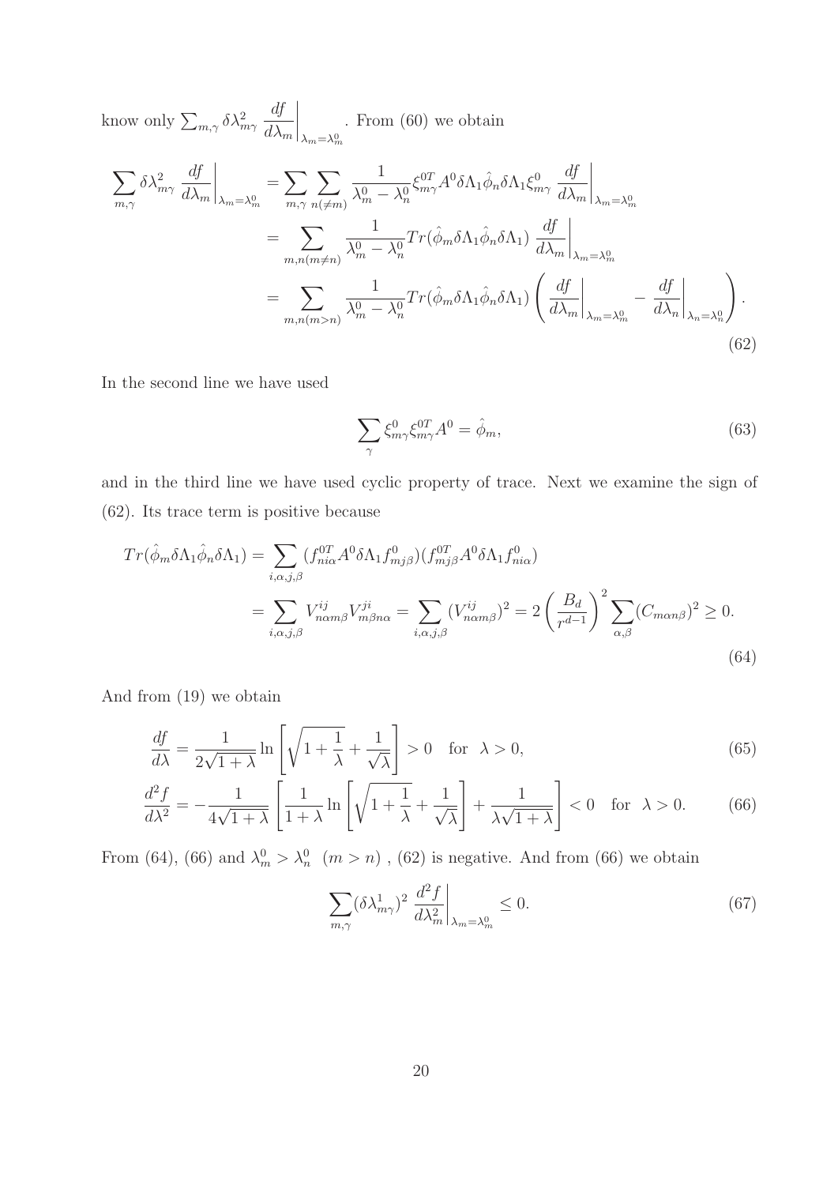know only $\sum_{m,\gamma} \delta\lambda_{m\gamma}^2 \left.\frac{df}{d\lambda_m}\right|_{\lambda_m=\lambda_m^0}$. From (60) we obtain

$$
\begin{aligned}
\sum_{m,\gamma} \delta\lambda_{m\gamma}^2 \left.\frac{df}{d\lambda_m}\right|_{\lambda_m=\lambda_m^0} &= \sum_{m,\gamma}\sum_{n(\neq m)} \frac{1}{\lambda_m^0-\lambda_n^0} \xi_{m\gamma}^{0T} A^0 \delta\Lambda_1 \hat{\phi}_n \delta\Lambda_1 \xi_{m\gamma}^0 \left.\frac{df}{d\lambda_m}\right|_{\lambda_m=\lambda_m^0} \\
&= \sum_{m,n(m\neq n)} \frac{1}{\lambda_m^0-\lambda_n^0} Tr(\hat{\phi}_m \delta\Lambda_1 \hat{\phi}_n \delta\Lambda_1) \left.\frac{df}{d\lambda_m}\right|_{\lambda_m=\lambda_m^0} \\
&= \sum_{m,n(m>n)} \frac{1}{\lambda_m^0-\lambda_n^0} Tr(\hat{\phi}_m \delta\Lambda_1 \hat{\phi}_n \delta\Lambda_1) \left( \left.\frac{df}{d\lambda_m}\right|_{\lambda_m=\lambda_m^0} - \left.\frac{df}{d\lambda_n}\right|_{\lambda_n=\lambda_n^0} \right).
\end{aligned}
\tag{62}
$$

In the second line we have used

$$
\sum_{\gamma} \xi_{m\gamma}^0 \xi_{m\gamma}^{0T} A^0 = \hat{\phi}_m, \tag{63}
$$

and in the third line we have used cyclic property of trace. Next we examine the sign of (62). Its trace term is positive because

$$
\begin{aligned}
Tr(\hat{\phi}_m \delta\Lambda_1 \hat{\phi}_n \delta\Lambda_1) &= \sum_{i,\alpha,j,\beta} (f_{ni\alpha}^{0T} A^0 \delta\Lambda_1 f_{mj\beta}^0)(f_{mj\beta}^{0T} A^0 \delta\Lambda_1 f_{ni\alpha}^0) \\
&= \sum_{i,\alpha,j,\beta} V_{n\alpha m\beta}^{ij} V_{m\beta n\alpha}^{ji} = \sum_{i,\alpha,j,\beta} (V_{n\alpha m\beta}^{ij})^2 = 2\left(\frac{B_d}{r^{d-1}}\right)^2 \sum_{\alpha,\beta} (C_{m\alpha n\beta})^2 \geq 0.
\end{aligned}
\tag{64}
$$

And from (19) we obtain

$$
\frac{df}{d\lambda} = \frac{1}{2\sqrt{1+\lambda}} \ln\left[\sqrt{1+\frac{1}{\lambda}} + \frac{1}{\sqrt{\lambda}}\right] > 0 \quad \text{for} \quad \lambda > 0, \tag{65}
$$

$$
\frac{d^2 f}{d\lambda^2} = -\frac{1}{4\sqrt{1+\lambda}} \left[\frac{1}{1+\lambda} \ln\left[\sqrt{1+\frac{1}{\lambda}} + \frac{1}{\sqrt{\lambda}}\right] + \frac{1}{\lambda\sqrt{1+\lambda}}\right] < 0 \quad \text{for} \quad \lambda > 0. \tag{66}
$$

From (64), (66) and $\lambda_m^0 > \lambda_n^0 \ \ (m > n)$ , (62) is negative. And from (66) we obtain

$$
\sum_{m,\gamma} (\delta\lambda_{m\gamma}^1)^2 \left.\frac{d^2 f}{d\lambda_m^2}\right|_{\lambda_m=\lambda_m^0} \leq 0. \tag{67}
$$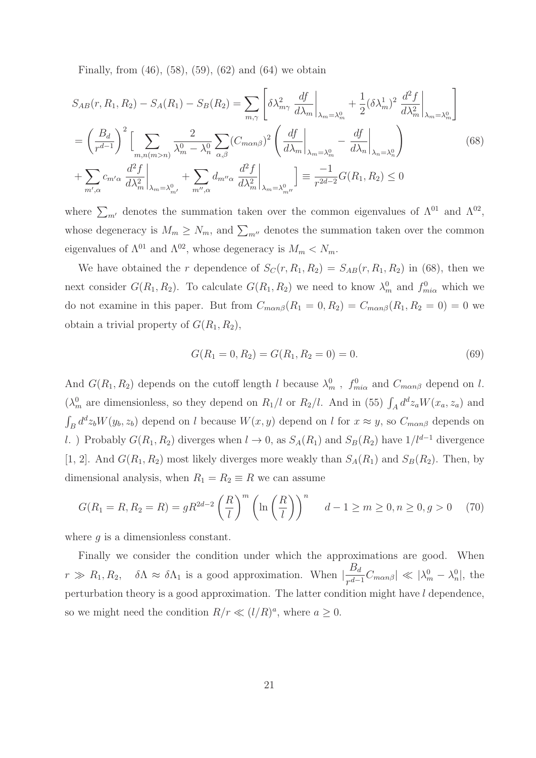Finally, from (46), (58), (59), (62) and (64) we obtain

$$
\begin{aligned}
S_{AB}(r,R_1,R_2) - S_A(R_1) - S_B(R_2) &= \sum_{m,\gamma}\left[\delta\lambda^2_{m\gamma}\left.\frac{df}{d\lambda_m}\right|_{\lambda_m=\lambda^0_m} + \frac{1}{2}(\delta\lambda^1_m)^2\left.\frac{d^2f}{d\lambda^2_m}\right|_{\lambda_m=\lambda^0_m}\right] \\
&= \left(\frac{B_d}{r^{d-1}}\right)^2\Big[\sum_{m,n(m>n)}\frac{2}{\lambda^0_m-\lambda^0_n}\sum_{\alpha,\beta}(C_{m\alpha n\beta})^2\left(\left.\frac{df}{d\lambda_m}\right|_{\lambda_m=\lambda^0_m} - \left.\frac{df}{d\lambda_n}\right|_{\lambda_n=\lambda^0_n}\right) \\
&\quad + \sum_{m',\alpha}c_{m'\alpha}\left.\frac{d^2f}{d\lambda^2_m}\right|_{\lambda_m=\lambda^0_{m'}} + \sum_{m'',\alpha}d_{m''\alpha}\left.\frac{d^2f}{d\lambda^2_m}\right|_{\lambda_m=\lambda^0_{m''}}\Big] \equiv \frac{-1}{r^{2d-2}}G(R_1,R_2) \le 0
\end{aligned}
\tag{68}
$$

where $\sum_{m'}$ denotes the summation taken over the common eigenvalues of $\Lambda^{01}$ and $\Lambda^{02}$, whose degeneracy is $M_m \ge N_m$, and $\sum_{m''}$ denotes the summation taken over the common eigenvalues of $\Lambda^{01}$ and $\Lambda^{02}$, whose degeneracy is $M_m < N_m$.

We have obtained the $r$ dependence of $S_C(r,R_1,R_2) = S_{AB}(r,R_1,R_2)$ in (68), then we next consider $G(R_1,R_2)$. To calculate $G(R_1,R_2)$ we need to know $\lambda^0_m$ and $f^0_{mi\alpha}$ which we do not examine in this paper. But from $C_{m\alpha n\beta}(R_1=0,R_2) = C_{m\alpha n\beta}(R_1,R_2=0) = 0$ we obtain a trivial property of $G(R_1,R_2)$,

$$
G(R_1=0,R_2) = G(R_1,R_2=0) = 0. \tag{69}
$$

And $G(R_1,R_2)$ depends on the cutoff length $l$ because $\lambda^0_m$ , $f^0_{mi\alpha}$ and $C_{m\alpha n\beta}$ depend on $l$. ($\lambda^0_m$ are dimensionless, so they depend on $R_1/l$ or $R_2/l$. And in (55) $\int_A d^dz_aW(x_a,z_a)$ and $\int_B d^dz_bW(y_b,z_b)$ depend on $l$ because $W(x,y)$ depend on $l$ for $x\approx y$, so $C_{m\alpha n\beta}$ depends on $l$. ) Probably $G(R_1,R_2)$ diverges when $l\to 0$, as $S_A(R_1)$ and $S_B(R_2)$ have $1/l^{d-1}$ divergence [1, 2]. And $G(R_1,R_2)$ most likely diverges more weakly than $S_A(R_1)$ and $S_B(R_2)$. Then, by dimensional analysis, when $R_1 = R_2 \equiv R$ we can assume

$$
G(R_1=R,R_2=R) = gR^{2d-2}\left(\frac{R}{l}\right)^m\left(\ln\left(\frac{R}{l}\right)\right)^n \qquad d-1\ge m\ge 0, n\ge 0, g>0 \tag{70}
$$

where $g$ is a dimensionless constant.

Finally we consider the condition under which the approximations are good. When $r \gg R_1, R_2$, $\quad\delta\Lambda \approx \delta\Lambda_1$ is a good approximation. When $|\frac{B_d}{r^{d-1}}C_{m\alpha n\beta}| \ll |\lambda^0_m - \lambda^0_n|$, the perturbation theory is a good approximation. The latter condition might have $l$ dependence, so we might need the condition $R/r \ll (l/R)^a$, where $a \ge 0$.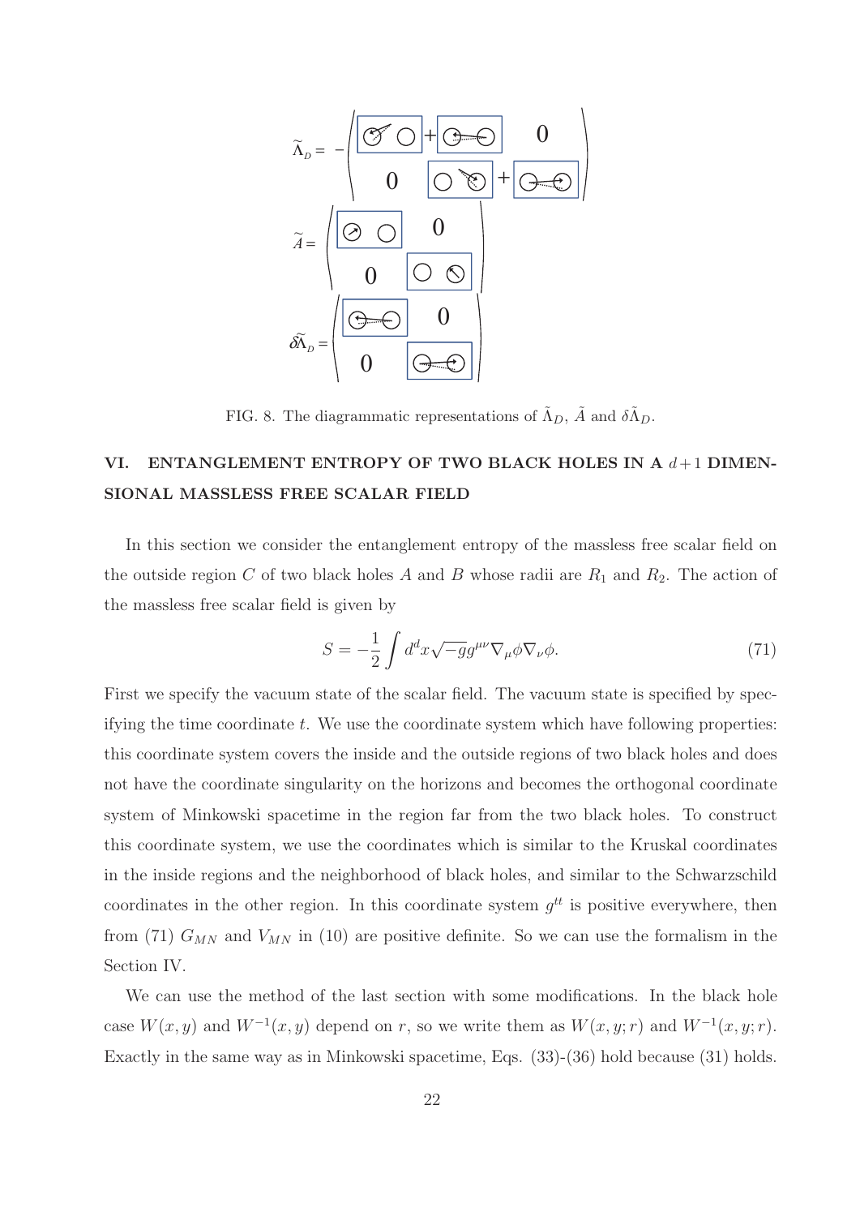FIG. 8. The diagrammatic representations of $\tilde{\Lambda}_D$, $\tilde{A}$ and $\delta\tilde{\Lambda}_D$.

## VI. ENTANGLEMENT ENTROPY OF TWO BLACK HOLES IN A $d+1$ DIMENSIONAL MASSLESS FREE SCALAR FIELD

In this section we consider the entanglement entropy of the massless free scalar field on the outside region $C$ of two black holes $A$ and $B$ whose radii are $R_1$ and $R_2$. The action of the massless free scalar field is given by

$$S = -\frac{1}{2}\int d^d x \sqrt{-g} g^{\mu\nu} \nabla_\mu \phi \nabla_\nu \phi. \tag{71}$$

First we specify the vacuum state of the scalar field. The vacuum state is specified by specifying the time coordinate $t$. We use the coordinate system which have following properties: this coordinate system covers the inside and the outside regions of two black holes and does not have the coordinate singularity on the horizons and becomes the orthogonal coordinate system of Minkowski spacetime in the region far from the two black holes. To construct this coordinate system, we use the coordinates which is similar to the Kruskal coordinates in the inside regions and the neighborhood of black holes, and similar to the Schwarzschild coordinates in the other region. In this coordinate system $g^{tt}$ is positive everywhere, then from (71) $G_{MN}$ and $V_{MN}$ in (10) are positive definite. So we can use the formalism in the Section IV.

We can use the method of the last section with some modifications. In the black hole case $W(x, y)$ and $W^{-1}(x, y)$ depend on $r$, so we write them as $W(x, y; r)$ and $W^{-1}(x, y; r)$. Exactly in the same way as in Minkowski spacetime, Eqs. (33)-(36) hold because (31) holds.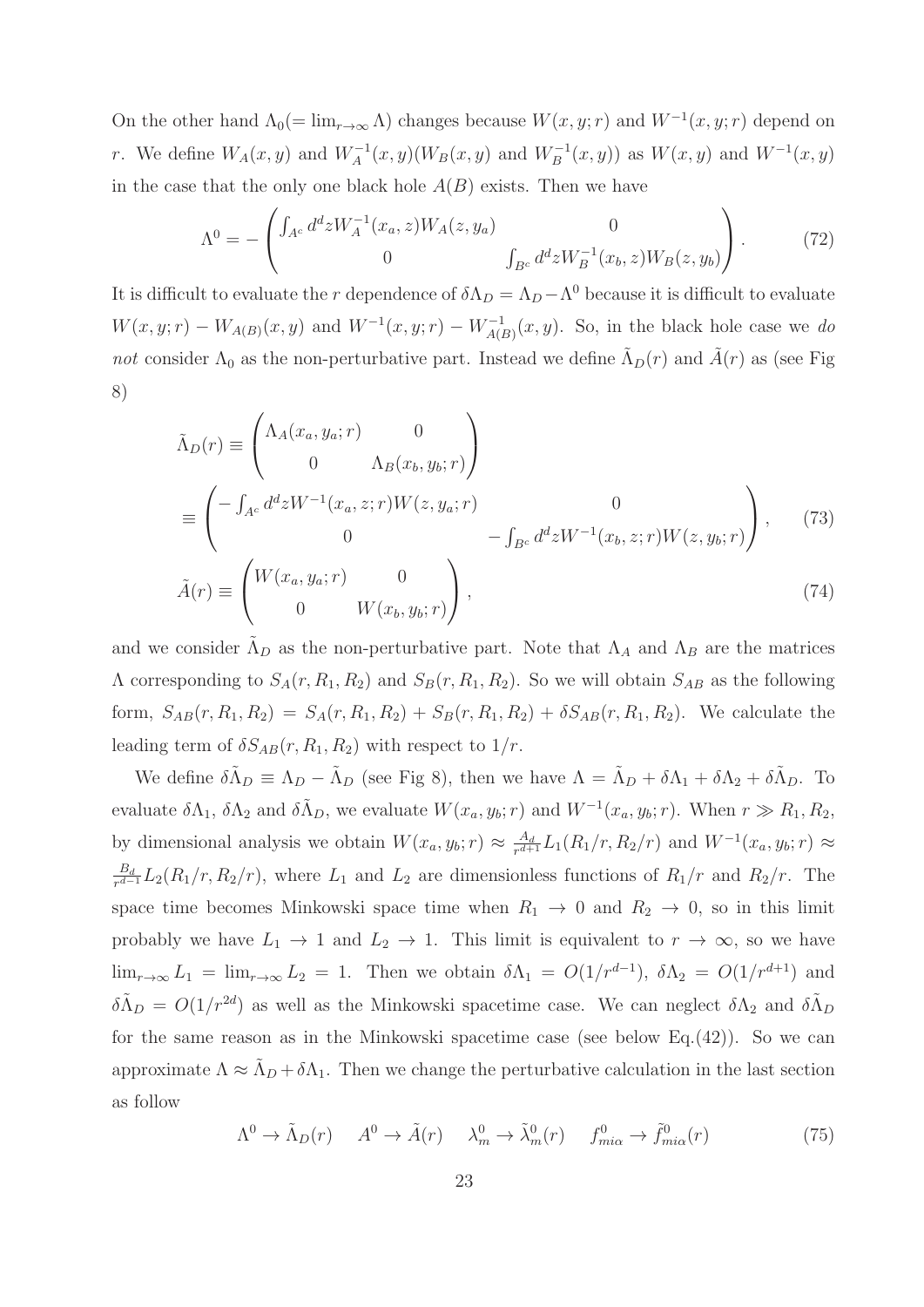On the other hand $\Lambda_0(=\lim_{r\to\infty}\Lambda)$ changes because $W(x,y;r)$ and $W^{-1}(x,y;r)$ depend on $r$. We define $W_A(x,y)$ and $W_A^{-1}(x,y)(W_B(x,y)$ and $W_B^{-1}(x,y))$ as $W(x,y)$ and $W^{-1}(x,y)$ in the case that the only one black hole $A(B)$ exists. Then we have

$$
\Lambda^0 = -\begin{pmatrix} \int_{A^c} d^d z W_A^{-1}(x_a,z)W_A(z,y_a) & 0 \\ 0 & \int_{B^c} d^d z W_B^{-1}(x_b,z)W_B(z,y_b) \end{pmatrix}. \tag{72}
$$

It is difficult to evaluate the $r$ dependence of $\delta\Lambda_D = \Lambda_D - \Lambda^0$ because it is difficult to evaluate $W(x,y;r) - W_{A(B)}(x,y)$ and $W^{-1}(x,y;r) - W_{A(B)}^{-1}(x,y)$. So, in the black hole case we *do not* consider $\Lambda_0$ as the non-perturbative part. Instead we define $\tilde{\Lambda}_D(r)$ and $\tilde{A}(r)$ as (see Fig 8)

$$
\begin{aligned}
\tilde{\Lambda}_D(r) &\equiv \begin{pmatrix} \Lambda_A(x_a,y_a;r) & 0 \\ 0 & \Lambda_B(x_b,y_b;r) \end{pmatrix} \\
&\equiv \begin{pmatrix} -\int_{A^c} d^d z W^{-1}(x_a,z;r)W(z,y_a;r) & 0 \\ 0 & -\int_{B^c} d^d z W^{-1}(x_b,z;r)W(z,y_b;r) \end{pmatrix}, 
\end{aligned} \tag{73}
$$

$$
\tilde{A}(r) \equiv \begin{pmatrix} W(x_a,y_a;r) & 0 \\ 0 & W(x_b,y_b;r) \end{pmatrix}, \tag{74}
$$

and we consider $\tilde{\Lambda}_D$ as the non-perturbative part. Note that $\Lambda_A$ and $\Lambda_B$ are the matrices $\Lambda$ corresponding to $S_A(r,R_1,R_2)$ and $S_B(r,R_1,R_2)$. So we will obtain $S_{AB}$ as the following form, $S_{AB}(r,R_1,R_2) = S_A(r,R_1,R_2) + S_B(r,R_1,R_2) + \delta S_{AB}(r,R_1,R_2)$. We calculate the leading term of $\delta S_{AB}(r,R_1,R_2)$ with respect to $1/r$.

We define $\delta\tilde{\Lambda}_D \equiv \Lambda_D - \tilde{\Lambda}_D$ (see Fig 8), then we have $\Lambda = \tilde{\Lambda}_D + \delta\Lambda_1 + \delta\Lambda_2 + \delta\tilde{\Lambda}_D$. To evaluate $\delta\Lambda_1$, $\delta\Lambda_2$ and $\delta\tilde{\Lambda}_D$, we evaluate $W(x_a,y_b;r)$ and $W^{-1}(x_a,y_b;r)$. When $r \gg R_1, R_2$, by dimensional analysis we obtain $W(x_a,y_b;r) \approx \frac{A_d}{r^{d+1}} L_1(R_1/r, R_2/r)$ and $W^{-1}(x_a,y_b;r) \approx \frac{B_d}{r^{d-1}} L_2(R_1/r, R_2/r)$, where $L_1$ and $L_2$ are dimensionless functions of $R_1/r$ and $R_2/r$. The space time becomes Minkowski space time when $R_1 \to 0$ and $R_2 \to 0$, so in this limit probably we have $L_1 \to 1$ and $L_2 \to 1$. This limit is equivalent to $r \to \infty$, so we have $\lim_{r\to\infty} L_1 = \lim_{r\to\infty} L_2 = 1$. Then we obtain $\delta\Lambda_1 = O(1/r^{d-1})$, $\delta\Lambda_2 = O(1/r^{d+1})$ and $\delta\tilde{\Lambda}_D = O(1/r^{2d})$ as well as the Minkowski spacetime case. We can neglect $\delta\Lambda_2$ and $\delta\tilde{\Lambda}_D$ for the same reason as in the Minkowski spacetime case (see below Eq.(42)). So we can approximate $\Lambda \approx \tilde{\Lambda}_D + \delta\Lambda_1$. Then we change the perturbative calculation in the last section as follow

$$
\Lambda^0 \to \tilde{\Lambda}_D(r) \qquad A^0 \to \tilde{A}(r) \qquad \lambda_m^0 \to \tilde{\lambda}_m^0(r) \qquad f_{mi\alpha}^0 \to \tilde{f}_{mi\alpha}^0(r) \tag{75}
$$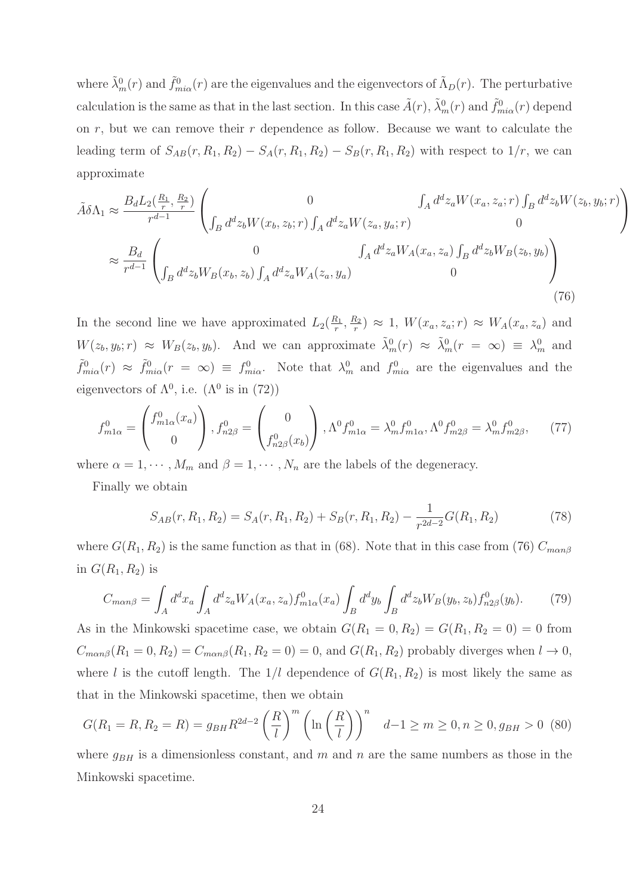where $\tilde{\lambda}^0_m(r)$ and $\tilde{f}^0_{mi\alpha}(r)$ are the eigenvalues and the eigenvectors of $\tilde{\Lambda}_D(r)$. The perturbative calculation is the same as that in the last section. In this case $\tilde{A}(r)$, $\tilde{\lambda}^0_m(r)$ and $\tilde{f}^0_{mi\alpha}(r)$ depend on $r$, but we can remove their $r$ dependence as follow. Because we want to calculate the leading term of $S_{AB}(r, R_1, R_2) - S_A(r, R_1, R_2) - S_B(r, R_1, R_2)$ with respect to $1/r$, we can approximate

$$
\begin{aligned}
\tilde{A}\delta\Lambda_1 &\approx \frac{B_d L_2(\frac{R_1}{r}, \frac{R_2}{r})}{r^{d-1}} \begin{pmatrix} 0 & \int_A d^d z_a W(x_a, z_a; r) \int_B d^d z_b W(z_b, y_b; r) \\ \int_B d^d z_b W(x_b, z_b; r) \int_A d^d z_a W(z_a, y_a; r) & 0 \end{pmatrix} \\
&\approx \frac{B_d}{r^{d-1}} \begin{pmatrix} 0 & \int_A d^d z_a W_A(x_a, z_a) \int_B d^d z_b W_B(z_b, y_b) \\ \int_B d^d z_b W_B(x_b, z_b) \int_A d^d z_a W_A(z_a, y_a) & 0 \end{pmatrix}
\end{aligned} \tag{76}
$$

In the second line we have approximated $L_2(\frac{R_1}{r}, \frac{R_2}{r}) \approx 1$, $W(x_a, z_a; r) \approx W_A(x_a, z_a)$ and $W(z_b, y_b; r) \approx W_B(z_b, y_b)$. And we can approximate $\tilde{\lambda}^0_m(r) \approx \tilde{\lambda}^0_m(r = \infty) \equiv \lambda^0_m$ and $\tilde{f}^0_{mi\alpha}(r) \approx \tilde{f}^0_{mi\alpha}(r = \infty) \equiv f^0_{mi\alpha}$. Note that $\lambda^0_m$ and $f^0_{mi\alpha}$ are the eigenvalues and the eigenvectors of $\Lambda^0$, i.e. ($\Lambda^0$ is in (72))

$$
f^0_{m1\alpha} = \begin{pmatrix} f^0_{m1\alpha}(x_a) \\ 0 \end{pmatrix}, f^0_{n2\beta} = \begin{pmatrix} 0 \\ f^0_{n2\beta}(x_b) \end{pmatrix}, \Lambda^0 f^0_{m1\alpha} = \lambda^0_m f^0_{m1\alpha}, \Lambda^0 f^0_{m2\beta} = \lambda^0_m f^0_{m2\beta}, \tag{77}
$$

where $\alpha = 1, \cdots, M_m$ and $\beta = 1, \cdots, N_n$ are the labels of the degeneracy.

Finally we obtain

$$
S_{AB}(r, R_1, R_2) = S_A(r, R_1, R_2) + S_B(r, R_1, R_2) - \frac{1}{r^{2d-2}} G(R_1, R_2) \tag{78}
$$

where $G(R_1, R_2)$ is the same function as that in (68). Note that in this case from (76) $C_{m\alpha n\beta}$ in $G(R_1, R_2)$ is

$$
C_{m\alpha n\beta} = \int_A d^d x_a \int_A d^d z_a W_A(x_a, z_a) f^0_{m1\alpha}(x_a) \int_B d^d y_b \int_B d^d z_b W_B(y_b, z_b) f^0_{n2\beta}(y_b). \tag{79}
$$

As in the Minkowski spacetime case, we obtain $G(R_1 = 0, R_2) = G(R_1, R_2 = 0) = 0$ from $C_{m\alpha n\beta}(R_1 = 0, R_2) = C_{m\alpha n\beta}(R_1, R_2 = 0) = 0$, and $G(R_1, R_2)$ probably diverges when $l \to 0$, where $l$ is the cutoff length. The $1/l$ dependence of $G(R_1, R_2)$ is most likely the same as that in the Minkowski spacetime, then we obtain

$$
G(R_1 = R, R_2 = R) = g_{BH} R^{2d-2} \left(\frac{R}{l}\right)^m \left(\ln\left(\frac{R}{l}\right)\right)^n \quad d-1 \geq m \geq 0, n \geq 0, g_{BH} > 0 \tag{80}
$$

where $g_{BH}$ is a dimensionless constant, and $m$ and $n$ are the same numbers as those in the Minkowski spacetime.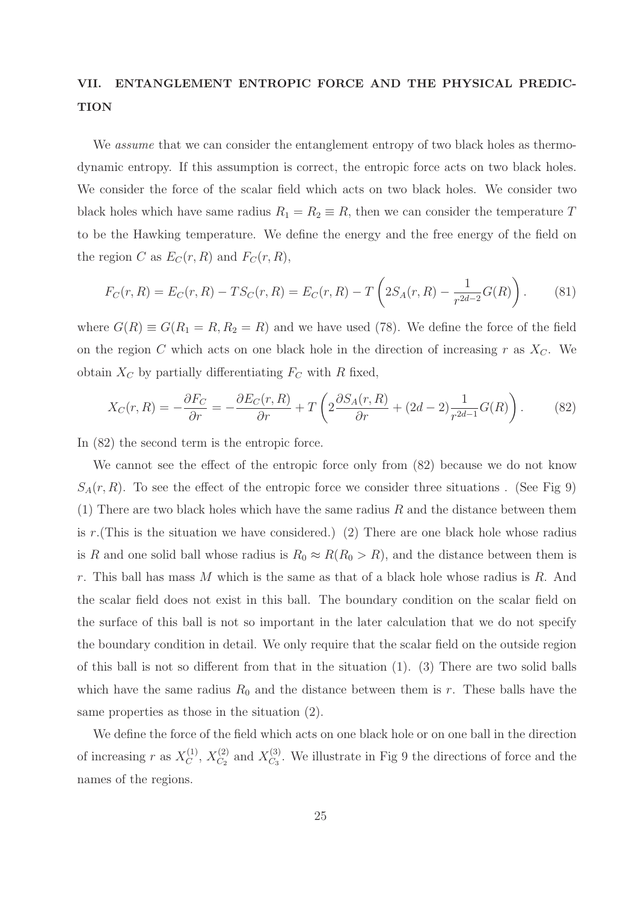## VII. ENTANGLEMENT ENTROPIC FORCE AND THE PHYSICAL PREDICTION

We *assume* that we can consider the entanglement entropy of two black holes as thermodynamic entropy. If this assumption is correct, the entropic force acts on two black holes. We consider the force of the scalar field which acts on two black holes. We consider two black holes which have same radius $R_1 = R_2 \equiv R$, then we can consider the temperature $T$ to be the Hawking temperature. We define the energy and the free energy of the field on the region $C$ as $E_C(r, R)$ and $F_C(r, R)$,

$$F_C(r, R) = E_C(r, R) - TS_C(r, R) = E_C(r, R) - T\left(2S_A(r, R) - \frac{1}{r^{2d-2}}G(R)\right). \tag{81}$$

where $G(R) \equiv G(R_1 = R, R_2 = R)$ and we have used (78). We define the force of the field on the region $C$ which acts on one black hole in the direction of increasing $r$ as $X_C$. We obtain $X_C$ by partially differentiating $F_C$ with $R$ fixed,

$$X_C(r, R) = -\frac{\partial F_C}{\partial r} = -\frac{\partial E_C(r, R)}{\partial r} + T\left(2\frac{\partial S_A(r, R)}{\partial r} + (2d-2)\frac{1}{r^{2d-1}}G(R)\right). \tag{82}$$

In (82) the second term is the entropic force.

We cannot see the effect of the entropic force only from (82) because we do not know $S_A(r, R)$. To see the effect of the entropic force we consider three situations . (See Fig 9) (1) There are two black holes which have the same radius $R$ and the distance between them is $r$.(This is the situation we have considered.) (2) There are one black hole whose radius is $R$ and one solid ball whose radius is $R_0 \approx R (R_0 > R)$, and the distance between them is $r$. This ball has mass $M$ which is the same as that of a black hole whose radius is $R$. And the scalar field does not exist in this ball. The boundary condition on the scalar field on the surface of this ball is not so important in the later calculation that we do not specify the boundary condition in detail. We only require that the scalar field on the outside region of this ball is not so different from that in the situation (1). (3) There are two solid balls which have the same radius $R_0$ and the distance between them is $r$. These balls have the same properties as those in the situation (2).

We define the force of the field which acts on one black hole or on one ball in the direction of increasing $r$ as $X_C^{(1)}$, $X_{C_2}^{(2)}$ and $X_{C_3}^{(3)}$. We illustrate in Fig 9 the directions of force and the names of the regions.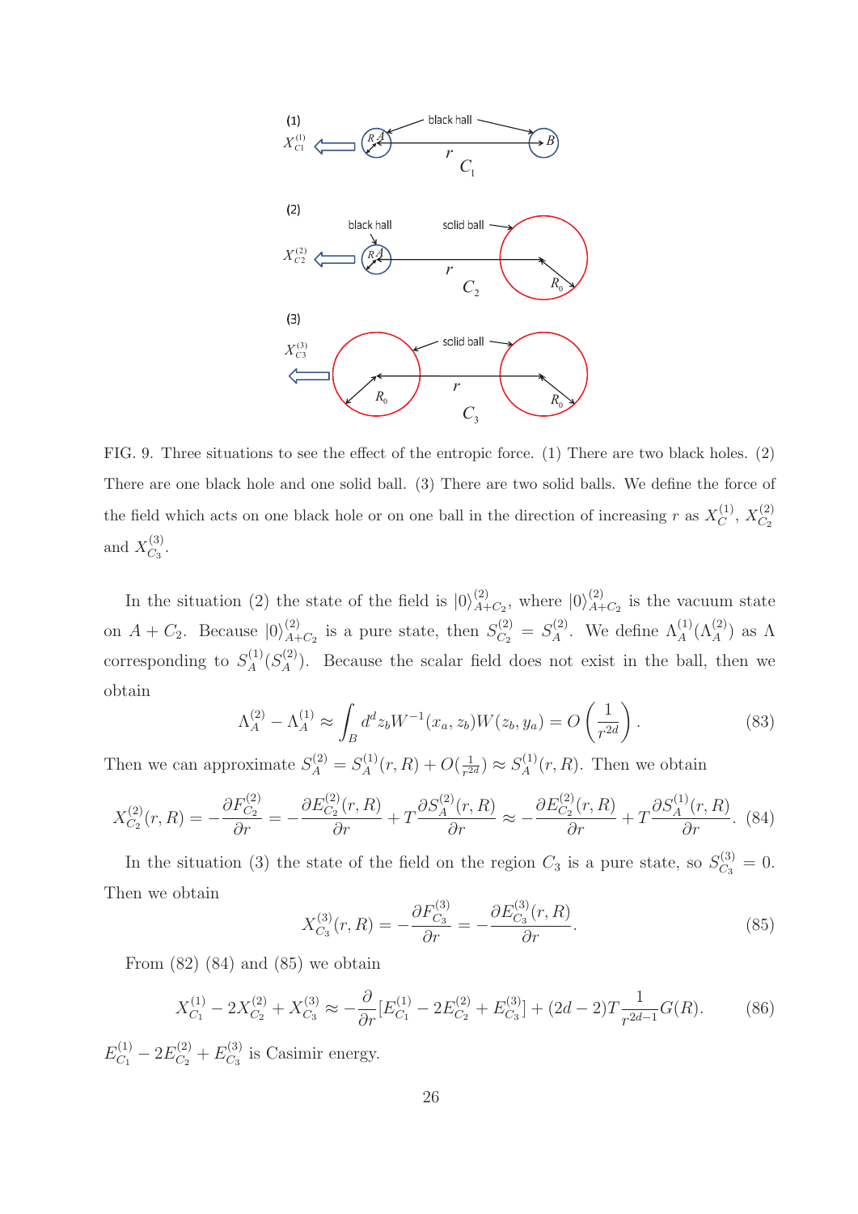FIG. 9. Three situations to see the effect of the entropic force. (1) There are two black holes. (2) There are one black hole and one solid ball. (3) There are two solid balls. We define the force of the field which acts on one black hole or on one ball in the direction of increasing $r$ as $X_C^{(1)}$, $X_{C_2}^{(2)}$ and $X_{C_3}^{(3)}$.

In the situation (2) the state of the field is $|0\rangle_{A+C_2}^{(2)}$, where $|0\rangle_{A+C_2}^{(2)}$ is the vacuum state on $A+C_2$. Because $|0\rangle_{A+C_2}^{(2)}$ is a pure state, then $S_{C_2}^{(2)} = S_A^{(2)}$. We define $\Lambda_A^{(1)}(\Lambda_A^{(2)})$ as $\Lambda$ corresponding to $S_A^{(1)}(S_A^{(2)})$. Because the scalar field does not exist in the ball, then we obtain

$$\Lambda_A^{(2)} - \Lambda_A^{(1)} \approx \int_B d^d z_b W^{-1}(x_a, z_b) W(z_b, y_a) = O\left(\frac{1}{r^{2d}}\right). \tag{83}$$

Then we can approximate $S_A^{(2)} = S_A^{(1)}(r,R) + O(\frac{1}{r^{2d}}) \approx S_A^{(1)}(r,R)$. Then we obtain

$$X_{C_2}^{(2)}(r,R) = -\frac{\partial F_{C_2}^{(2)}}{\partial r} = -\frac{\partial E_{C_2}^{(2)}(r,R)}{\partial r} + T\frac{\partial S_A^{(2)}(r,R)}{\partial r} \approx -\frac{\partial E_{C_2}^{(2)}(r,R)}{\partial r} + T\frac{\partial S_A^{(1)}(r,R)}{\partial r}. \tag{84}$$

In the situation (3) the state of the field on the region $C_3$ is a pure state, so $S_{C_3}^{(3)} = 0$. Then we obtain

$$X_{C_3}^{(3)}(r,R) = -\frac{\partial F_{C_3}^{(3)}}{\partial r} = -\frac{\partial E_{C_3}^{(3)}(r,R)}{\partial r}. \tag{85}$$

From (82) (84) and (85) we obtain

$$X_{C_1}^{(1)} - 2X_{C_2}^{(2)} + X_{C_3}^{(3)} \approx -\frac{\partial}{\partial r}[E_{C_1}^{(1)} - 2E_{C_2}^{(2)} + E_{C_3}^{(3)}] + (2d-2)T\frac{1}{r^{2d-1}}G(R). \tag{86}$$

$E_{C_1}^{(1)} - 2E_{C_2}^{(2)} + E_{C_3}^{(3)}$ is Casimir energy.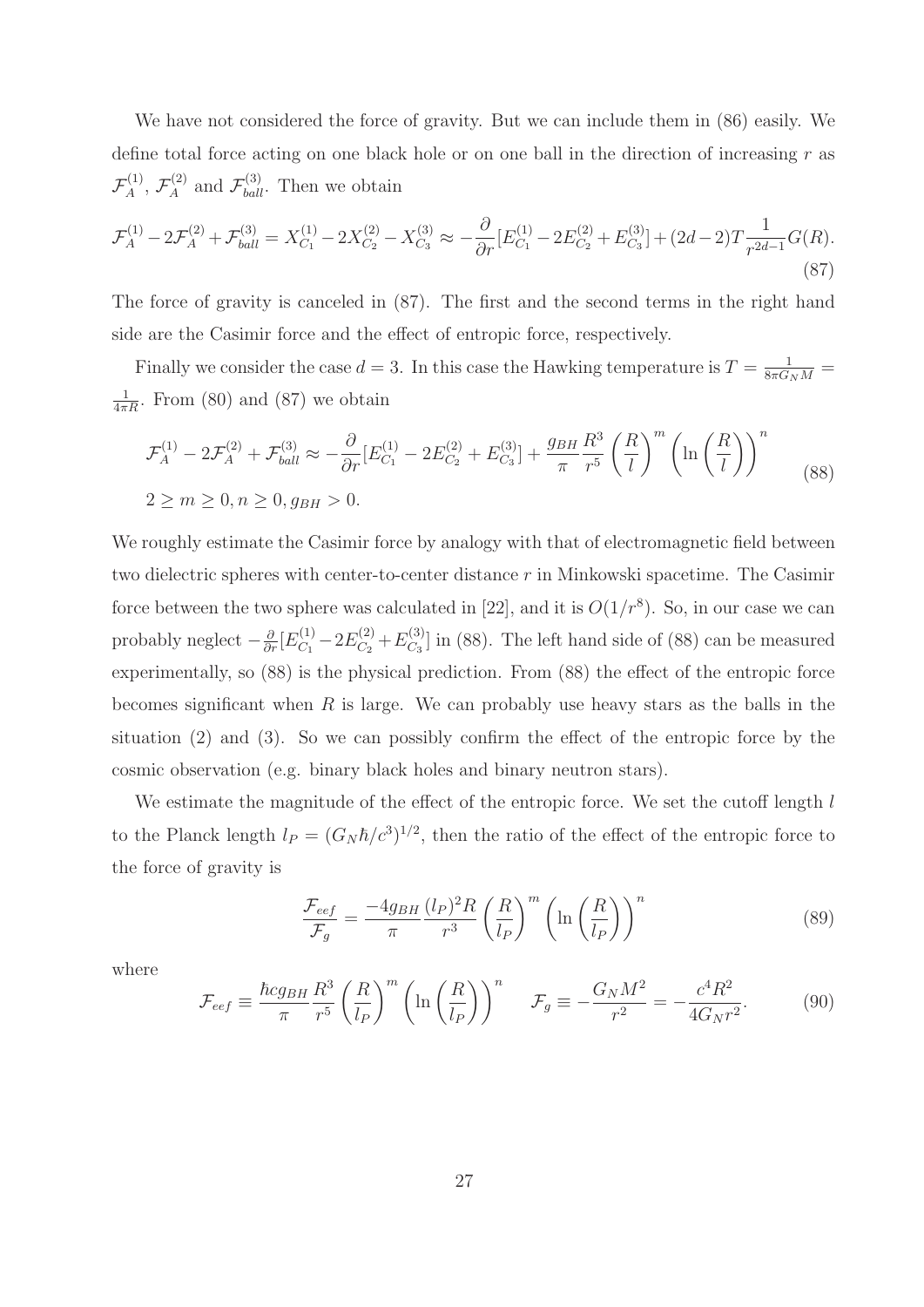We have not considered the force of gravity. But we can include them in (86) easily. We define total force acting on one black hole or on one ball in the direction of increasing $r$ as $\mathcal{F}_A^{(1)}$, $\mathcal{F}_A^{(2)}$ and $\mathcal{F}_{ball}^{(3)}$. Then we obtain

$$\mathcal{F}_A^{(1)} - 2\mathcal{F}_A^{(2)} + \mathcal{F}_{ball}^{(3)} = X_{C_1}^{(1)} - 2X_{C_2}^{(2)} - X_{C_3}^{(3)} \approx -\frac{\partial}{\partial r}[E_{C_1}^{(1)} - 2E_{C_2}^{(2)} + E_{C_3}^{(3)}] + (2d-2)T\frac{1}{r^{2d-1}}G(R). \tag{87}$$

The force of gravity is canceled in (87). The first and the second terms in the right hand side are the Casimir force and the effect of entropic force, respectively.

Finally we consider the case $d = 3$. In this case the Hawking temperature is $T = \frac{1}{8\pi G_N M} = \frac{1}{4\pi R}$. From (80) and (87) we obtain

$$\begin{aligned} &\mathcal{F}_A^{(1)} - 2\mathcal{F}_A^{(2)} + \mathcal{F}_{ball}^{(3)} \approx -\frac{\partial}{\partial r}[E_{C_1}^{(1)} - 2E_{C_2}^{(2)} + E_{C_3}^{(3)}] + \frac{g_{BH}}{\pi}\frac{R^3}{r^5}\left(\frac{R}{l}\right)^m \left(\ln\left(\frac{R}{l}\right)\right)^n \\ &2 \geq m \geq 0, n \geq 0, g_{BH} > 0. \end{aligned} \tag{88}$$

We roughly estimate the Casimir force by analogy with that of electromagnetic field between two dielectric spheres with center-to-center distance $r$ in Minkowski spacetime. The Casimir force between the two sphere was calculated in [22], and it is $O(1/r^8)$. So, in our case we can probably neglect $-\frac{\partial}{\partial r}[E_{C_1}^{(1)} - 2E_{C_2}^{(2)} + E_{C_3}^{(3)}]$ in (88). The left hand side of (88) can be measured experimentally, so (88) is the physical prediction. From (88) the effect of the entropic force becomes significant when $R$ is large. We can probably use heavy stars as the balls in the situation (2) and (3). So we can possibly confirm the effect of the entropic force by the cosmic observation (e.g. binary black holes and binary neutron stars).

We estimate the magnitude of the effect of the entropic force. We set the cutoff length $l$ to the Planck length $l_P = (G_N\hbar/c^3)^{1/2}$, then the ratio of the effect of the entropic force to the force of gravity is

$$\frac{\mathcal{F}_{eef}}{\mathcal{F}_g} = \frac{-4g_{BH}}{\pi}\frac{(l_P)^2 R}{r^3}\left(\frac{R}{l_P}\right)^m \left(\ln\left(\frac{R}{l_P}\right)\right)^n \tag{89}$$

where

$$\mathcal{F}_{eef} \equiv \frac{\hbar c g_{BH}}{\pi}\frac{R^3}{r^5}\left(\frac{R}{l_P}\right)^m \left(\ln\left(\frac{R}{l_P}\right)\right)^n \quad \mathcal{F}_g \equiv -\frac{G_N M^2}{r^2} = -\frac{c^4 R^2}{4G_N r^2}. \tag{90}$$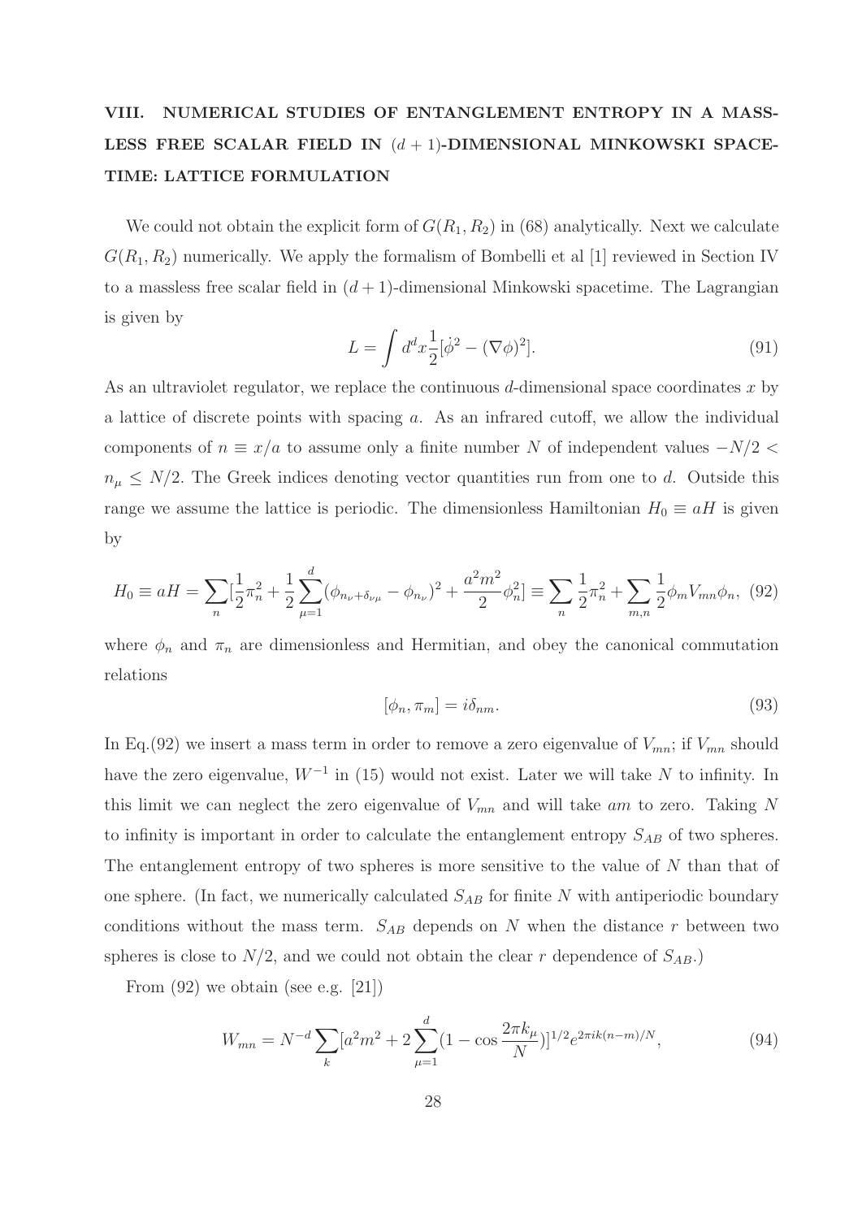## VIII. NUMERICAL STUDIES OF ENTANGLEMENT ENTROPY IN A MASSLESS FREE SCALAR FIELD IN $(d+1)$-DIMENSIONAL MINKOWSKI SPACETIME: LATTICE FORMULATION

We could not obtain the explicit form of $G(R_1, R_2)$ in (68) analytically. Next we calculate $G(R_1, R_2)$ numerically. We apply the formalism of Bombelli et al [1] reviewed in Section IV to a massless free scalar field in $(d+1)$-dimensional Minkowski spacetime. The Lagrangian is given by

$$L = \int d^d x \frac{1}{2}[\dot{\phi}^2 - (\nabla\phi)^2]. \tag{91}$$

As an ultraviolet regulator, we replace the continuous $d$-dimensional space coordinates $x$ by a lattice of discrete points with spacing $a$. As an infrared cutoff, we allow the individual components of $n \equiv x/a$ to assume only a finite number $N$ of independent values $-N/2 < n_\mu \leq N/2$. The Greek indices denoting vector quantities run from one to $d$. Outside this range we assume the lattice is periodic. The dimensionless Hamiltonian $H_0 \equiv aH$ is given by

$$H_0 \equiv aH = \sum_n [\frac{1}{2}\pi_n^2 + \frac{1}{2}\sum_{\mu=1}^{d}(\phi_{n_\nu+\delta_{\nu\mu}} - \phi_{n_\nu})^2 + \frac{a^2m^2}{2}\phi_n^2] \equiv \sum_n \frac{1}{2}\pi_n^2 + \sum_{m,n}\frac{1}{2}\phi_m V_{mn}\phi_n, \tag{92}$$

where $\phi_n$ and $\pi_n$ are dimensionless and Hermitian, and obey the canonical commutation relations

$$[\phi_n, \pi_m] = i\delta_{nm}. \tag{93}$$

In Eq.(92) we insert a mass term in order to remove a zero eigenvalue of $V_{mn}$; if $V_{mn}$ should have the zero eigenvalue, $W^{-1}$ in (15) would not exist. Later we will take $N$ to infinity. In this limit we can neglect the zero eigenvalue of $V_{mn}$ and will take $am$ to zero. Taking $N$ to infinity is important in order to calculate the entanglement entropy $S_{AB}$ of two spheres. The entanglement entropy of two spheres is more sensitive to the value of $N$ than that of one sphere. (In fact, we numerically calculated $S_{AB}$ for finite $N$ with antiperiodic boundary conditions without the mass term. $S_{AB}$ depends on $N$ when the distance $r$ between two spheres is close to $N/2$, and we could not obtain the clear $r$ dependence of $S_{AB}$.)

From (92) we obtain (see e.g. [21])

$$W_{mn} = N^{-d}\sum_k [a^2m^2 + 2\sum_{\mu=1}^{d}(1 - \cos\frac{2\pi k_\mu}{N})]^{1/2} e^{2\pi i k(n-m)/N}, \tag{94}$$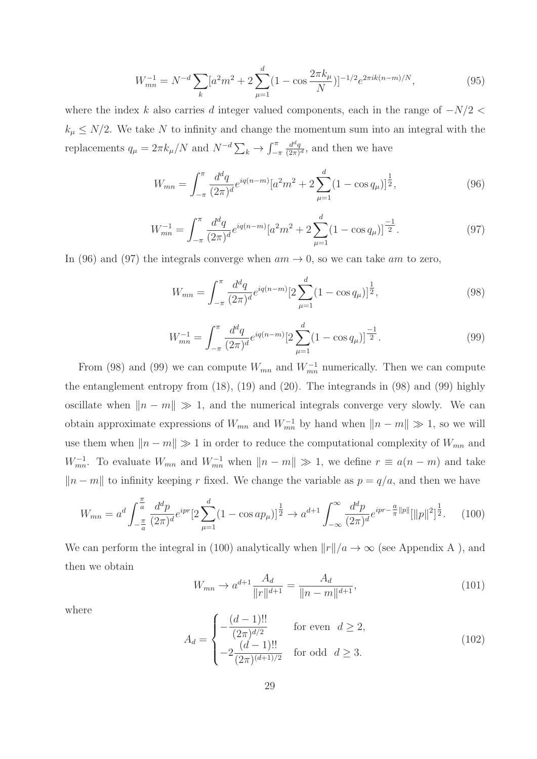$$W_{mn}^{-1} = N^{-d} \sum_k [a^2 m^2 + 2 \sum_{\mu=1}^{d} (1 - \cos \frac{2\pi k_\mu}{N})]^{-1/2} e^{2\pi i k(n-m)/N}, \tag{95}$$

where the index $k$ also carries $d$ integer valued components, each in the range of $-N/2 < k_\mu \leq N/2$. We take $N$ to infinity and change the momentum sum into an integral with the replacements $q_\mu = 2\pi k_\mu / N$ and $N^{-d} \sum_k \to \int_{-\pi}^{\pi} \frac{d^d q}{(2\pi)^d}$, and then we have

$$W_{mn} = \int_{-\pi}^{\pi} \frac{d^d q}{(2\pi)^d} e^{iq(n-m)} [a^2 m^2 + 2 \sum_{\mu=1}^{d} (1 - \cos q_\mu)]^{\frac{1}{2}}, \tag{96}$$

$$W_{mn}^{-1} = \int_{-\pi}^{\pi} \frac{d^d q}{(2\pi)^d} e^{iq(n-m)} [a^2 m^2 + 2 \sum_{\mu=1}^{d} (1 - \cos q_\mu)]^{\frac{-1}{2}}. \tag{97}$$

In (96) and (97) the integrals converge when $am \to 0$, so we can take $am$ to zero,

$$W_{mn} = \int_{-\pi}^{\pi} \frac{d^d q}{(2\pi)^d} e^{iq(n-m)} [2 \sum_{\mu=1}^{d} (1 - \cos q_\mu)]^{\frac{1}{2}}, \tag{98}$$

$$W_{mn}^{-1} = \int_{-\pi}^{\pi} \frac{d^d q}{(2\pi)^d} e^{iq(n-m)} [2 \sum_{\mu=1}^{d} (1 - \cos q_\mu)]^{\frac{-1}{2}}. \tag{99}$$

From (98) and (99) we can compute $W_{mn}$ and $W_{mn}^{-1}$ numerically. Then we can compute the entanglement entropy from (18), (19) and (20). The integrands in (98) and (99) highly oscillate when $\|n - m\| \gg 1$, and the numerical integrals converge very slowly. We can obtain approximate expressions of $W_{mn}$ and $W_{mn}^{-1}$ by hand when $\|n - m\| \gg 1$, so we will use them when $\|n - m\| \gg 1$ in order to reduce the computational complexity of $W_{mn}$ and $W_{mn}^{-1}$. To evaluate $W_{mn}$ and $W_{mn}^{-1}$ when $\|n - m\| \gg 1$, we define $r \equiv a(n - m)$ and take $\|n - m\|$ to infinity keeping $r$ fixed. We change the variable as $p = q/a$, and then we have

$$W_{mn} = a^d \int_{-\frac{\pi}{a}}^{\frac{\pi}{a}} \frac{d^d p}{(2\pi)^d} e^{ipr} [2 \sum_{\mu=1}^{d} (1 - \cos a p_\mu)]^{\frac{1}{2}} \to a^{d+1} \int_{-\infty}^{\infty} \frac{d^d p}{(2\pi)^d} e^{ipr - \frac{a}{\pi}\|p\|} [\|p\|^2]^{\frac{1}{2}}. \tag{100}$$

We can perform the integral in (100) analytically when $\|r\|/a \to \infty$ (see Appendix A ), and then we obtain

$$W_{mn} \to a^{d+1} \frac{A_d}{\|r\|^{d+1}} = \frac{A_d}{\|n - m\|^{d+1}}, \tag{101}$$

where

$$A_d = \begin{cases} -\dfrac{(d-1)!!}{(2\pi)^{d/2}} & \text{for even} \quad d \geq 2, \\ -2\dfrac{(d-1)!!}{(2\pi)^{(d+1)/2}} & \text{for odd} \quad d \geq 3. \end{cases} \tag{102}$$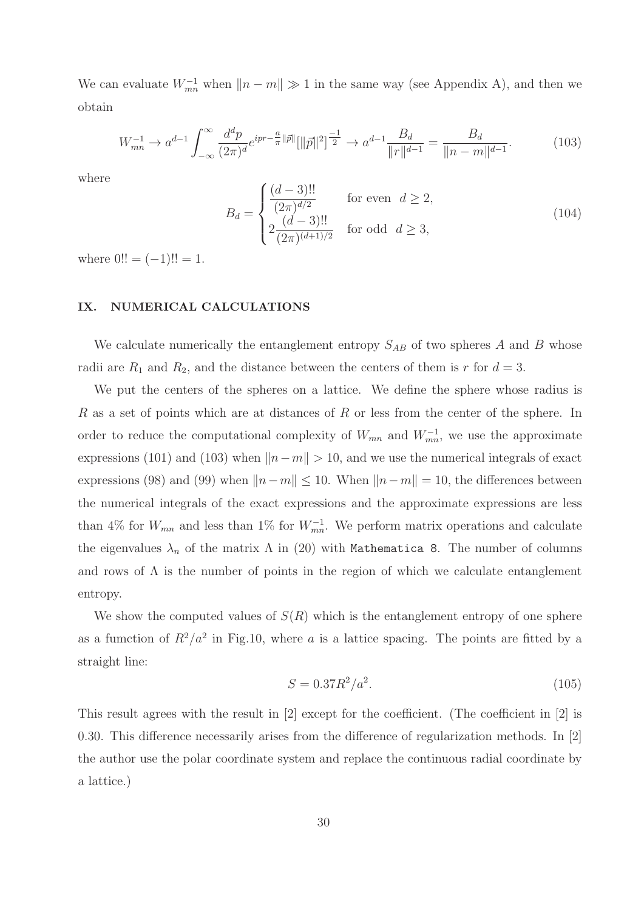We can evaluate $W_{mn}^{-1}$ when $\|n-m\| \gg 1$ in the same way (see Appendix A), and then we obtain

$$W_{mn}^{-1} \to a^{d-1} \int_{-\infty}^{\infty} \frac{d^d p}{(2\pi)^d} e^{ipr - \frac{a}{\pi}\|\vec{p}\|} [\|\vec{p}\|^2]^{\frac{-1}{2}} \to a^{d-1} \frac{B_d}{\|r\|^{d-1}} = \frac{B_d}{\|n-m\|^{d-1}}. \tag{103}$$

where

$$B_d = \begin{cases} \dfrac{(d-3)!!}{(2\pi)^{d/2}} & \text{for even} \quad d \geq 2, \\ 2\dfrac{(d-3)!!}{(2\pi)^{(d+1)/2}} & \text{for odd} \quad d \geq 3, \end{cases} \tag{104}$$

where $0!! = (-1)!! = 1$.

## IX. NUMERICAL CALCULATIONS

We calculate numerically the entanglement entropy $S_{AB}$ of two spheres $A$ and $B$ whose radii are $R_1$ and $R_2$, and the distance between the centers of them is $r$ for $d = 3$.

We put the centers of the spheres on a lattice. We define the sphere whose radius is $R$ as a set of points which are at distances of $R$ or less from the center of the sphere. In order to reduce the computational complexity of $W_{mn}$ and $W_{mn}^{-1}$, we use the approximate expressions (101) and (103) when $\|n-m\| > 10$, and we use the numerical integrals of exact expressions (98) and (99) when $\|n-m\| \leq 10$. When $\|n-m\| = 10$, the differences between the numerical integrals of the exact expressions and the approximate expressions are less than 4% for $W_{mn}$ and less than 1% for $W_{mn}^{-1}$. We perform matrix operations and calculate the eigenvalues $\lambda_n$ of the matrix $\Lambda$ in (20) with `Mathematica 8`. The number of columns and rows of $\Lambda$ is the number of points in the region of which we calculate entanglement entropy.

We show the computed values of $S(R)$ which is the entanglement entropy of one sphere as a fumction of $R^2/a^2$ in Fig.10, where $a$ is a lattice spacing. The points are fitted by a straight line:

$$S = 0.37R^2/a^2. \tag{105}$$

This result agrees with the result in [2] except for the coefficient. (The coefficient in [2] is 0.30. This difference necessarily arises from the difference of regularization methods. In [2] the author use the polar coordinate system and replace the continuous radial coordinate by a lattice.)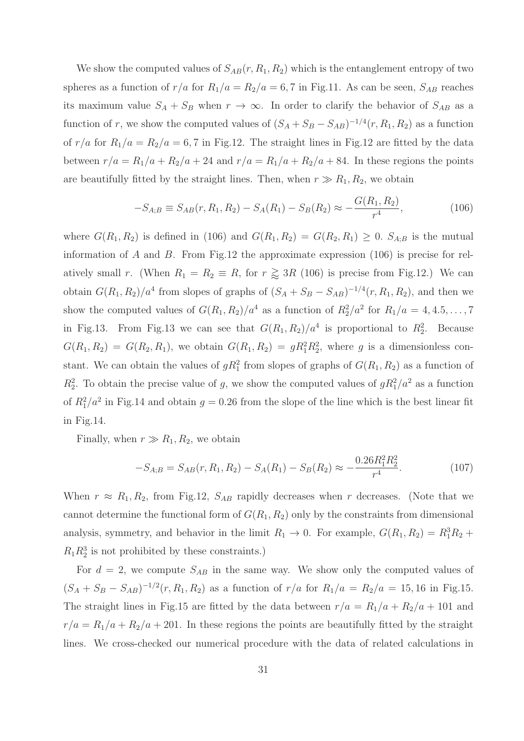We show the computed values of $S_{AB}(r, R_1, R_2)$ which is the entanglement entropy of two spheres as a function of $r/a$ for $R_1/a = R_2/a = 6, 7$ in Fig.11. As can be seen, $S_{AB}$ reaches its maximum value $S_A + S_B$ when $r \to \infty$. In order to clarify the behavior of $S_{AB}$ as a function of $r$, we show the computed values of $(S_A + S_B - S_{AB})^{-1/4}(r, R_1, R_2)$ as a function of $r/a$ for $R_1/a = R_2/a = 6, 7$ in Fig.12. The straight lines in Fig.12 are fitted by the data between $r/a = R_1/a + R_2/a + 24$ and $r/a = R_1/a + R_2/a + 84$. In these regions the points are beautifully fitted by the straight lines. Then, when $r \gg R_1, R_2$, we obtain

$$-S_{A;B} \equiv S_{AB}(r, R_1, R_2) - S_A(R_1) - S_B(R_2) \approx -\frac{G(R_1, R_2)}{r^4}, \tag{106}$$

where $G(R_1, R_2)$ is defined in (106) and $G(R_1, R_2) = G(R_2, R_1) \geq 0$. $S_{A;B}$ is the mutual information of $A$ and $B$. From Fig.12 the approximate expression (106) is precise for relatively small $r$. (When $R_1 = R_2 \equiv R$, for $r \gtrsim 3R$ (106) is precise from Fig.12.) We can obtain $G(R_1, R_2)/a^4$ from slopes of graphs of $(S_A + S_B - S_{AB})^{-1/4}(r, R_1, R_2)$, and then we show the computed values of $G(R_1, R_2)/a^4$ as a function of $R_2^2/a^2$ for $R_1/a = 4, 4.5, \ldots, 7$ in Fig.13. From Fig.13 we can see that $G(R_1, R_2)/a^4$ is proportional to $R_2^2$. Because $G(R_1, R_2) = G(R_2, R_1)$, we obtain $G(R_1, R_2) = gR_1^2 R_2^2$, where $g$ is a dimensionless constant. We can obtain the values of $gR_1^2$ from slopes of graphs of $G(R_1, R_2)$ as a function of $R_2^2$. To obtain the precise value of $g$, we show the computed values of $gR_1^2/a^2$ as a function of $R_1^2/a^2$ in Fig.14 and obtain $g = 0.26$ from the slope of the line which is the best linear fit in Fig.14.

Finally, when $r \gg R_1, R_2$, we obtain

$$-S_{A;B} = S_{AB}(r, R_1, R_2) - S_A(R_1) - S_B(R_2) \approx -\frac{0.26 R_1^2 R_2^2}{r^4}. \tag{107}$$

When $r \approx R_1, R_2$, from Fig.12, $S_{AB}$ rapidly decreases when $r$ decreases. (Note that we cannot determine the functional form of $G(R_1, R_2)$ only by the constraints from dimensional analysis, symmetry, and behavior in the limit $R_1 \to 0$. For example, $G(R_1, R_2) = R_1^3 R_2 + R_1 R_2^3$ is not prohibited by these constraints.)

For $d = 2$, we compute $S_{AB}$ in the same way. We show only the computed values of $(S_A + S_B - S_{AB})^{-1/2}(r, R_1, R_2)$ as a function of $r/a$ for $R_1/a = R_2/a = 15, 16$ in Fig.15. The straight lines in Fig.15 are fitted by the data between $r/a = R_1/a + R_2/a + 101$ and $r/a = R_1/a + R_2/a + 201$. In these regions the points are beautifully fitted by the straight lines. We cross-checked our numerical procedure with the data of related calculations in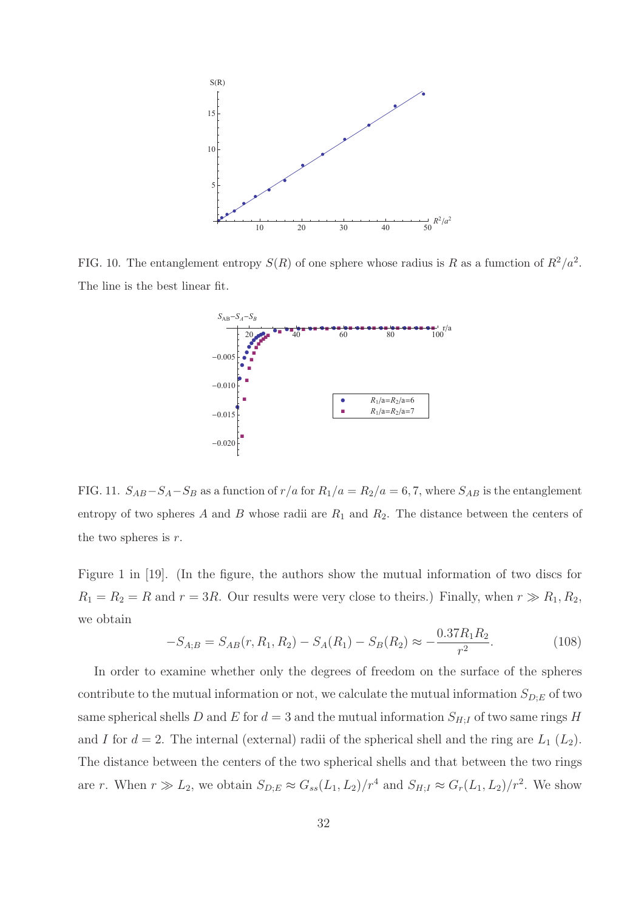FIG. 10. The entanglement entropy $S(R)$ of one sphere whose radius is $R$ as a fumction of $R^2/a^2$. The line is the best linear fit.

FIG. 11. $S_{AB}-S_A-S_B$ as a function of $r/a$ for $R_1/a = R_2/a = 6, 7$, where $S_{AB}$ is the entanglement entropy of two spheres $A$ and $B$ whose radii are $R_1$ and $R_2$. The distance between the centers of the two spheres is $r$.

Figure 1 in [19]. (In the figure, the authors show the mutual information of two discs for $R_1 = R_2 = R$ and $r = 3R$. Our results were very close to theirs.) Finally, when $r \gg R_1, R_2$, we obtain

$$-S_{A;B} = S_{AB}(r, R_1, R_2) - S_A(R_1) - S_B(R_2) \approx -\frac{0.37 R_1 R_2}{r^2}. \tag{108}$$

In order to examine whether only the degrees of freedom on the surface of the spheres contribute to the mutual information or not, we calculate the mutual information $S_{D;E}$ of two same spherical shells $D$ and $E$ for $d = 3$ and the mutual information $S_{H;I}$ of two same rings $H$ and $I$ for $d = 2$. The internal (external) radii of the spherical shell and the ring are $L_1$ ($L_2$). The distance between the centers of the two spherical shells and that between the two rings are $r$. When $r \gg L_2$, we obtain $S_{D;E} \approx G_{ss}(L_1, L_2)/r^4$ and $S_{H;I} \approx G_r(L_1, L_2)/r^2$. We show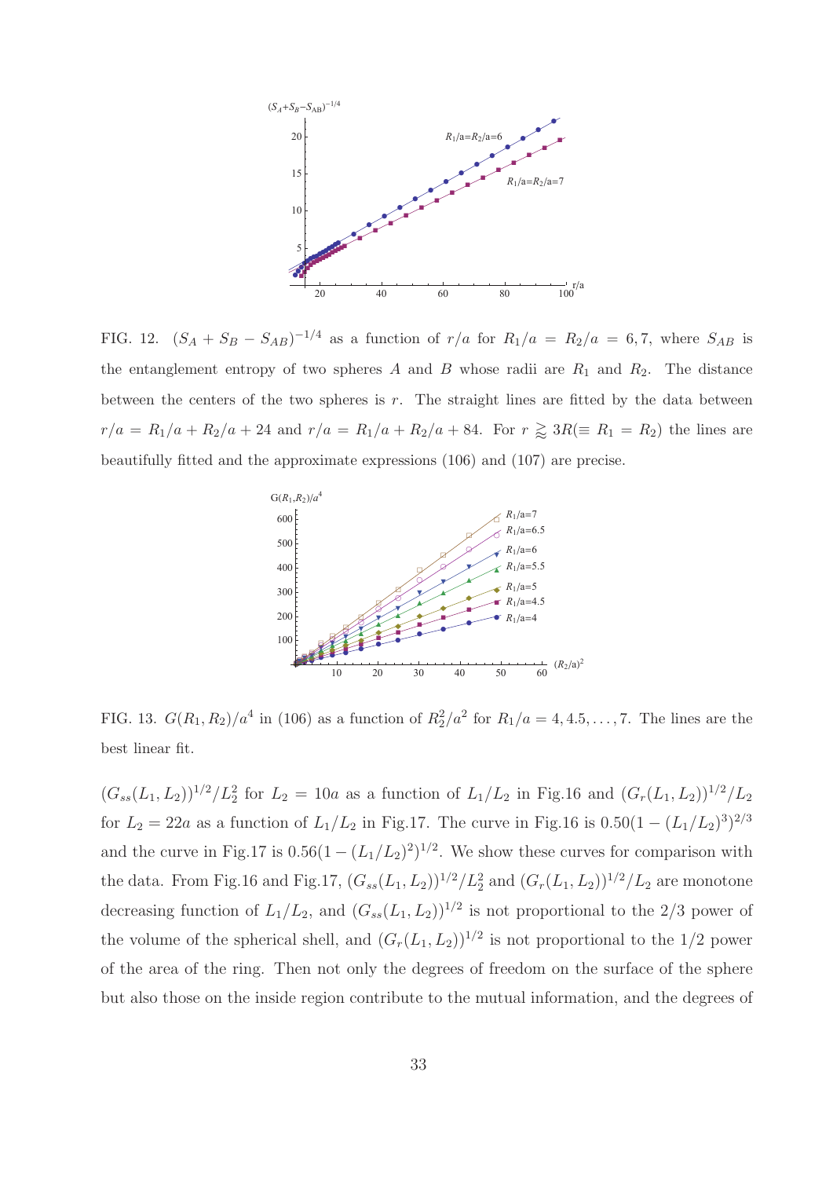FIG. 12. $(S_A + S_B - S_{AB})^{-1/4}$ as a function of $r/a$ for $R_1/a = R_2/a = 6, 7$, where $S_{AB}$ is the entanglement entropy of two spheres $A$ and $B$ whose radii are $R_1$ and $R_2$. The distance between the centers of the two spheres is $r$. The straight lines are fitted by the data between $r/a = R_1/a + R_2/a + 24$ and $r/a = R_1/a + R_2/a + 84$. For $r \gtrapprox 3R(\equiv R_1 = R_2)$ the lines are beautifully fitted and the approximate expressions (106) and (107) are precise.

FIG. 13. $G(R_1, R_2)/a^4$ in (106) as a function of $R_2^2/a^2$ for $R_1/a = 4, 4.5, \ldots, 7$. The lines are the best linear fit.

$(G_{ss}(L_1, L_2))^{1/2}/L_2^2$ for $L_2 = 10a$ as a function of $L_1/L_2$ in Fig.16 and $(G_r(L_1, L_2))^{1/2}/L_2$ for $L_2 = 22a$ as a function of $L_1/L_2$ in Fig.17. The curve in Fig.16 is $0.50(1 - (L_1/L_2)^3)^{2/3}$ and the curve in Fig.17 is $0.56(1 - (L_1/L_2)^2)^{1/2}$. We show these curves for comparison with the data. From Fig.16 and Fig.17, $(G_{ss}(L_1, L_2))^{1/2}/L_2^2$ and $(G_r(L_1, L_2))^{1/2}/L_2$ are monotone decreasing function of $L_1/L_2$, and $(G_{ss}(L_1, L_2))^{1/2}$ is not proportional to the 2/3 power of the volume of the spherical shell, and $(G_r(L_1, L_2))^{1/2}$ is not proportional to the 1/2 power of the area of the ring. Then not only the degrees of freedom on the surface of the sphere but also those on the inside region contribute to the mutual information, and the degrees of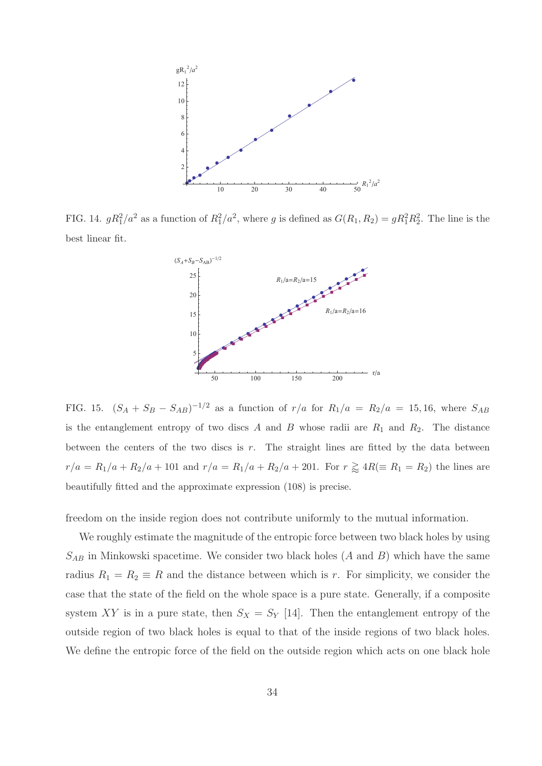FIG. 14. $gR_1^2/a^2$ as a function of $R_1^2/a^2$, where $g$ is defined as $G(R_1, R_2) = gR_1^2R_2^2$. The line is the best linear fit.

FIG. 15. $(S_A + S_B - S_{AB})^{-1/2}$ as a function of $r/a$ for $R_1/a = R_2/a = 15, 16$, where $S_{AB}$ is the entanglement entropy of two discs $A$ and $B$ whose radii are $R_1$ and $R_2$. The distance between the centers of the two discs is $r$. The straight lines are fitted by the data between $r/a = R_1/a + R_2/a + 101$ and $r/a = R_1/a + R_2/a + 201$. For $r \gtrsim 4R(\equiv R_1 = R_2)$ the lines are beautifully fitted and the approximate expression (108) is precise.

freedom on the inside region does not contribute uniformly to the mutual information.

We roughly estimate the magnitude of the entropic force between two black holes by using $S_{AB}$ in Minkowski spacetime. We consider two black holes ($A$ and $B$) which have the same radius $R_1 = R_2 \equiv R$ and the distance between which is $r$. For simplicity, we consider the case that the state of the field on the whole space is a pure state. Generally, if a composite system $XY$ is in a pure state, then $S_X = S_Y$ [14]. Then the entanglement entropy of the outside region of two black holes is equal to that of the inside regions of two black holes. We define the entropic force of the field on the outside region which acts on one black hole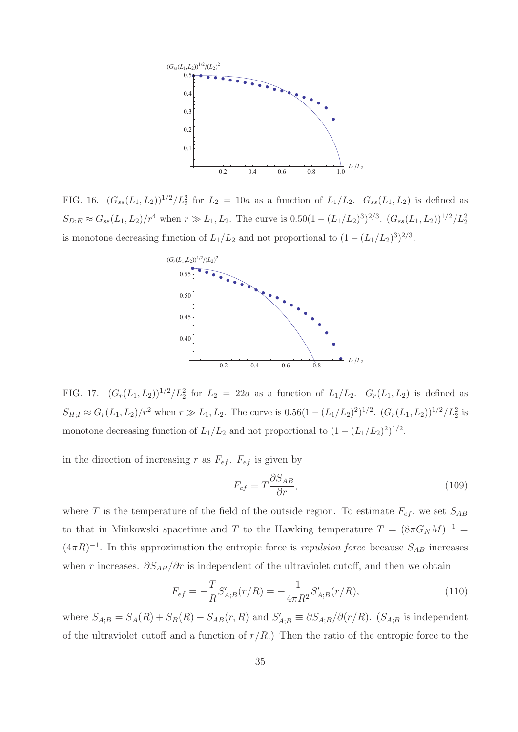FIG. 16. $(G_{ss}(L_1, L_2))^{1/2}/L_2^2$ for $L_2 = 10a$ as a function of $L_1/L_2$. $G_{ss}(L_1, L_2)$ is defined as $S_{D;E} \approx G_{ss}(L_1, L_2)/r^4$ when $r \gg L_1, L_2$. The curve is $0.50(1 - (L_1/L_2)^3)^{2/3}$. $(G_{ss}(L_1, L_2))^{1/2}/L_2^2$ is monotone decreasing function of $L_1/L_2$ and not proportional to $(1 - (L_1/L_2)^3)^{2/3}$.

FIG. 17. $(G_r(L_1, L_2))^{1/2}/L_2^2$ for $L_2 = 22a$ as a function of $L_1/L_2$. $G_r(L_1, L_2)$ is defined as $S_{H;I} \approx G_r(L_1, L_2)/r^2$ when $r \gg L_1, L_2$. The curve is $0.56(1 - (L_1/L_2)^2)^{1/2}$. $(G_r(L_1, L_2))^{1/2}/L_2^2$ is monotone decreasing function of $L_1/L_2$ and not proportional to $(1 - (L_1/L_2)^2)^{1/2}$.

in the direction of increasing $r$ as $F_{ef}$. $F_{ef}$ is given by

$$F_{ef} = T \frac{\partial S_{AB}}{\partial r}, \tag{109}$$

where $T$ is the temperature of the field of the outside region. To estimate $F_{ef}$, we set $S_{AB}$ to that in Minkowski spacetime and $T$ to the Hawking temperature $T = (8\pi G_N M)^{-1} = (4\pi R)^{-1}$. In this approximation the entropic force is *repulsion force* because $S_{AB}$ increases when $r$ increases. $\partial S_{AB}/\partial r$ is independent of the ultraviolet cutoff, and then we obtain

$$F_{ef} = -\frac{T}{R} S'_{A;B}(r/R) = -\frac{1}{4\pi R^2} S'_{A;B}(r/R), \tag{110}$$

where $S_{A;B} = S_A(R) + S_B(R) - S_{AB}(r, R)$ and $S'_{A;B} \equiv \partial S_{A;B}/\partial(r/R)$. ($S_{A;B}$ is independent of the ultraviolet cutoff and a function of $r/R$.) Then the ratio of the entropic force to the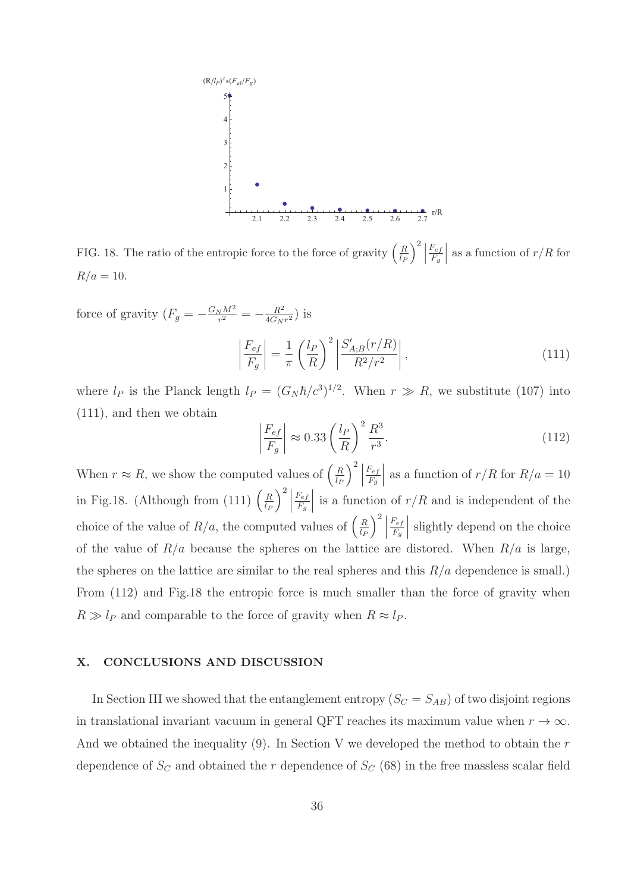FIG. 18. The ratio of the entropic force to the force of gravity $\left(\frac{R}{l_P}\right)^2 \left|\frac{F_{ef}}{F_g}\right|$ as a function of $r/R$ for $R/a = 10$.

force of gravity ($F_g = -\frac{G_N M^2}{r^2} = -\frac{R^2}{4G_N r^2}$) is

$$\left|\frac{F_{ef}}{F_g}\right| = \frac{1}{\pi}\left(\frac{l_P}{R}\right)^2 \left|\frac{S'_{A;B}(r/R)}{R^2/r^2}\right|, \tag{111}$$

where $l_P$ is the Planck length $l_P = (G_N \hbar/c^3)^{1/2}$. When $r \gg R$, we substitute (107) into (111), and then we obtain

$$\left|\frac{F_{ef}}{F_g}\right| \approx 0.33\left(\frac{l_P}{R}\right)^2 \frac{R^3}{r^3}. \tag{112}$$

When $r \approx R$, we show the computed values of $\left(\frac{R}{l_P}\right)^2 \left|\frac{F_{ef}}{F_g}\right|$ as a function of $r/R$ for $R/a = 10$ in Fig.18. (Although from (111) $\left(\frac{R}{l_P}\right)^2 \left|\frac{F_{ef}}{F_g}\right|$ is a function of $r/R$ and is independent of the choice of the value of $R/a$, the computed values of $\left(\frac{R}{l_P}\right)^2 \left|\frac{F_{ef}}{F_g}\right|$ slightly depend on the choice of the value of $R/a$ because the spheres on the lattice are distored. When $R/a$ is large, the spheres on the lattice are similar to the real spheres and this $R/a$ dependence is small.) From (112) and Fig.18 the entropic force is much smaller than the force of gravity when $R \gg l_P$ and comparable to the force of gravity when $R \approx l_P$.

## X. CONCLUSIONS AND DISCUSSION

In Section III we showed that the entanglement entropy ($S_C = S_{AB}$) of two disjoint regions in translational invariant vacuum in general QFT reaches its maximum value when $r \to \infty$. And we obtained the inequality (9). In Section V we developed the method to obtain the $r$ dependence of $S_C$ and obtained the $r$ dependence of $S_C$ (68) in the free massless scalar field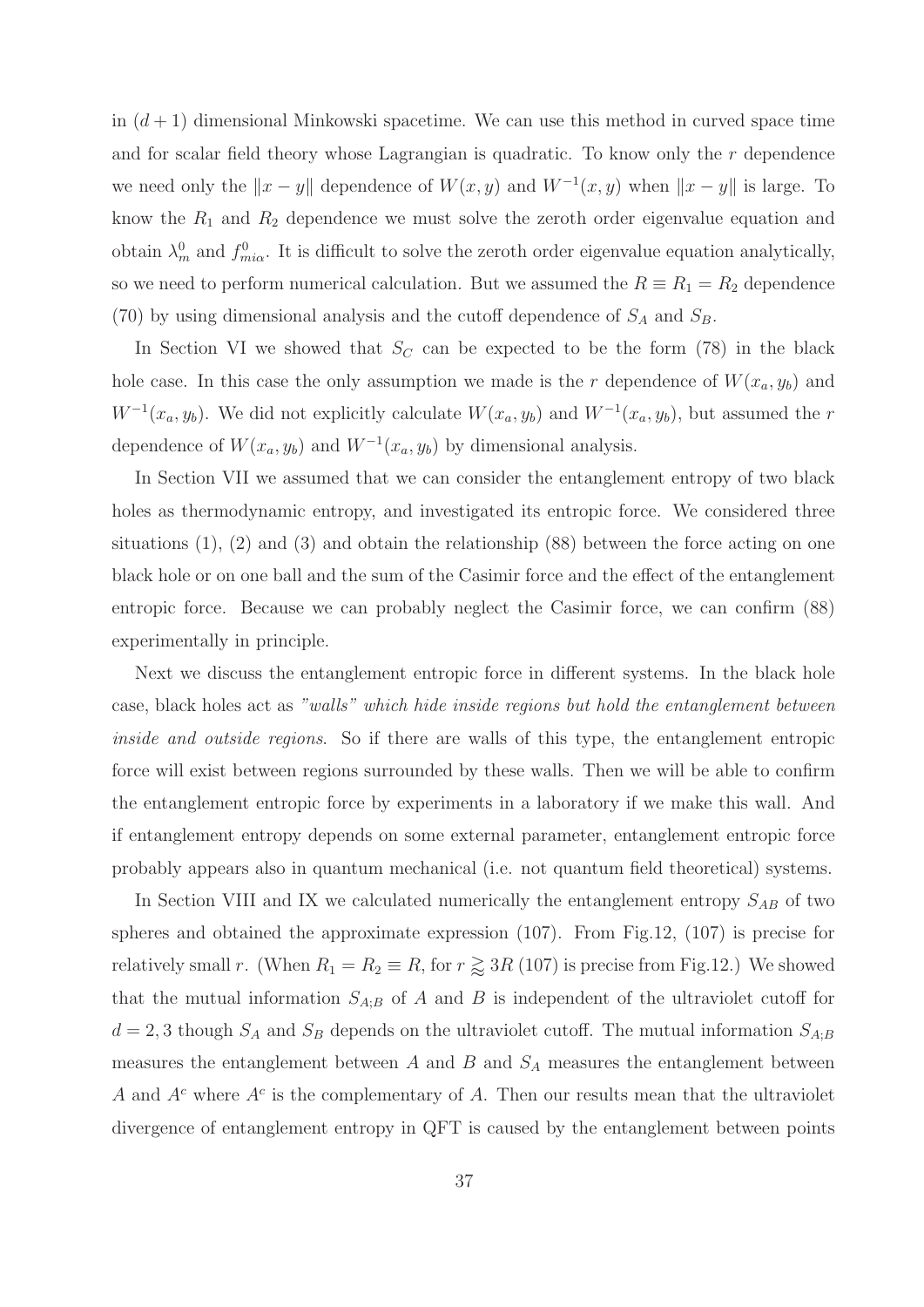in $(d+1)$ dimensional Minkowski spacetime. We can use this method in curved space time and for scalar field theory whose Lagrangian is quadratic. To know only the $r$ dependence we need only the $\|x-y\|$ dependence of $W(x,y)$ and $W^{-1}(x,y)$ when $\|x-y\|$ is large. To know the $R_1$ and $R_2$ dependence we must solve the zeroth order eigenvalue equation and obtain $\lambda_m^0$ and $f_{mi\alpha}^0$. It is difficult to solve the zeroth order eigenvalue equation analytically, so we need to perform numerical calculation. But we assumed the $R \equiv R_1 = R_2$ dependence (70) by using dimensional analysis and the cutoff dependence of $S_A$ and $S_B$.

In Section VI we showed that $S_C$ can be expected to be the form (78) in the black hole case. In this case the only assumption we made is the $r$ dependence of $W(x_a, y_b)$ and $W^{-1}(x_a, y_b)$. We did not explicitly calculate $W(x_a, y_b)$ and $W^{-1}(x_a, y_b)$, but assumed the $r$ dependence of $W(x_a, y_b)$ and $W^{-1}(x_a, y_b)$ by dimensional analysis.

In Section VII we assumed that we can consider the entanglement entropy of two black holes as thermodynamic entropy, and investigated its entropic force. We considered three situations (1), (2) and (3) and obtain the relationship (88) between the force acting on one black hole or on one ball and the sum of the Casimir force and the effect of the entanglement entropic force. Because we can probably neglect the Casimir force, we can confirm (88) experimentally in principle.

Next we discuss the entanglement entropic force in different systems. In the black hole case, black holes act as *"walls" which hide inside regions but hold the entanglement between inside and outside regions*. So if there are walls of this type, the entanglement entropic force will exist between regions surrounded by these walls. Then we will be able to confirm the entanglement entropic force by experiments in a laboratory if we make this wall. And if entanglement entropy depends on some external parameter, entanglement entropic force probably appears also in quantum mechanical (i.e. not quantum field theoretical) systems.

In Section VIII and IX we calculated numerically the entanglement entropy $S_{AB}$ of two spheres and obtained the approximate expression (107). From Fig.12, (107) is precise for relatively small $r$. (When $R_1 = R_2 \equiv R$, for $r \gtrsim 3R$ (107) is precise from Fig.12.) We showed that the mutual information $S_{A;B}$ of $A$ and $B$ is independent of the ultraviolet cutoff for $d = 2, 3$ though $S_A$ and $S_B$ depends on the ultraviolet cutoff. The mutual information $S_{A;B}$ measures the entanglement between $A$ and $B$ and $S_A$ measures the entanglement between $A$ and $A^c$ where $A^c$ is the complementary of $A$. Then our results mean that the ultraviolet divergence of entanglement entropy in QFT is caused by the entanglement between points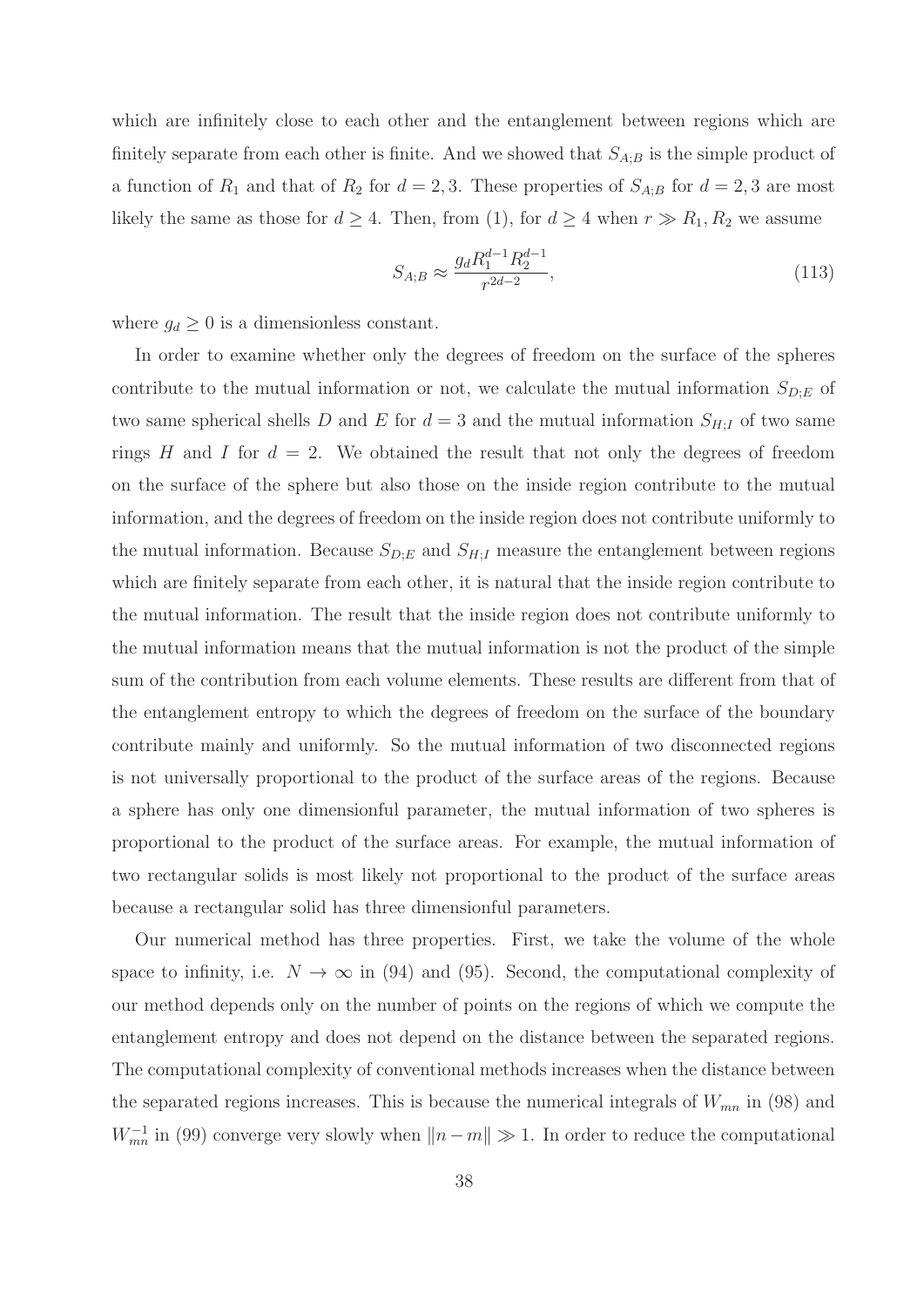which are infinitely close to each other and the entanglement between regions which are finitely separate from each other is finite. And we showed that $S_{A;B}$ is the simple product of a function of $R_1$ and that of $R_2$ for $d = 2, 3$. These properties of $S_{A;B}$ for $d = 2, 3$ are most likely the same as those for $d \geq 4$. Then, from (1), for $d \geq 4$ when $r \gg R_1, R_2$ we assume

$$S_{A;B} \approx \frac{g_d R_1^{d-1} R_2^{d-1}}{r^{2d-2}}, \tag{113}$$

where $g_d \geq 0$ is a dimensionless constant.

In order to examine whether only the degrees of freedom on the surface of the spheres contribute to the mutual information or not, we calculate the mutual information $S_{D;E}$ of two same spherical shells $D$ and $E$ for $d = 3$ and the mutual information $S_{H;I}$ of two same rings $H$ and $I$ for $d = 2$. We obtained the result that not only the degrees of freedom on the surface of the sphere but also those on the inside region contribute to the mutual information, and the degrees of freedom on the inside region does not contribute uniformly to the mutual information. Because $S_{D;E}$ and $S_{H;I}$ measure the entanglement between regions which are finitely separate from each other, it is natural that the inside region contribute to the mutual information. The result that the inside region does not contribute uniformly to the mutual information means that the mutual information is not the product of the simple sum of the contribution from each volume elements. These results are different from that of the entanglement entropy to which the degrees of freedom on the surface of the boundary contribute mainly and uniformly. So the mutual information of two disconnected regions is not universally proportional to the product of the surface areas of the regions. Because a sphere has only one dimensionful parameter, the mutual information of two spheres is proportional to the product of the surface areas. For example, the mutual information of two rectangular solids is most likely not proportional to the product of the surface areas because a rectangular solid has three dimensionful parameters.

Our numerical method has three properties. First, we take the volume of the whole space to infinity, i.e. $N \to \infty$ in (94) and (95). Second, the computational complexity of our method depends only on the number of points on the regions of which we compute the entanglement entropy and does not depend on the distance between the separated regions. The computational complexity of conventional methods increases when the distance between the separated regions increases. This is because the numerical integrals of $W_{mn}$ in (98) and $W_{mn}^{-1}$ in (99) converge very slowly when $\|n - m\| \gg 1$. In order to reduce the computational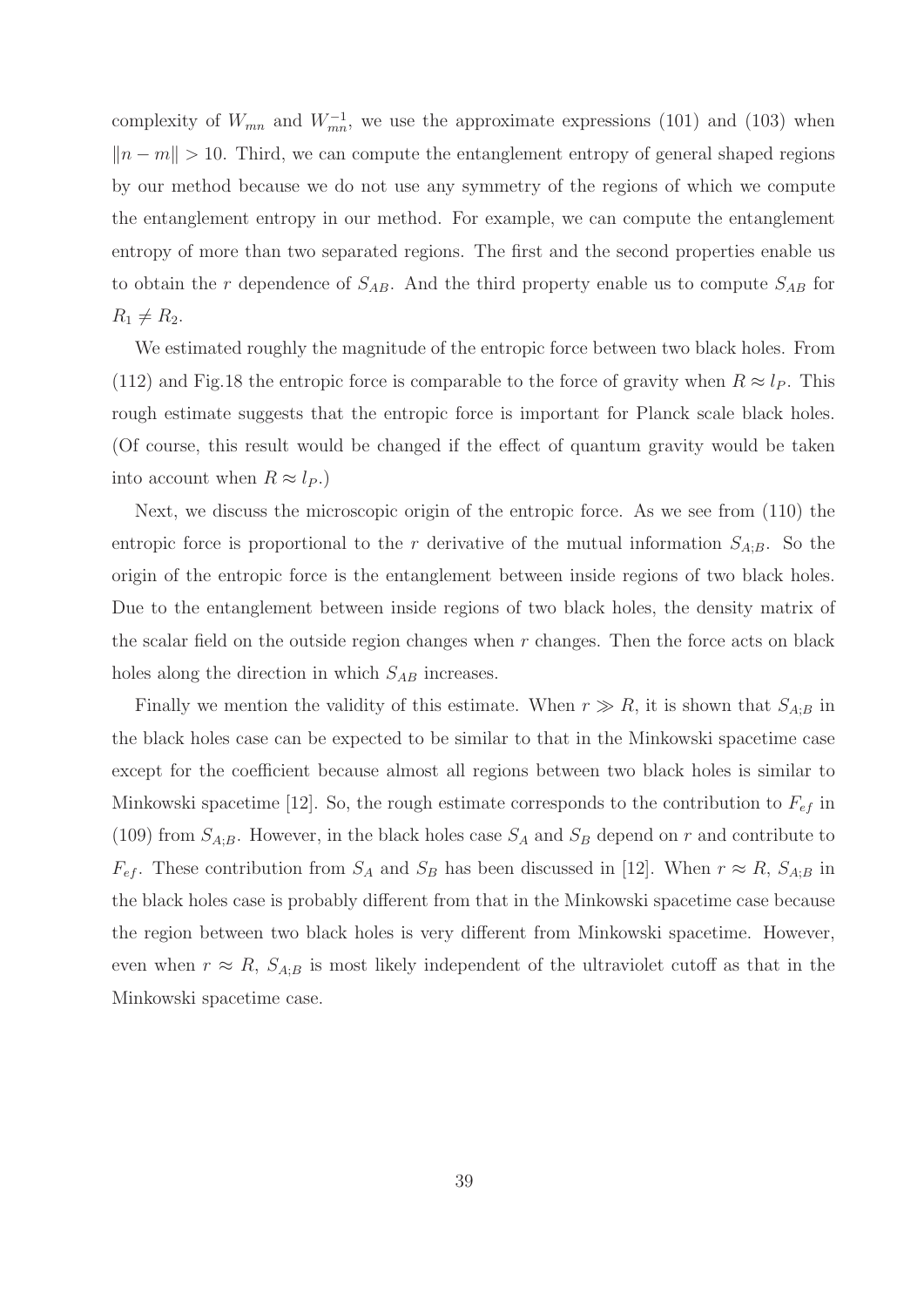complexity of $W_{mn}$ and $W_{mn}^{-1}$, we use the approximate expressions (101) and (103) when $\|n - m\| > 10$. Third, we can compute the entanglement entropy of general shaped regions by our method because we do not use any symmetry of the regions of which we compute the entanglement entropy in our method. For example, we can compute the entanglement entropy of more than two separated regions. The first and the second properties enable us to obtain the $r$ dependence of $S_{AB}$. And the third property enable us to compute $S_{AB}$ for $R_1 \neq R_2$.

We estimated roughly the magnitude of the entropic force between two black holes. From (112) and Fig.18 the entropic force is comparable to the force of gravity when $R \approx l_P$. This rough estimate suggests that the entropic force is important for Planck scale black holes. (Of course, this result would be changed if the effect of quantum gravity would be taken into account when $R \approx l_P$.)

Next, we discuss the microscopic origin of the entropic force. As we see from (110) the entropic force is proportional to the $r$ derivative of the mutual information $S_{A;B}$. So the origin of the entropic force is the entanglement between inside regions of two black holes. Due to the entanglement between inside regions of two black holes, the density matrix of the scalar field on the outside region changes when $r$ changes. Then the force acts on black holes along the direction in which $S_{AB}$ increases.

Finally we mention the validity of this estimate. When $r \gg R$, it is shown that $S_{A;B}$ in the black holes case can be expected to be similar to that in the Minkowski spacetime case except for the coefficient because almost all regions between two black holes is similar to Minkowski spacetime [12]. So, the rough estimate corresponds to the contribution to $F_{ef}$ in (109) from $S_{A;B}$. However, in the black holes case $S_A$ and $S_B$ depend on $r$ and contribute to $F_{ef}$. These contribution from $S_A$ and $S_B$ has been discussed in [12]. When $r \approx R$, $S_{A;B}$ in the black holes case is probably different from that in the Minkowski spacetime case because the region between two black holes is very different from Minkowski spacetime. However, even when $r \approx R$, $S_{A;B}$ is most likely independent of the ultraviolet cutoff as that in the Minkowski spacetime case.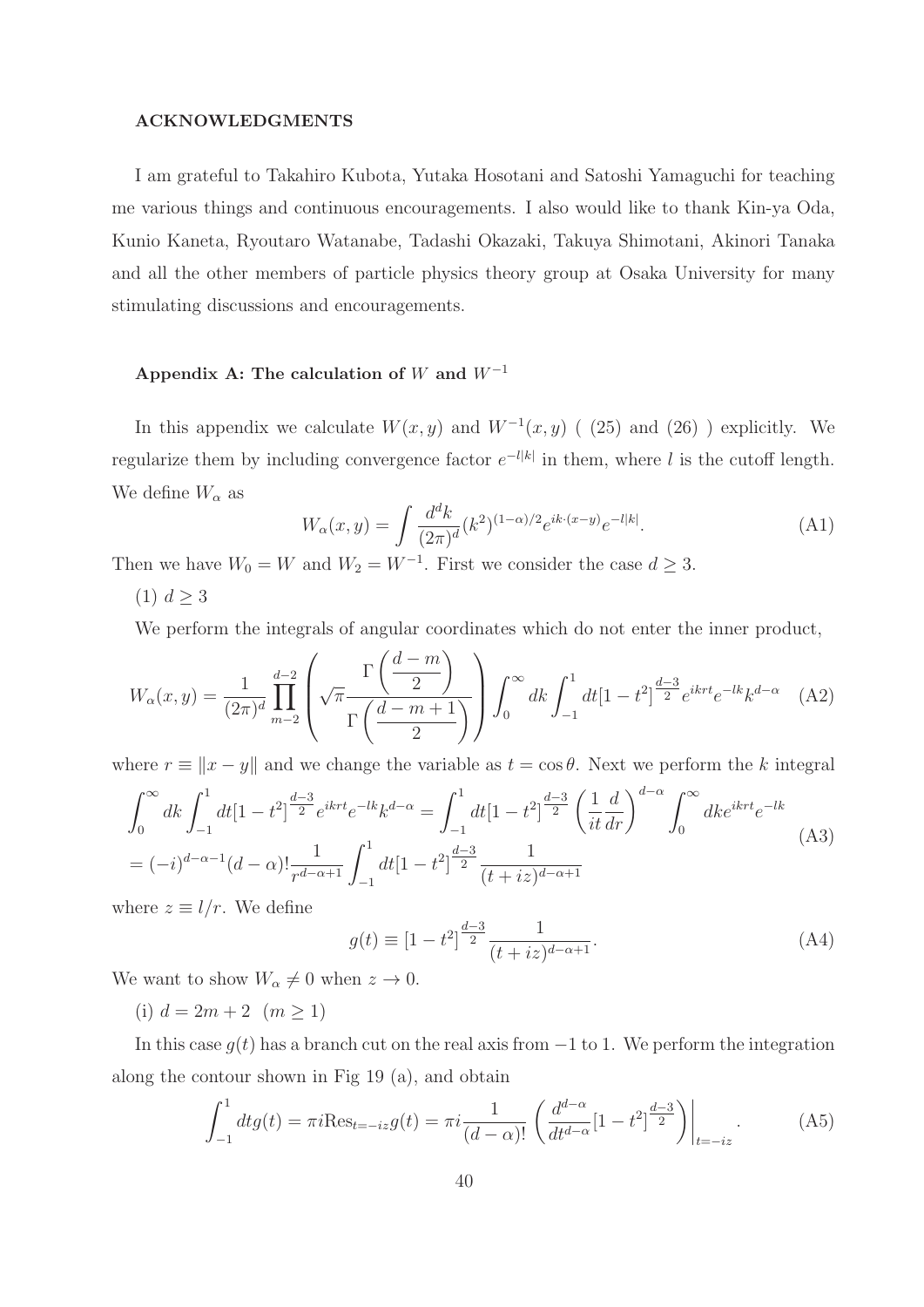## ACKNOWLEDGMENTS

I am grateful to Takahiro Kubota, Yutaka Hosotani and Satoshi Yamaguchi for teaching me various things and continuous encouragements. I also would like to thank Kin-ya Oda, Kunio Kaneta, Ryoutaro Watanabe, Tadashi Okazaki, Takuya Shimotani, Akinori Tanaka and all the other members of particle physics theory group at Osaka University for many stimulating discussions and encouragements.

## Appendix A: The calculation of $W$ and $W^{-1}$

In this appendix we calculate $W(x,y)$ and $W^{-1}(x,y)$ ( (25) and (26) ) explicitly. We regularize them by including convergence factor $e^{-l|k|}$ in them, where $l$ is the cutoff length. We define $W_\alpha$ as

$$W_\alpha(x,y) = \int \frac{d^dk}{(2\pi)^d}(k^2)^{(1-\alpha)/2}e^{ik\cdot(x-y)}e^{-l|k|}. \tag{A1}$$

Then we have $W_0 = W$ and $W_2 = W^{-1}$. First we consider the case $d \geq 3$.

(1) $d \geq 3$

We perform the integrals of angular coordinates which do not enter the inner product,

$$W_\alpha(x,y) = \frac{1}{(2\pi)^d}\prod_{m-2}^{d-2}\left(\sqrt{\pi}\frac{\Gamma\left(\dfrac{d-m}{2}\right)}{\Gamma\left(\dfrac{d-m+1}{2}\right)}\right)\int_0^\infty dk\int_{-1}^{1}dt[1-t^2]^{\frac{d-3}{2}}e^{ikrt}e^{-lk}k^{d-\alpha} \tag{A2}$$

where $r \equiv \|x-y\|$ and we change the variable as $t = \cos\theta$. Next we perform the $k$ integral

$$\begin{aligned}
&\int_0^\infty dk\int_{-1}^{1}dt[1-t^2]^{\frac{d-3}{2}}e^{ikrt}e^{-lk}k^{d-\alpha} = \int_{-1}^{1}dt[1-t^2]^{\frac{d-3}{2}}\left(\frac{1}{it}\frac{d}{dr}\right)^{d-\alpha}\int_0^\infty dk e^{ikrt}e^{-lk} \\
&= (-i)^{d-\alpha-1}(d-\alpha)!\frac{1}{r^{d-\alpha+1}}\int_{-1}^{1}dt[1-t^2]^{\frac{d-3}{2}}\frac{1}{(t+iz)^{d-\alpha+1}}
\end{aligned} \tag{A3}$$

where $z \equiv l/r$. We define

$$g(t) \equiv [1-t^2]^{\frac{d-3}{2}}\frac{1}{(t+iz)^{d-\alpha+1}}. \tag{A4}$$

We want to show $W_\alpha \neq 0$ when $z \to 0$.

(i) $d = 2m+2 \ \ (m \geq 1)$

In this case $g(t)$ has a branch cut on the real axis from $-1$ to 1. We perform the integration along the contour shown in Fig 19 (a), and obtain

$$\int_{-1}^{1}dt g(t) = \pi i \mathrm{Res}_{t=-iz}g(t) = \pi i\frac{1}{(d-\alpha)!}\left(\frac{d^{d-\alpha}}{dt^{d-\alpha}}[1-t^2]^{\frac{d-3}{2}}\right)\bigg|_{t=-iz}. \tag{A5}$$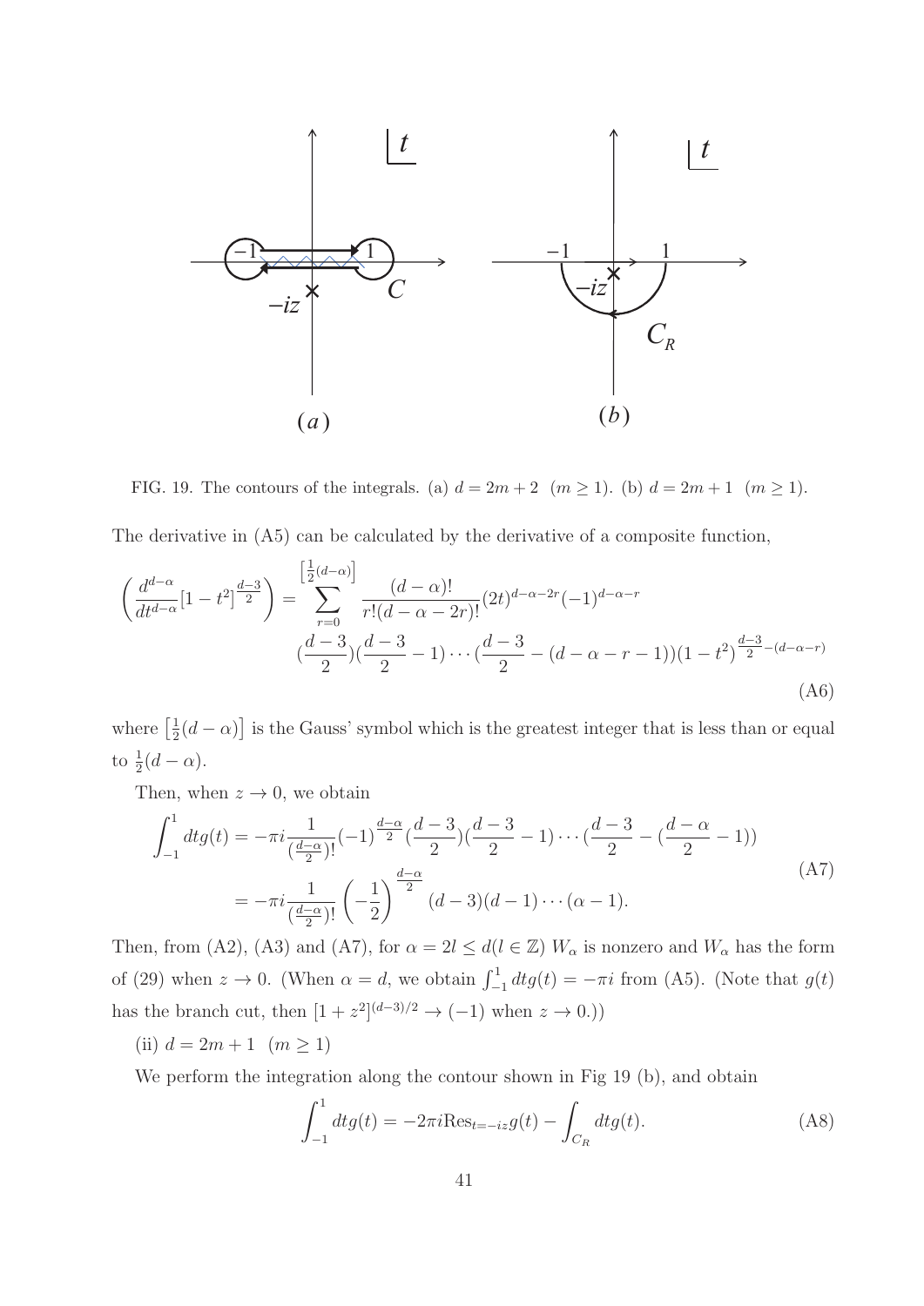FIG. 19. The contours of the integrals. (a) $d = 2m + 2\ \ (m \geq 1)$. (b) $d = 2m + 1\ \ (m \geq 1)$.

The derivative in (A5) can be calculated by the derivative of a composite function,

$$
\left(\frac{d^{d-\alpha}}{dt^{d-\alpha}}[1-t^2]^{\frac{d-3}{2}}\right) = \sum_{r=0}^{\left[\frac{1}{2}(d-\alpha)\right]} \frac{(d-\alpha)!}{r!(d-\alpha-2r)!}(2t)^{d-\alpha-2r}(-1)^{d-\alpha-r}
$$
$$
(\frac{d-3}{2})(\frac{d-3}{2}-1)\cdots(\frac{d-3}{2}-(d-\alpha-r-1))(1-t^2)^{\frac{d-3}{2}-(d-\alpha-r)} \tag{A6}
$$

where $\left[\frac{1}{2}(d-\alpha)\right]$ is the Gauss' symbol which is the greatest integer that is less than or equal to $\frac{1}{2}(d-\alpha)$.

Then, when $z \to 0$, we obtain

$$
\begin{aligned}
\int_{-1}^{1} dt g(t) &= -\pi i \frac{1}{(\frac{d-\alpha}{2})!}(-1)^{\frac{d-\alpha}{2}}(\frac{d-3}{2})(\frac{d-3}{2}-1)\cdots(\frac{d-3}{2}-(\frac{d-\alpha}{2}-1)) \\
&= -\pi i \frac{1}{(\frac{d-\alpha}{2})!}\left(-\frac{1}{2}\right)^{\frac{d-\alpha}{2}}(d-3)(d-1)\cdots(\alpha-1).
\end{aligned} \tag{A7}
$$

Then, from (A2), (A3) and (A7), for $\alpha = 2l \leq d (l \in \mathbb{Z})$ $W_\alpha$ is nonzero and $W_\alpha$ has the form of (29) when $z \to 0$. (When $\alpha = d$, we obtain $\int_{-1}^{1} dt g(t) = -\pi i$ from (A5). (Note that $g(t)$ has the branch cut, then $[1+z^2]^{(d-3)/2} \to (-1)$ when $z \to 0$.))

(ii) $d = 2m + 1\ \ (m \geq 1)$

We perform the integration along the contour shown in Fig 19 (b), and obtain

$$
\int_{-1}^{1} dt g(t) = -2\pi i \mathrm{Res}_{t=-iz} g(t) - \int_{C_R} dt g(t). \tag{A8}
$$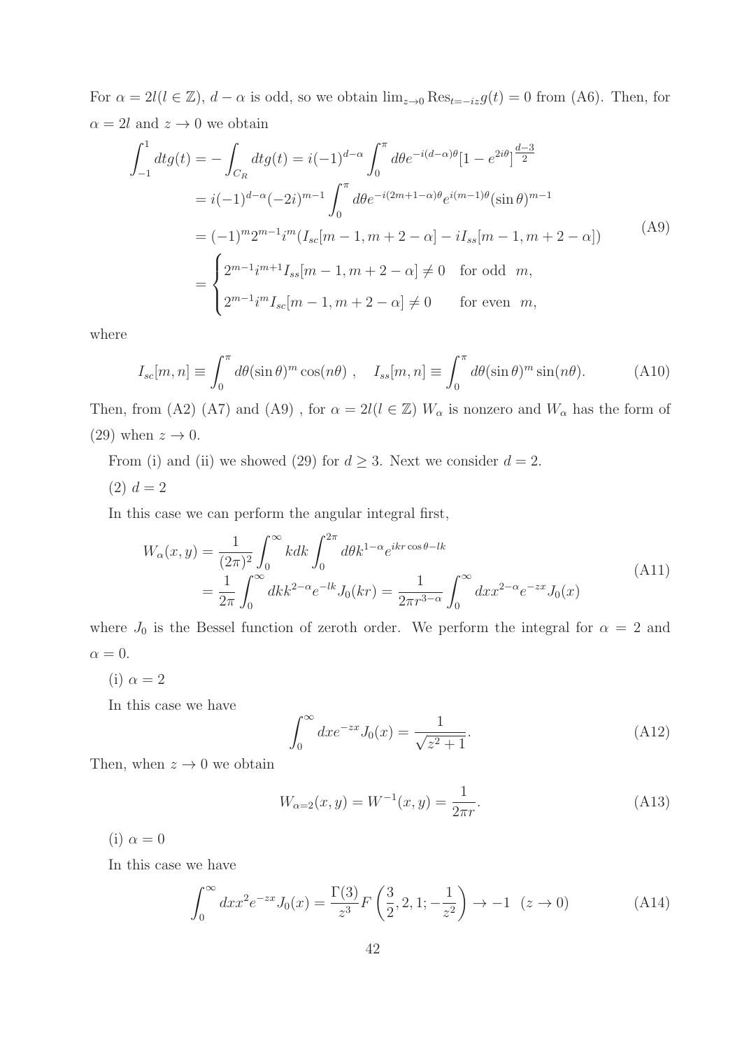For $\alpha = 2l (l \in \mathbb{Z})$, $d - \alpha$ is odd, so we obtain $\lim_{z\to 0} \mathrm{Res}_{t=-iz} g(t) = 0$ from (A6). Then, for $\alpha = 2l$ and $z \to 0$ we obtain

$$
\begin{aligned}
\int_{-1}^{1} dt g(t) &= -\int_{C_R} dt g(t) = i(-1)^{d-\alpha} \int_0^{\pi} d\theta e^{-i(d-\alpha)\theta} [1 - e^{2i\theta}]^{\frac{d-3}{2}} \\
&= i(-1)^{d-\alpha} (-2i)^{m-1} \int_0^{\pi} d\theta e^{-i(2m+1-\alpha)\theta} e^{i(m-1)\theta} (\sin\theta)^{m-1} \\
&= (-1)^m 2^{m-1} i^m (I_{sc}[m-1, m+2-\alpha] - i I_{ss}[m-1, m+2-\alpha]) \\
&= \begin{cases} 2^{m-1} i^{m+1} I_{ss}[m-1, m+2-\alpha] \neq 0 & \text{for odd } \ m, \\ 2^{m-1} i^m I_{sc}[m-1, m+2-\alpha] \neq 0 & \text{for even } \ m, \end{cases}
\end{aligned}
\tag{A9}
$$

where

$$
I_{sc}[m,n] \equiv \int_0^{\pi} d\theta (\sin\theta)^m \cos(n\theta) \ , \quad I_{ss}[m,n] \equiv \int_0^{\pi} d\theta (\sin\theta)^m \sin(n\theta). \tag{A10}
$$

Then, from (A2) (A7) and (A9) , for $\alpha = 2l (l \in \mathbb{Z})$ $W_\alpha$ is nonzero and $W_\alpha$ has the form of (29) when $z \to 0$.

From (i) and (ii) we showed (29) for $d \geq 3$. Next we consider $d = 2$.

(2) $d = 2$

In this case we can perform the angular integral first,

$$
\begin{aligned}
W_\alpha(x,y) &= \frac{1}{(2\pi)^2} \int_0^{\infty} k dk \int_0^{2\pi} d\theta k^{1-\alpha} e^{ikr\cos\theta - lk} \\
&= \frac{1}{2\pi} \int_0^{\infty} dk k^{2-\alpha} e^{-lk} J_0(kr) = \frac{1}{2\pi r^{3-\alpha}} \int_0^{\infty} dx x^{2-\alpha} e^{-zx} J_0(x)
\end{aligned}
\tag{A11}
$$

where $J_0$ is the Bessel function of zeroth order. We perform the integral for $\alpha = 2$ and $\alpha = 0$.

(i) $\alpha = 2$

In this case we have

$$
\int_0^{\infty} dx e^{-zx} J_0(x) = \frac{1}{\sqrt{z^2 + 1}}. \tag{A12}
$$

Then, when $z \to 0$ we obtain

$$
W_{\alpha=2}(x,y) = W^{-1}(x,y) = \frac{1}{2\pi r}. \tag{A13}
$$

(i) $\alpha = 0$

In this case we have

$$
\int_0^{\infty} dx x^2 e^{-zx} J_0(x) = \frac{\Gamma(3)}{z^3} F\left(\frac{3}{2}, 2, 1; -\frac{1}{z^2}\right) \to -1 \ \ (z \to 0) \tag{A14}
$$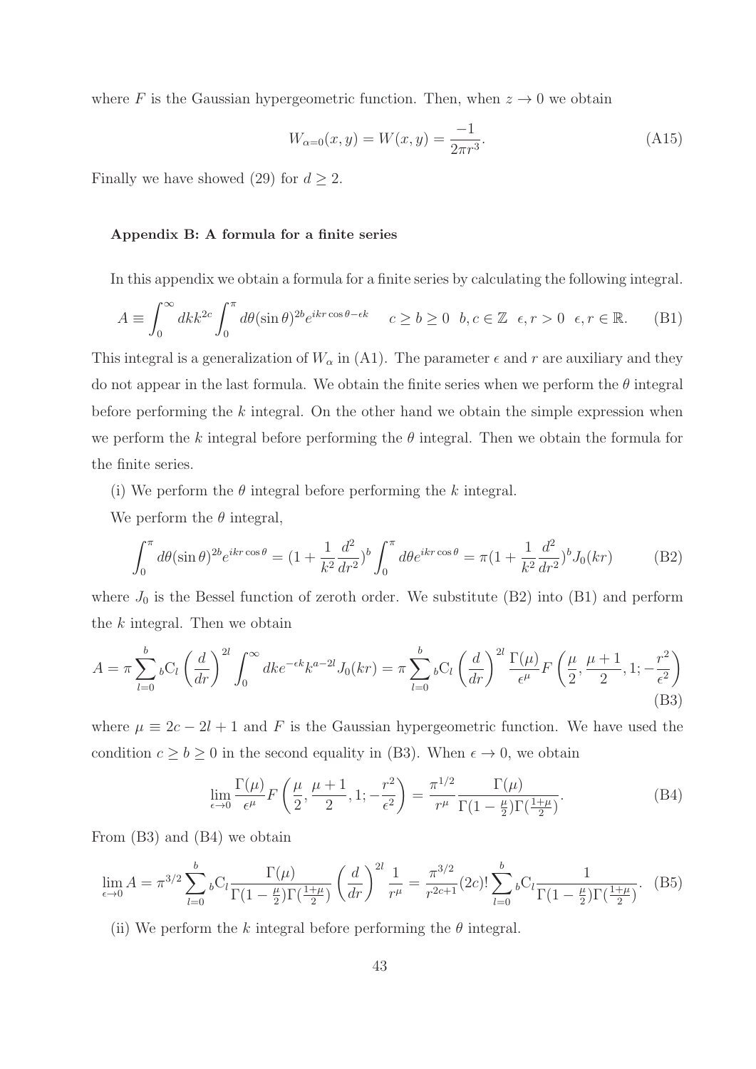where $F$ is the Gaussian hypergeometric function. Then, when $z \to 0$ we obtain

$$W_{\alpha=0}(x,y) = W(x,y) = \frac{-1}{2\pi r^3}. \tag{A15}$$

Finally we have showed (29) for $d \geq 2$.

#### Appendix B: A formula for a finite series

In this appendix we obtain a formula for a finite series by calculating the following integral.

$$A \equiv \int_0^\infty dk k^{2c} \int_0^\pi d\theta (\sin\theta)^{2b} e^{ikr\cos\theta - \epsilon k} \quad c \geq b \geq 0 \;\; b, c \in \mathbb{Z} \;\; \epsilon, r > 0 \;\; \epsilon, r \in \mathbb{R}. \tag{B1}$$

This integral is a generalization of $W_\alpha$ in (A1). The parameter $\epsilon$ and $r$ are auxiliary and they do not appear in the last formula. We obtain the finite series when we perform the $\theta$ integral before performing the $k$ integral. On the other hand we obtain the simple expression when we perform the $k$ integral before performing the $\theta$ integral. Then we obtain the formula for the finite series.

(i) We perform the $\theta$ integral before performing the $k$ integral.

We perform the $\theta$ integral,

$$\int_0^\pi d\theta (\sin\theta)^{2b} e^{ikr\cos\theta} = (1 + \frac{1}{k^2}\frac{d^2}{dr^2})^b \int_0^\pi d\theta e^{ikr\cos\theta} = \pi (1 + \frac{1}{k^2}\frac{d^2}{dr^2})^b J_0(kr) \tag{B2}$$

where $J_0$ is the Bessel function of zeroth order. We substitute (B2) into (B1) and perform the $k$ integral. Then we obtain

$$A = \pi \sum_{l=0}^{b} {}_b\mathrm{C}_l \left(\frac{d}{dr}\right)^{2l} \int_0^\infty dk e^{-\epsilon k} k^{a-2l} J_0(kr) = \pi \sum_{l=0}^{b} {}_b\mathrm{C}_l \left(\frac{d}{dr}\right)^{2l} \frac{\Gamma(\mu)}{\epsilon^\mu} F\left(\frac{\mu}{2}, \frac{\mu+1}{2}, 1; -\frac{r^2}{\epsilon^2}\right) \tag{B3}$$

where $\mu \equiv 2c - 2l + 1$ and $F$ is the Gaussian hypergeometric function. We have used the condition $c \geq b \geq 0$ in the second equality in (B3). When $\epsilon \to 0$, we obtain

$$\lim_{\epsilon \to 0} \frac{\Gamma(\mu)}{\epsilon^\mu} F\left(\frac{\mu}{2}, \frac{\mu+1}{2}, 1; -\frac{r^2}{\epsilon^2}\right) = \frac{\pi^{1/2}}{r^\mu} \frac{\Gamma(\mu)}{\Gamma(1-\frac{\mu}{2})\Gamma(\frac{1+\mu}{2})}. \tag{B4}$$

From (B3) and (B4) we obtain

$$\lim_{\epsilon \to 0} A = \pi^{3/2} \sum_{l=0}^{b} {}_b\mathrm{C}_l \frac{\Gamma(\mu)}{\Gamma(1-\frac{\mu}{2})\Gamma(\frac{1+\mu}{2})} \left(\frac{d}{dr}\right)^{2l} \frac{1}{r^\mu} = \frac{\pi^{3/2}}{r^{2c+1}} (2c)! \sum_{l=0}^{b} {}_b\mathrm{C}_l \frac{1}{\Gamma(1-\frac{\mu}{2})\Gamma(\frac{1+\mu}{2})}. \tag{B5}$$

(ii) We perform the $k$ integral before performing the $\theta$ integral.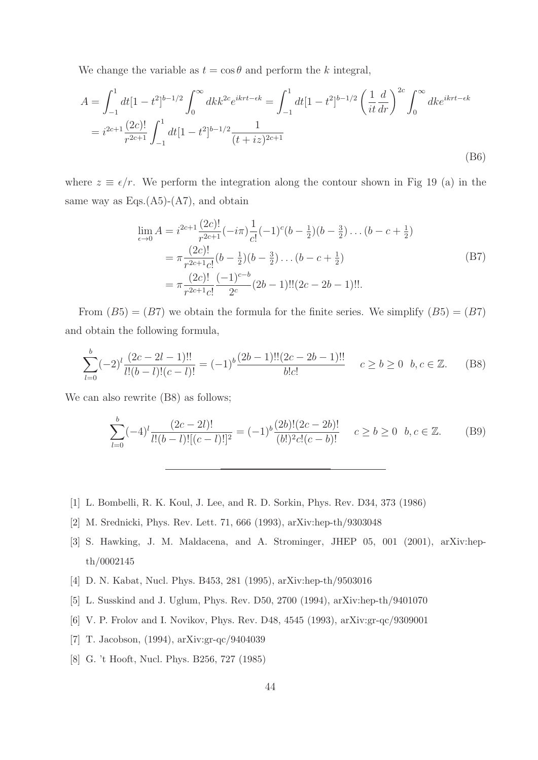We change the variable as $t = \cos\theta$ and perform the $k$ integral,

$$
\begin{aligned}
A &= \int_{-1}^{1} dt [1-t^2]^{b-1/2} \int_0^\infty dk k^{2c} e^{ikrt - \epsilon k} = \int_{-1}^{1} dt [1-t^2]^{b-1/2} \left(\frac{1}{it}\frac{d}{dr}\right)^{2c} \int_0^\infty dk e^{ikrt-\epsilon k} \\
&= i^{2c+1} \frac{(2c)!}{r^{2c+1}} \int_{-1}^{1} dt [1-t^2]^{b-1/2} \frac{1}{(t+iz)^{2c+1}}
\end{aligned}
\tag{B6}
$$

where $z \equiv \epsilon/r$. We perform the integration along the contour shown in Fig 19 (a) in the same way as Eqs.(A5)-(A7), and obtain

$$
\begin{aligned}
\lim_{\epsilon\to 0} A &= i^{2c+1} \frac{(2c)!}{r^{2c+1}} (-i\pi) \frac{1}{c!} (-1)^c (b-\tfrac{1}{2})(b-\tfrac{3}{2}) \ldots (b-c+\tfrac{1}{2}) \\
&= \pi \frac{(2c)!}{r^{2c+1} c!} (b-\tfrac{1}{2})(b-\tfrac{3}{2}) \ldots (b-c+\tfrac{1}{2}) \\
&= \pi \frac{(2c)!}{r^{2c+1} c!} \frac{(-1)^{c-b}}{2^c} (2b-1)!!(2c-2b-1)!!.
\end{aligned}
\tag{B7}
$$

From $(B5) = (B7)$ we obtain the formula for the finite series. We simplify $(B5) = (B7)$ and obtain the following formula,

$$
\sum_{l=0}^{b} (-2)^l \frac{(2c-2l-1)!!}{l!(b-l)!(c-l)!} = (-1)^b \frac{(2b-1)!!(2c-2b-1)!!}{b!c!} \quad c \geq b \geq 0 \;\; b, c \in \mathbb{Z}. \tag{B8}
$$

We can also rewrite (B8) as follows;

$$
\sum_{l=0}^{b} (-4)^l \frac{(2c-2l)!}{l!(b-l)![(c-l)!]^2} = (-1)^b \frac{(2b)!(2c-2b)!}{(b!)^2 c!(c-b)!} \quad c \geq b \geq 0 \;\; b, c \in \mathbb{Z}. \tag{B9}
$$

---

[1] L. Bombelli, R. K. Koul, J. Lee, and R. D. Sorkin, Phys. Rev. D34, 373 (1986)

[2] M. Srednicki, Phys. Rev. Lett. 71, 666 (1993), arXiv:hep-th/9303048

[3] S. Hawking, J. M. Maldacena, and A. Strominger, JHEP 05, 001 (2001), arXiv:hep-th/0002145

[4] D. N. Kabat, Nucl. Phys. B453, 281 (1995), arXiv:hep-th/9503016

[5] L. Susskind and J. Uglum, Phys. Rev. D50, 2700 (1994), arXiv:hep-th/9401070

[6] V. P. Frolov and I. Novikov, Phys. Rev. D48, 4545 (1993), arXiv:gr-qc/9309001

[7] T. Jacobson, (1994), arXiv:gr-qc/9404039

[8] G. 't Hooft, Nucl. Phys. B256, 727 (1985)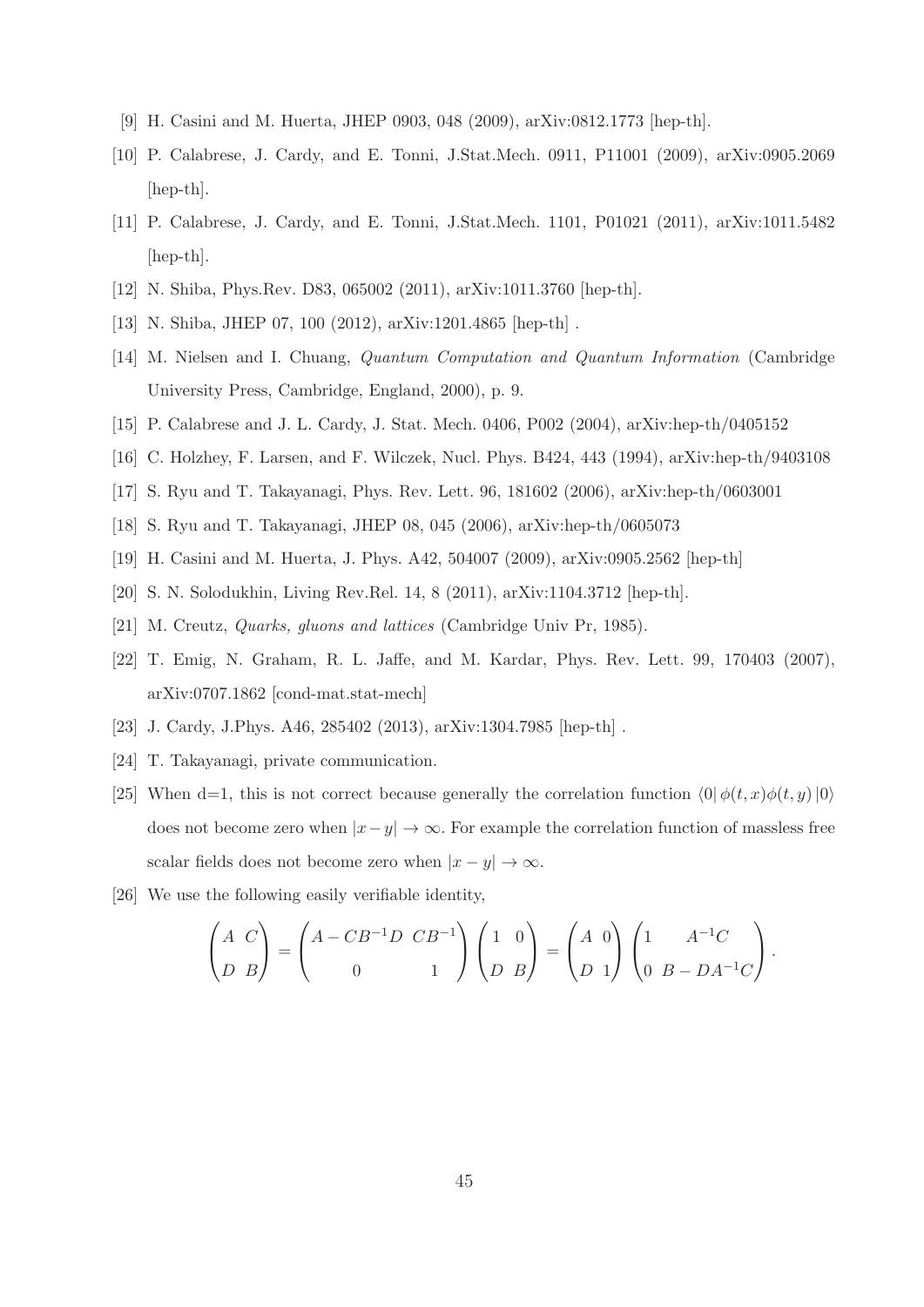[9] H. Casini and M. Huerta, JHEP 0903, 048 (2009), arXiv:0812.1773 [hep-th].

[10] P. Calabrese, J. Cardy, and E. Tonni, J.Stat.Mech. 0911, P11001 (2009), arXiv:0905.2069 [hep-th].

[11] P. Calabrese, J. Cardy, and E. Tonni, J.Stat.Mech. 1101, P01021 (2011), arXiv:1011.5482 [hep-th].

[12] N. Shiba, Phys.Rev. D83, 065002 (2011), arXiv:1011.3760 [hep-th].

[13] N. Shiba, JHEP 07, 100 (2012), arXiv:1201.4865 [hep-th] .

[14] M. Nielsen and I. Chuang, *Quantum Computation and Quantum Information* (Cambridge University Press, Cambridge, England, 2000), p. 9.

[15] P. Calabrese and J. L. Cardy, J. Stat. Mech. 0406, P002 (2004), arXiv:hep-th/0405152

[16] C. Holzhey, F. Larsen, and F. Wilczek, Nucl. Phys. B424, 443 (1994), arXiv:hep-th/9403108

[17] S. Ryu and T. Takayanagi, Phys. Rev. Lett. 96, 181602 (2006), arXiv:hep-th/0603001

[18] S. Ryu and T. Takayanagi, JHEP 08, 045 (2006), arXiv:hep-th/0605073

[19] H. Casini and M. Huerta, J. Phys. A42, 504007 (2009), arXiv:0905.2562 [hep-th]

[20] S. N. Solodukhin, Living Rev.Rel. 14, 8 (2011), arXiv:1104.3712 [hep-th].

[21] M. Creutz, *Quarks, gluons and lattices* (Cambridge Univ Pr, 1985).

[22] T. Emig, N. Graham, R. L. Jaffe, and M. Kardar, Phys. Rev. Lett. 99, 170403 (2007), arXiv:0707.1862 [cond-mat.stat-mech]

[23] J. Cardy, J.Phys. A46, 285402 (2013), arXiv:1304.7985 [hep-th] .

[24] T. Takayanagi, private communication.

[25] When d=1, this is not correct because generally the correlation function $\langle 0|\,\phi(t,x)\phi(t,y)\,|0\rangle$ does not become zero when $|x-y|\to\infty$. For example the correlation function of massless free scalar fields does not become zero when $|x-y|\to\infty$.

[26] We use the following easily verifiable identity,

$$\begin{pmatrix} A & C \\ D & B \end{pmatrix} = \begin{pmatrix} A - CB^{-1}D & CB^{-1} \\ 0 & 1 \end{pmatrix} \begin{pmatrix} 1 & 0 \\ D & B \end{pmatrix} = \begin{pmatrix} A & 0 \\ D & 1 \end{pmatrix} \begin{pmatrix} 1 & A^{-1}C \\ 0 & B - DA^{-1}C \end{pmatrix}.$$